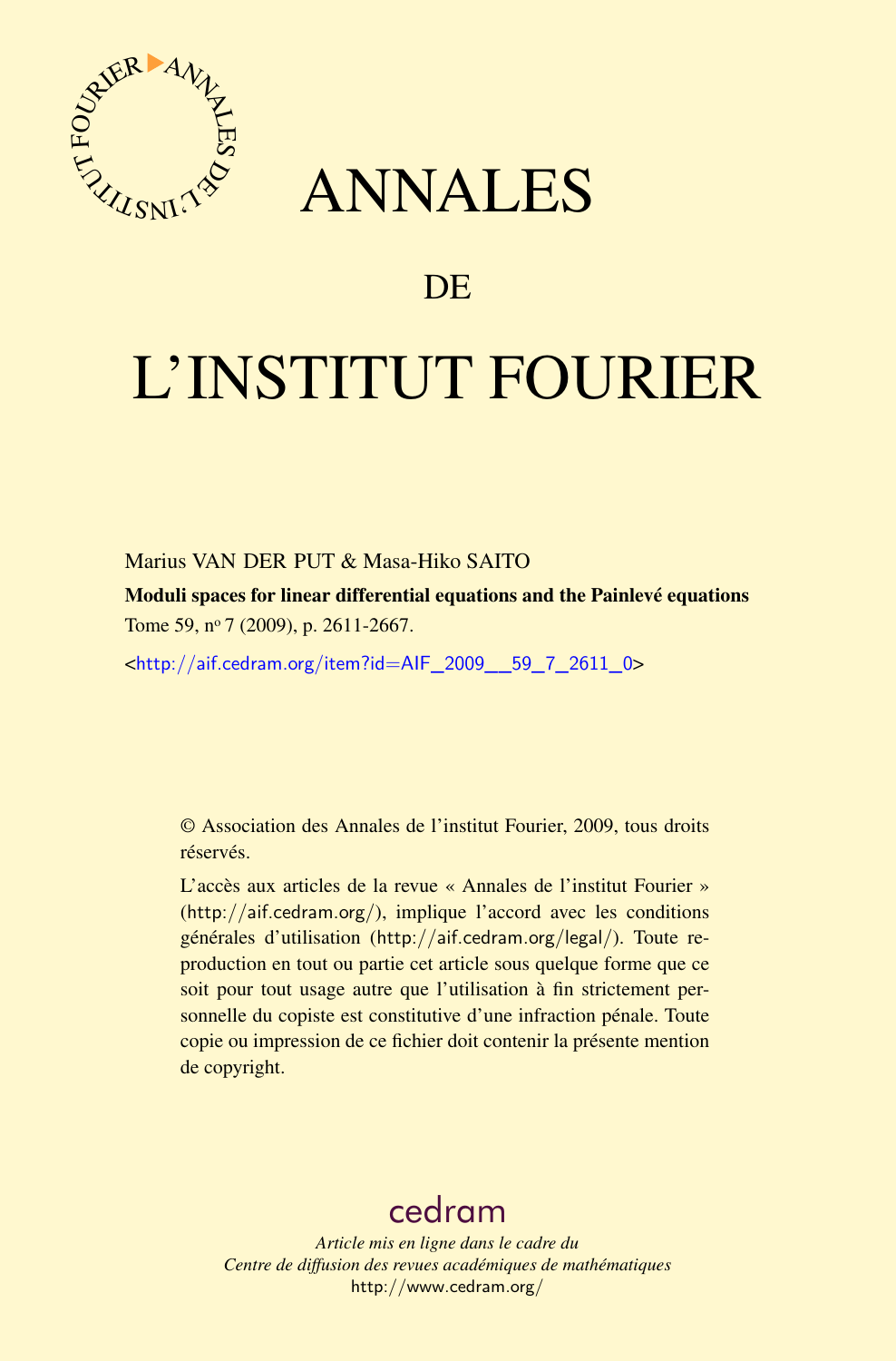# ANNALES

## DE

# L'INSTITUT FOURIER

Marius VAN DER PUT & Masa-Hiko SAITO

**Moduli spaces for linear differential equations and the Painlevé equations**

Tome 59, nº 7 (2009), p. 2611-2667.

<http://aif.cedram.org/item?id=AIF_2009__59_7_2611_0>

© Association des Annales de l'institut Fourier, 2009, tous droits réservés.

L'accès aux articles de la revue « Annales de l'institut Fourier » (http://aif.cedram.org/), implique l'accord avec les conditions générales d'utilisation (http://aif.cedram.org/legal/). Toute reproduction en tout ou partie cet article sous quelque forme que ce soit pour tout usage autre que l'utilisation à fin strictement personnelle du copiste est constitutive d'une infraction pénale. Toute copie ou impression de ce fichier doit contenir la présente mention de copyright.

cedram

*Article mis en ligne dans le cadre du*
*Centre de diffusion des revues académiques de mathématiques*
http://www.cedram.org/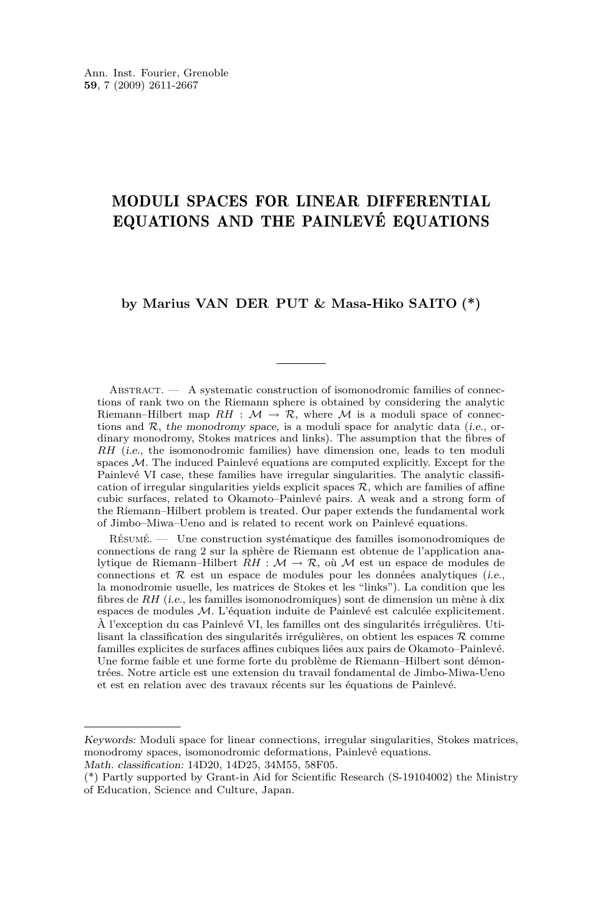Ann. Inst. Fourier, Grenoble
**59**, 7 (2009) 2611-2667

# MODULI SPACES FOR LINEAR DIFFERENTIAL EQUATIONS AND THE PAINLEVÉ EQUATIONS

**by Marius VAN DER PUT & Masa-Hiko SAITO (\*)**

---

Abstract. — A systematic construction of isomonodromic families of connections of rank two on the Riemann sphere is obtained by considering the analytic Riemann–Hilbert map $RH : \mathcal{M} \to \mathcal{R}$, where $\mathcal{M}$ is a moduli space of connections and $\mathcal{R}$, *the monodromy space*, is a moduli space for analytic data (*i.e.*, ordinary monodromy, Stokes matrices and links). The assumption that the fibres of $RH$ (*i.e.*, the isomonodromic families) have dimension one, leads to ten moduli spaces $\mathcal{M}$. The induced Painlevé equations are computed explicitly. Except for the Painlevé VI case, these families have irregular singularities. The analytic classification of irregular singularities yields explicit spaces $\mathcal{R}$, which are families of affine cubic surfaces, related to Okamoto–Painlevé pairs. A weak and a strong form of the Riemann–Hilbert problem is treated. Our paper extends the fundamental work of Jimbo–Miwa–Ueno and is related to recent work on Painlevé equations.

Résumé. — Une construction systématique des familles isomonodromiques de connections de rang 2 sur la sphère de Riemann est obtenue de l'application analytique de Riemann–Hilbert $RH : \mathcal{M} \to \mathcal{R}$, où $\mathcal{M}$ est un espace de modules de connections et $\mathcal{R}$ est un espace de modules pour les données analytiques (*i.e.*, la monodromie usuelle, les matrices de Stokes et les "links"). La condition que les fibres de $RH$ (*i.e.*, les familles isomonodromiques) sont de dimension un mène à dix espaces de modules $\mathcal{M}$. L'équation induite de Painlevé est calculée explicitement. À l'exception du cas Painlevé VI, les familles ont des singularités irrégulières. Utilisant la classification des singularités irrégulières, on obtient les espaces $\mathcal{R}$ comme familles explicites de surfaces affines cubiques liées aux pairs de Okamoto–Painlevé. Une forme faible et une forme forte du problème de Riemann–Hilbert sont démontrées. Notre article est une extension du travail fondamental de Jimbo-Miwa-Ueno et est en relation avec des travaux récents sur les équations de Painlevé.

---

*Keywords:* Moduli space for linear connections, irregular singularities, Stokes matrices, monodromy spaces, isomonodromic deformations, Painlevé equations.
*Math. classification:* 14D20, 14D25, 34M55, 58F05.
(\*) Partly supported by Grant-in Aid for Scientific Research (S-19104002) the Ministry of Education, Science and Culture, Japan.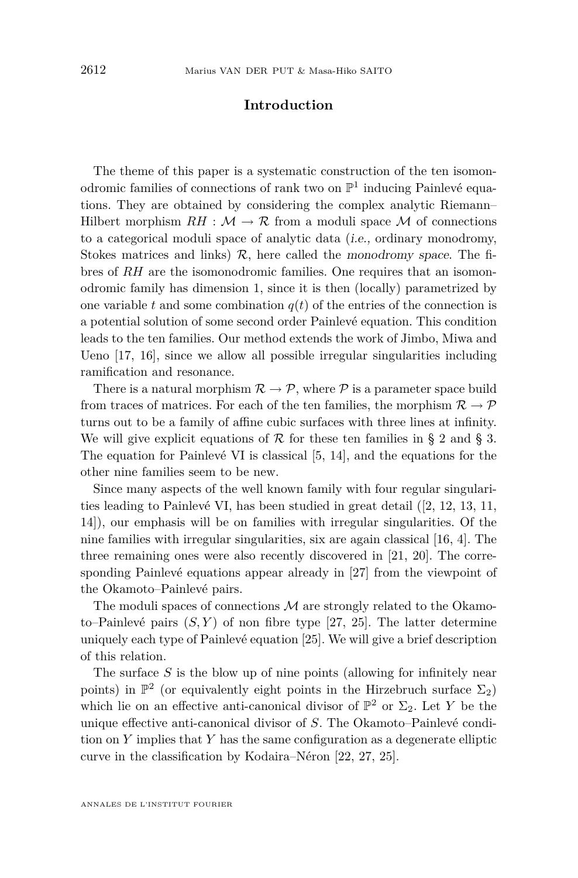## Introduction

The theme of this paper is a systematic construction of the ten isomonodromic families of connections of rank two on $\mathbb{P}^1$ inducing Painlevé equations. They are obtained by considering the complex analytic Riemann–Hilbert morphism $RH : \mathcal{M} \to \mathcal{R}$ from a moduli space $\mathcal{M}$ of connections to a categorical moduli space of analytic data (*i.e.,* ordinary monodromy, Stokes matrices and links) $\mathcal{R}$, here called the *monodromy space*. The fibres of $RH$ are the isomonodromic families. One requires that an isomonodromic family has dimension 1, since it is then (locally) parametrized by one variable $t$ and some combination $q(t)$ of the entries of the connection is a potential solution of some second order Painlevé equation. This condition leads to the ten families. Our method extends the work of Jimbo, Miwa and Ueno [17, 16], since we allow all possible irregular singularities including ramification and resonance.

There is a natural morphism $\mathcal{R} \to \mathcal{P}$, where $\mathcal{P}$ is a parameter space build from traces of matrices. For each of the ten families, the morphism $\mathcal{R} \to \mathcal{P}$ turns out to be a family of affine cubic surfaces with three lines at infinity. We will give explicit equations of $\mathcal{R}$ for these ten families in § 2 and § 3. The equation for Painlevé VI is classical [5, 14], and the equations for the other nine families seem to be new.

Since many aspects of the well known family with four regular singularities leading to Painlevé VI, has been studied in great detail ([2, 12, 13, 11, 14]), our emphasis will be on families with irregular singularities. Of the nine families with irregular singularities, six are again classical [16, 4]. The three remaining ones were also recently discovered in [21, 20]. The corresponding Painlevé equations appear already in [27] from the viewpoint of the Okamoto–Painlevé pairs.

The moduli spaces of connections $\mathcal{M}$ are strongly related to the Okamoto–Painlevé pairs $(S, Y)$ of non fibre type [27, 25]. The latter determine uniquely each type of Painlevé equation [25]. We will give a brief description of this relation.

The surface $S$ is the blow up of nine points (allowing for infinitely near points) in $\mathbb{P}^2$ (or equivalently eight points in the Hirzebruch surface $\Sigma_2$) which lie on an effective anti-canonical divisor of $\mathbb{P}^2$ or $\Sigma_2$. Let $Y$ be the unique effective anti-canonical divisor of $S$. The Okamoto–Painlevé condition on $Y$ implies that $Y$ has the same configuration as a degenerate elliptic curve in the classification by Kodaira–Néron [22, 27, 25].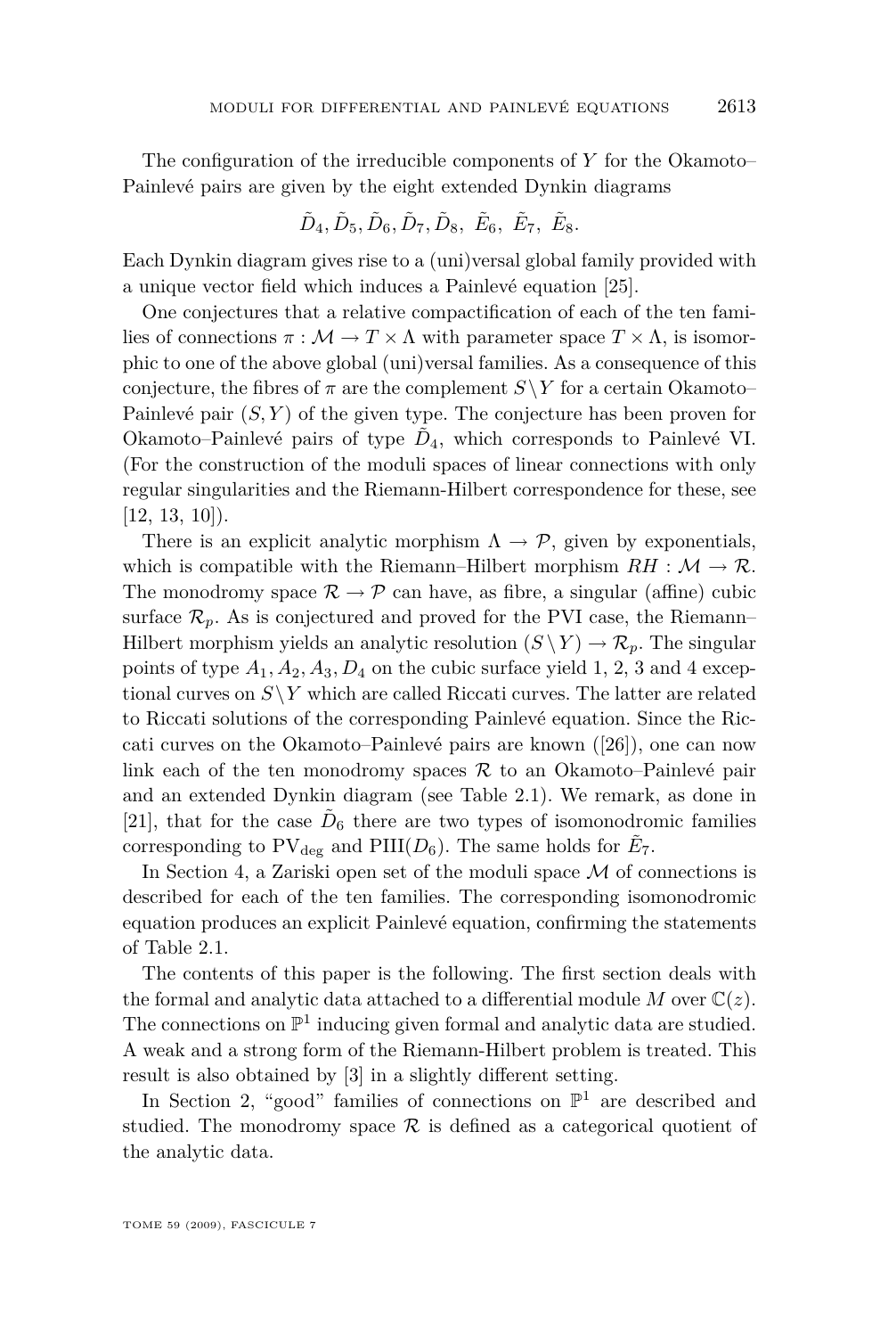The configuration of the irreducible components of $Y$ for the Okamoto–Painlevé pairs are given by the eight extended Dynkin diagrams

$$\tilde{D}_4, \tilde{D}_5, \tilde{D}_6, \tilde{D}_7, \tilde{D}_8,\ \tilde{E}_6,\ \tilde{E}_7,\ \tilde{E}_8.$$

Each Dynkin diagram gives rise to a (uni)versal global family provided with a unique vector field which induces a Painlevé equation [25].

One conjectures that a relative compactification of each of the ten families of connections $\pi : \mathcal{M} \to T \times \Lambda$ with parameter space $T \times \Lambda$, is isomorphic to one of the above global (uni)versal families. As a consequence of this conjecture, the fibres of $\pi$ are the complement $S \setminus Y$ for a certain Okamoto–Painlevé pair $(S, Y)$ of the given type. The conjecture has been proven for Okamoto–Painlevé pairs of type $\tilde{D}_4$, which corresponds to Painlevé VI. (For the construction of the moduli spaces of linear connections with only regular singularities and the Riemann-Hilbert correspondence for these, see [12, 13, 10]).

There is an explicit analytic morphism $\Lambda \to \mathcal{P}$, given by exponentials, which is compatible with the Riemann–Hilbert morphism $RH : \mathcal{M} \to \mathcal{R}$. The monodromy space $\mathcal{R} \to \mathcal{P}$ can have, as fibre, a singular (affine) cubic surface $\mathcal{R}_p$. As is conjectured and proved for the PVI case, the Riemann–Hilbert morphism yields an analytic resolution $(S \setminus Y) \to \mathcal{R}_p$. The singular points of type $A_1, A_2, A_3, D_4$ on the cubic surface yield 1, 2, 3 and 4 exceptional curves on $S \setminus Y$ which are called Riccati curves. The latter are related to Riccati solutions of the corresponding Painlevé equation. Since the Riccati curves on the Okamoto–Painlevé pairs are known ([26]), one can now link each of the ten monodromy spaces $\mathcal{R}$ to an Okamoto–Painlevé pair and an extended Dynkin diagram (see Table 2.1). We remark, as done in [21], that for the case $\tilde{D}_6$ there are two types of isomonodromic families corresponding to $\mathrm{PV}_{\mathrm{deg}}$ and $\mathrm{PIII}(D_6)$. The same holds for $\tilde{E}_7$.

In Section 4, a Zariski open set of the moduli space $\mathcal{M}$ of connections is described for each of the ten families. The corresponding isomonodromic equation produces an explicit Painlevé equation, confirming the statements of Table 2.1.

The contents of this paper is the following. The first section deals with the formal and analytic data attached to a differential module $M$ over $\mathbb{C}(z)$. The connections on $\mathbb{P}^1$ inducing given formal and analytic data are studied. A weak and a strong form of the Riemann-Hilbert problem is treated. This result is also obtained by [3] in a slightly different setting.

In Section 2, "good" families of connections on $\mathbb{P}^1$ are described and studied. The monodromy space $\mathcal{R}$ is defined as a categorical quotient of the analytic data.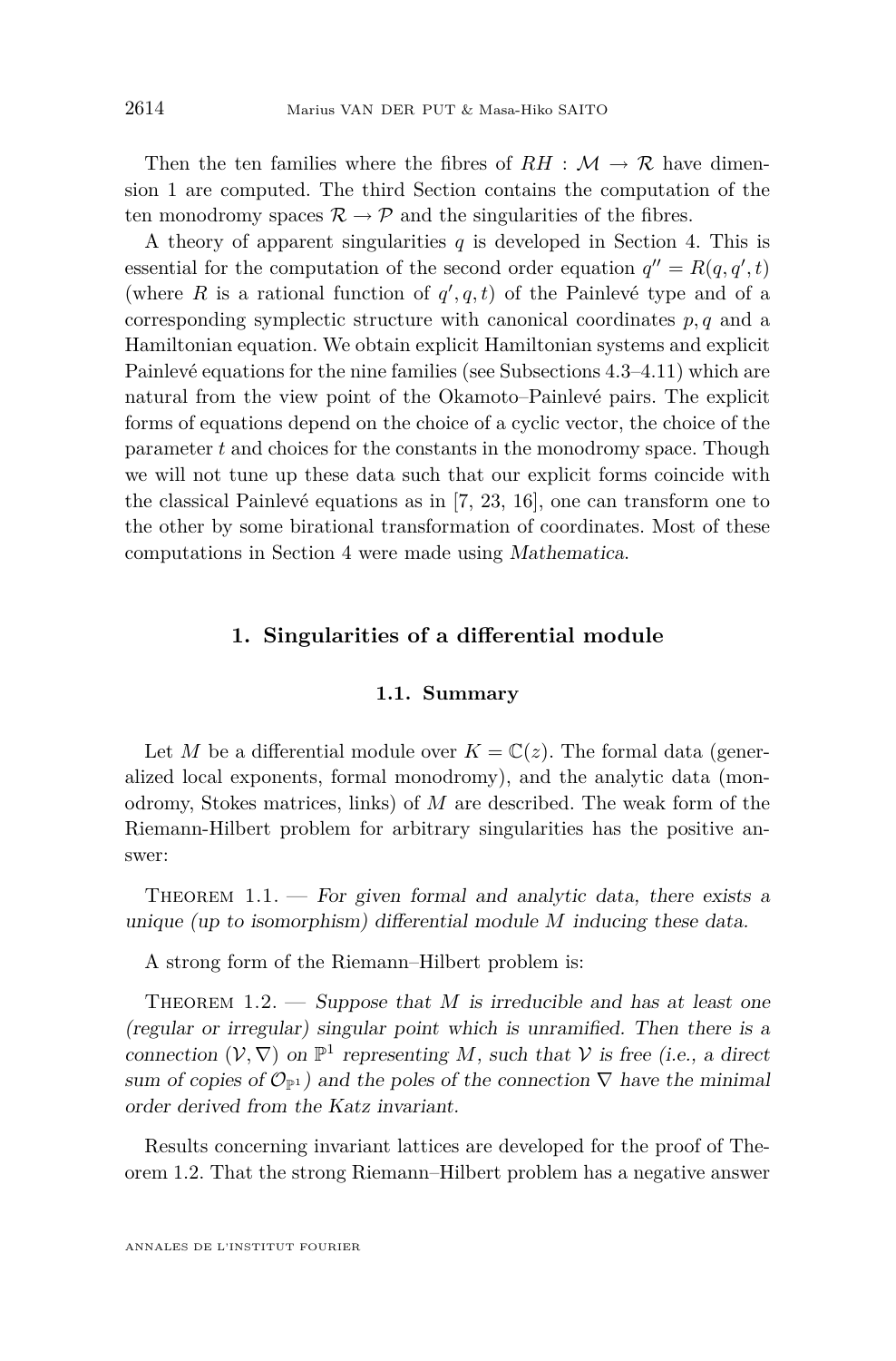Then the ten families where the fibres of $RH : \mathcal{M} \to \mathcal{R}$ have dimension 1 are computed. The third Section contains the computation of the ten monodromy spaces $\mathcal{R} \to \mathcal{P}$ and the singularities of the fibres.

A theory of apparent singularities $q$ is developed in Section 4. This is essential for the computation of the second order equation $q'' = R(q, q', t)$ (where $R$ is a rational function of $q', q, t$) of the Painlevé type and of a corresponding symplectic structure with canonical coordinates $p, q$ and a Hamiltonian equation. We obtain explicit Hamiltonian systems and explicit Painlevé equations for the nine families (see Subsections 4.3–4.11) which are natural from the view point of the Okamoto–Painlevé pairs. The explicit forms of equations depend on the choice of a cyclic vector, the choice of the parameter $t$ and choices for the constants in the monodromy space. Though we will not tune up these data such that our explicit forms coincide with the classical Painlevé equations as in [7, 23, 16], one can transform one to the other by some birational transformation of coordinates. Most of these computations in Section 4 were made using *Mathematica*.

## 1. Singularities of a differential module

### 1.1. Summary

Let $M$ be a differential module over $K = \mathbb{C}(z)$. The formal data (generalized local exponents, formal monodromy), and the analytic data (monodromy, Stokes matrices, links) of $M$ are described. The weak form of the Riemann-Hilbert problem for arbitrary singularities has the positive answer:

Theorem 1.1. — *For given formal and analytic data, there exists a unique (up to isomorphism) differential module $M$ inducing these data.*

A strong form of the Riemann–Hilbert problem is:

Theorem 1.2. — *Suppose that $M$ is irreducible and has at least one (regular or irregular) singular point which is unramified. Then there is a connection $(\mathcal{V}, \nabla)$ on $\mathbb{P}^1$ representing $M$, such that $\mathcal{V}$ is free (i.e., a direct sum of copies of $\mathcal{O}_{\mathbb{P}^1}$) and the poles of the connection $\nabla$ have the minimal order derived from the Katz invariant.*

Results concerning invariant lattices are developed for the proof of Theorem 1.2. That the strong Riemann–Hilbert problem has a negative answer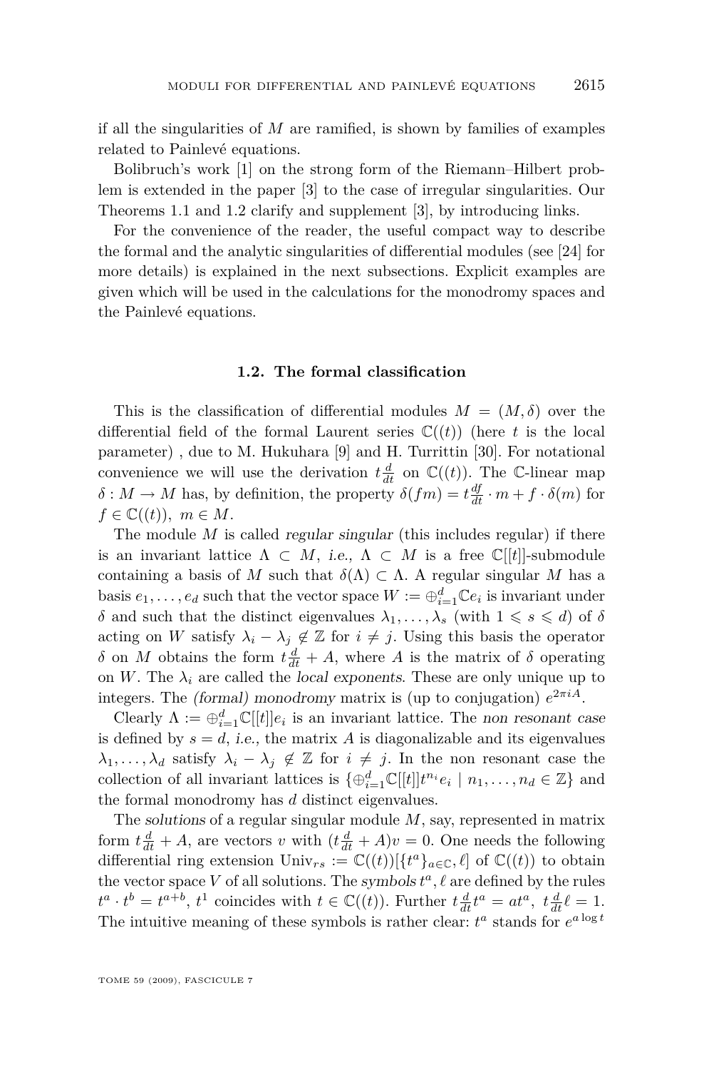if all the singularities of $M$ are ramified, is shown by families of examples related to Painlevé equations.

Bolibruch's work [1] on the strong form of the Riemann–Hilbert problem is extended in the paper [3] to the case of irregular singularities. Our Theorems 1.1 and 1.2 clarify and supplement [3], by introducing links.

For the convenience of the reader, the useful compact way to describe the formal and the analytic singularities of differential modules (see [24] for more details) is explained in the next subsections. Explicit examples are given which will be used in the calculations for the monodromy spaces and the Painlevé equations.

### 1.2. The formal classification

This is the classification of differential modules $M = (M, \delta)$ over the differential field of the formal Laurent series $\mathbb{C}((t))$ (here $t$ is the local parameter) , due to M. Hukuhara [9] and H. Turrittin [30]. For notational convenience we will use the derivation $t\frac{d}{dt}$ on $\mathbb{C}((t))$. The $\mathbb{C}$-linear map $\delta : M \to M$ has, by definition, the property $\delta(fm) = t\frac{df}{dt} \cdot m + f \cdot \delta(m)$ for $f \in \mathbb{C}((t)),\ m \in M$.

The module $M$ is called *regular singular* (this includes regular) if there is an invariant lattice $\Lambda \subset M$, *i.e.*, $\Lambda \subset M$ is a free $\mathbb{C}[[t]]$-submodule containing a basis of $M$ such that $\delta(\Lambda) \subset \Lambda$. A regular singular $M$ has a basis $e_1, \ldots, e_d$ such that the vector space $W := \oplus_{i=1}^d \mathbb{C}e_i$ is invariant under $\delta$ and such that the distinct eigenvalues $\lambda_1, \ldots, \lambda_s$ (with $1 \leqslant s \leqslant d$) of $\delta$ acting on $W$ satisfy $\lambda_i - \lambda_j \notin \mathbb{Z}$ for $i \neq j$. Using this basis the operator $\delta$ on $M$ obtains the form $t\frac{d}{dt} + A$, where $A$ is the matrix of $\delta$ operating on $W$. The $\lambda_i$ are called the *local exponents*. These are only unique up to integers. The *(formal) monodromy* matrix is (up to conjugation) $e^{2\pi i A}$.

Clearly $\Lambda := \oplus_{i=1}^d \mathbb{C}[[t]]e_i$ is an invariant lattice. The *non resonant case* is defined by $s = d$, *i.e.*, the matrix $A$ is diagonalizable and its eigenvalues $\lambda_1, \ldots, \lambda_d$ satisfy $\lambda_i - \lambda_j \notin \mathbb{Z}$ for $i \neq j$. In the non resonant case the collection of all invariant lattices is $\{\oplus_{i=1}^d \mathbb{C}[[t]]t^{n_i}e_i \mid n_1, \ldots, n_d \in \mathbb{Z}\}$ and the formal monodromy has $d$ distinct eigenvalues.

The *solutions* of a regular singular module $M$, say, represented in matrix form $t\frac{d}{dt} + A$, are vectors $v$ with $(t\frac{d}{dt} + A)v = 0$. One needs the following differential ring extension $\mathrm{Univ}_{rs} := \mathbb{C}((t))[\{t^a\}_{a\in\mathbb{C}}, \ell]$ of $\mathbb{C}((t))$ to obtain the vector space $V$ of all solutions. The *symbols* $t^a, \ell$ are defined by the rules $t^a \cdot t^b = t^{a+b}$, $t^1$ coincides with $t \in \mathbb{C}((t))$. Further $t\frac{d}{dt}t^a = at^a,\ t\frac{d}{dt}\ell = 1$. The intuitive meaning of these symbols is rather clear: $t^a$ stands for $e^{a \log t}$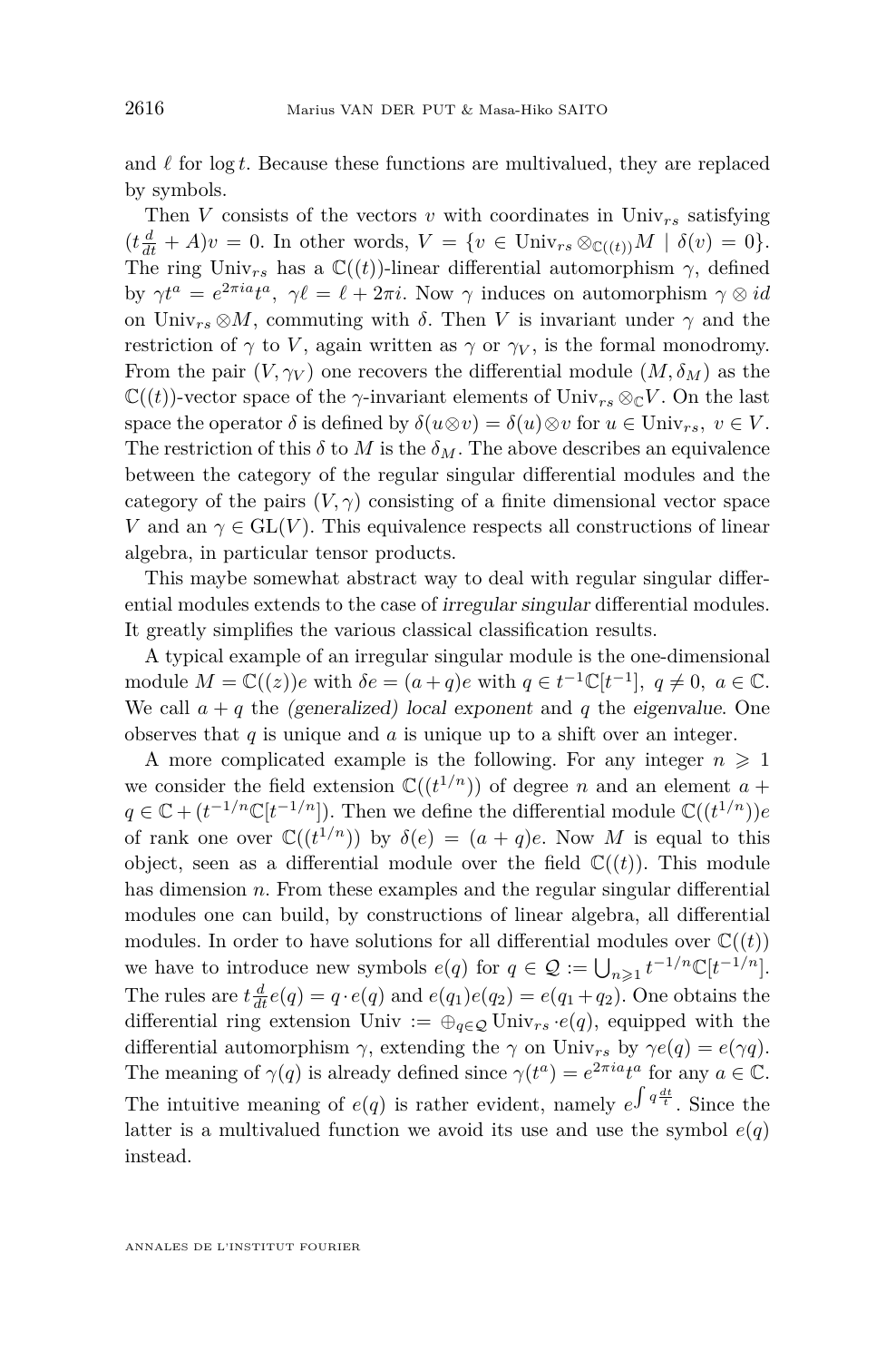and $\ell$ for $\log t$. Because these functions are multivalued, they are replaced by symbols.

Then $V$ consists of the vectors $v$ with coordinates in $\mathrm{Univ}_{rs}$ satisfying $(t\frac{d}{dt}+A)v=0$. In other words, $V=\{v\in \mathrm{Univ}_{rs}\otimes_{\mathbb{C}((t))}M \mid \delta(v)=0\}$. The ring $\mathrm{Univ}_{rs}$ has a $\mathbb{C}((t))$-linear differential automorphism $\gamma$, defined by $\gamma t^a=e^{2\pi i a}t^a$, $\gamma\ell=\ell+2\pi i$. Now $\gamma$ induces on automorphism $\gamma\otimes id$ on $\mathrm{Univ}_{rs}\otimes M$, commuting with $\delta$. Then $V$ is invariant under $\gamma$ and the restriction of $\gamma$ to $V$, again written as $\gamma$ or $\gamma_V$, is the formal monodromy. From the pair $(V,\gamma_V)$ one recovers the differential module $(M,\delta_M)$ as the $\mathbb{C}((t))$-vector space of the $\gamma$-invariant elements of $\mathrm{Univ}_{rs}\otimes_{\mathbb{C}}V$. On the last space the operator $\delta$ is defined by $\delta(u\otimes v)=\delta(u)\otimes v$ for $u\in\mathrm{Univ}_{rs},\ v\in V$. The restriction of this $\delta$ to $M$ is the $\delta_M$. The above describes an equivalence between the category of the regular singular differential modules and the category of the pairs $(V,\gamma)$ consisting of a finite dimensional vector space $V$ and an $\gamma\in\mathrm{GL}(V)$. This equivalence respects all constructions of linear algebra, in particular tensor products.

This maybe somewhat abstract way to deal with regular singular differential modules extends to the case of *irregular singular* differential modules. It greatly simplifies the various classical classification results.

A typical example of an irregular singular module is the one-dimensional module $M=\mathbb{C}((z))e$ with $\delta e=(a+q)e$ with $q\in t^{-1}\mathbb{C}[t^{-1}],\ q\neq 0,\ a\in\mathbb{C}$. We call $a+q$ the *(generalized) local exponent* and $q$ the *eigenvalue*. One observes that $q$ is unique and $a$ is unique up to a shift over an integer.

A more complicated example is the following. For any integer $n\geqslant 1$ we consider the field extension $\mathbb{C}((t^{1/n}))$ of degree $n$ and an element $a+q\in\mathbb{C}+(t^{-1/n}\mathbb{C}[t^{-1/n}])$. Then we define the differential module $\mathbb{C}((t^{1/n}))e$ of rank one over $\mathbb{C}((t^{1/n}))$ by $\delta(e)=(a+q)e$. Now $M$ is equal to this object, seen as a differential module over the field $\mathbb{C}((t))$. This module has dimension $n$. From these examples and the regular singular differential modules one can build, by constructions of linear algebra, all differential modules. In order to have solutions for all differential modules over $\mathbb{C}((t))$ we have to introduce new symbols $e(q)$ for $q\in\mathcal{Q}:=\bigcup_{n\geqslant 1}t^{-1/n}\mathbb{C}[t^{-1/n}]$. The rules are $t\frac{d}{dt}e(q)=q\cdot e(q)$ and $e(q_1)e(q_2)=e(q_1+q_2)$. One obtains the differential ring extension $\mathrm{Univ}:=\oplus_{q\in\mathcal{Q}}\mathrm{Univ}_{rs}\cdot e(q)$, equipped with the differential automorphism $\gamma$, extending the $\gamma$ on $\mathrm{Univ}_{rs}$ by $\gamma e(q)=e(\gamma q)$. The meaning of $\gamma(q)$ is already defined since $\gamma(t^a)=e^{2\pi i a}t^a$ for any $a\in\mathbb{C}$. The intuitive meaning of $e(q)$ is rather evident, namely $e^{\int q\frac{dt}{t}}$. Since the latter is a multivalued function we avoid its use and use the symbol $e(q)$ instead.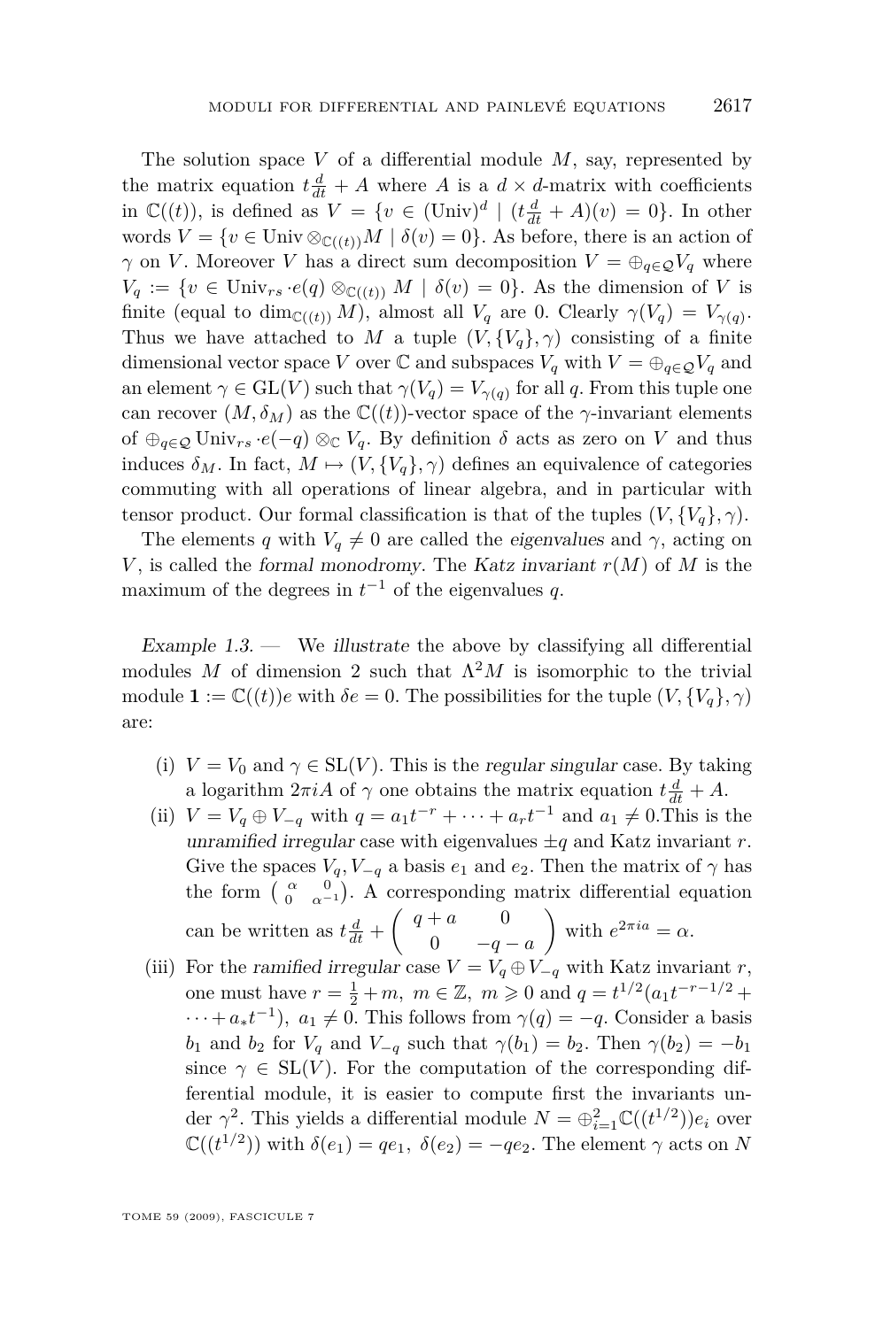The solution space $V$ of a differential module $M$, say, represented by the matrix equation $t\frac{d}{dt} + A$ where $A$ is a $d \times d$-matrix with coefficients in $\mathbb{C}((t))$, is defined as $V = \{v \in (\text{Univ})^d \mid (t\frac{d}{dt} + A)(v) = 0\}$. In other words $V = \{v \in \text{Univ} \otimes_{\mathbb{C}((t))} M \mid \delta(v) = 0\}$. As before, there is an action of $\gamma$ on $V$. Moreover $V$ has a direct sum decomposition $V = \oplus_{q \in \mathcal{Q}} V_q$ where $V_q := \{v \in \text{Univ}_{rs} \cdot e(q) \otimes_{\mathbb{C}((t))} M \mid \delta(v) = 0\}$. As the dimension of $V$ is finite (equal to $\dim_{\mathbb{C}((t))} M$), almost all $V_q$ are 0. Clearly $\gamma(V_q) = V_{\gamma(q)}$. Thus we have attached to $M$ a tuple $(V, \{V_q\}, \gamma)$ consisting of a finite dimensional vector space $V$ over $\mathbb{C}$ and subspaces $V_q$ with $V = \oplus_{q \in \mathcal{Q}} V_q$ and an element $\gamma \in \text{GL}(V)$ such that $\gamma(V_q) = V_{\gamma(q)}$ for all $q$. From this tuple one can recover $(M, \delta_M)$ as the $\mathbb{C}((t))$-vector space of the $\gamma$-invariant elements of $\oplus_{q \in \mathcal{Q}} \text{Univ}_{rs} \cdot e(-q) \otimes_{\mathbb{C}} V_q$. By definition $\delta$ acts as zero on $V$ and thus induces $\delta_M$. In fact, $M \mapsto (V, \{V_q\}, \gamma)$ defines an equivalence of categories commuting with all operations of linear algebra, and in particular with tensor product. Our formal classification is that of the tuples $(V, \{V_q\}, \gamma)$.

The elements $q$ with $V_q \neq 0$ are called the *eigenvalues* and $\gamma$, acting on $V$, is called the *formal monodromy*. The *Katz invariant* $r(M)$ of $M$ is the maximum of the degrees in $t^{-1}$ of the eigenvalues $q$.

*Example 1.3.* — We *illustrate* the above by classifying all differential modules $M$ of dimension 2 such that $\Lambda^2 M$ is isomorphic to the trivial module $\mathbf{1} := \mathbb{C}((t))e$ with $\delta e = 0$. The possibilities for the tuple $(V, \{V_q\}, \gamma)$ are:

(i) $V = V_0$ and $\gamma \in \text{SL}(V)$. This is the *regular singular* case. By taking a logarithm $2\pi i A$ of $\gamma$ one obtains the matrix equation $t\frac{d}{dt} + A$.

(ii) $V = V_q \oplus V_{-q}$ with $q = a_1 t^{-r} + \cdots + a_r t^{-1}$ and $a_1 \neq 0$.This is the *unramified irregular* case with eigenvalues $\pm q$ and Katz invariant $r$. Give the spaces $V_q, V_{-q}$ a basis $e_1$ and $e_2$. Then the matrix of $\gamma$ has the form $\left(\begin{smallmatrix} \alpha & 0 \\ 0 & \alpha^{-1} \end{smallmatrix}\right)$. A corresponding matrix differential equation can be written as $t\frac{d}{dt} + \begin{pmatrix} q + a & 0 \\ 0 & -q - a \end{pmatrix}$ with $e^{2\pi i a} = \alpha$.

(iii) For the *ramified irregular* case $V = V_q \oplus V_{-q}$ with Katz invariant $r$, one must have $r = \frac{1}{2} + m,\ m \in \mathbb{Z},\ m \geqslant 0$ and $q = t^{1/2}(a_1 t^{-r-1/2} + \cdots + a_* t^{-1}),\ a_1 \neq 0$. This follows from $\gamma(q) = -q$. Consider a basis $b_1$ and $b_2$ for $V_q$ and $V_{-q}$ such that $\gamma(b_1) = b_2$. Then $\gamma(b_2) = -b_1$ since $\gamma \in \text{SL}(V)$. For the computation of the corresponding differential module, it is easier to compute first the invariants under $\gamma^2$. This yields a differential module $N = \oplus_{i=1}^2 \mathbb{C}((t^{1/2}))e_i$ over $\mathbb{C}((t^{1/2}))$ with $\delta(e_1) = qe_1,\ \delta(e_2) = -qe_2$. The element $\gamma$ acts on $N$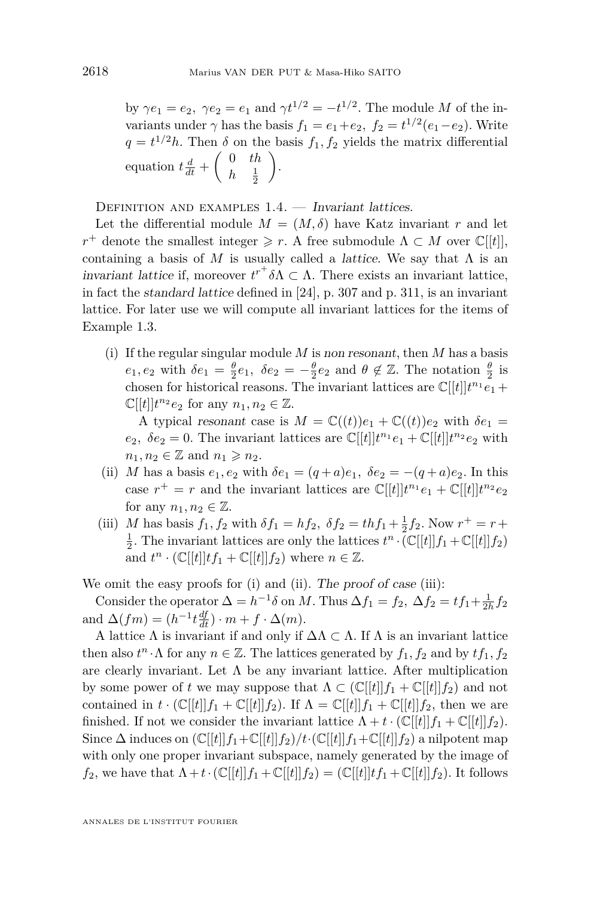by $\gamma e_1 = e_2,\ \gamma e_2 = e_1$ and $\gamma t^{1/2} = -t^{1/2}$. The module $M$ of the invariants under $\gamma$ has the basis $f_1 = e_1 + e_2,\ f_2 = t^{1/2}(e_1 - e_2)$. Write $q = t^{1/2}h$. Then $\delta$ on the basis $f_1, f_2$ yields the matrix differential equation $t\frac{d}{dt} + \begin{pmatrix} 0 & th \\ h & \frac{1}{2} \end{pmatrix}$.

Definition and examples 1.4. — *Invariant lattices.*

Let the differential module $M = (M, \delta)$ have Katz invariant $r$ and let $r^+$ denote the smallest integer $\geqslant r$. A free submodule $\Lambda \subset M$ over $\mathbb{C}[[t]]$, containing a basis of $M$ is usually called a *lattice*. We say that $\Lambda$ is an *invariant lattice* if, moreover $t^{r^+}\delta\Lambda \subset \Lambda$. There exists an invariant lattice, in fact the *standard lattice* defined in [24], p. 307 and p. 311, is an invariant lattice. For later use we will compute all invariant lattices for the items of Example 1.3.

(i) If the regular singular module $M$ is *non resonant*, then $M$ has a basis $e_1, e_2$ with $\delta e_1 = \frac{\theta}{2}e_1,\ \delta e_2 = -\frac{\theta}{2}e_2$ and $\theta \notin \mathbb{Z}$. The notation $\frac{\theta}{2}$ is chosen for historical reasons. The invariant lattices are $\mathbb{C}[[t]]t^{n_1}e_1 + \mathbb{C}[[t]]t^{n_2}e_2$ for any $n_1, n_2 \in \mathbb{Z}$.

   A typical *resonant* case is $M = \mathbb{C}((t))e_1 + \mathbb{C}((t))e_2$ with $\delta e_1 = e_2,\ \delta e_2 = 0$. The invariant lattices are $\mathbb{C}[[t]]t^{n_1}e_1 + \mathbb{C}[[t]]t^{n_2}e_2$ with $n_1, n_2 \in \mathbb{Z}$ and $n_1 \geqslant n_2$.

(ii) $M$ has a basis $e_1, e_2$ with $\delta e_1 = (q+a)e_1,\ \delta e_2 = -(q+a)e_2$. In this case $r^+ = r$ and the invariant lattices are $\mathbb{C}[[t]]t^{n_1}e_1 + \mathbb{C}[[t]]t^{n_2}e_2$ for any $n_1, n_2 \in \mathbb{Z}$.

(iii) $M$ has basis $f_1, f_2$ with $\delta f_1 = hf_2,\ \delta f_2 = thf_1 + \frac{1}{2}f_2$. Now $r^+ = r + \frac{1}{2}$. The invariant lattices are only the lattices $t^n \cdot (\mathbb{C}[[t]]f_1 + \mathbb{C}[[t]]f_2)$ and $t^n \cdot (\mathbb{C}[[t]]tf_1 + \mathbb{C}[[t]]f_2)$ where $n \in \mathbb{Z}$.

We omit the easy proofs for (i) and (ii). *The proof of case* (iii):

Consider the operator $\Delta = h^{-1}\delta$ on $M$. Thus $\Delta f_1 = f_2$, $\Delta f_2 = tf_1 + \frac{1}{2h}f_2$ and $\Delta(fm) = (h^{-1}t\frac{df}{dt}) \cdot m + f \cdot \Delta(m)$.

A lattice $\Lambda$ is invariant if and only if $\Delta\Lambda \subset \Lambda$. If $\Lambda$ is an invariant lattice then also $t^n \cdot \Lambda$ for any $n \in \mathbb{Z}$. The lattices generated by $f_1, f_2$ and by $tf_1, f_2$ are clearly invariant. Let $\Lambda$ be any invariant lattice. After multiplication by some power of $t$ we may suppose that $\Lambda \subset (\mathbb{C}[[t]]f_1 + \mathbb{C}[[t]]f_2)$ and not contained in $t \cdot (\mathbb{C}[[t]]f_1 + \mathbb{C}[[t]]f_2)$. If $\Lambda = \mathbb{C}[[t]]f_1 + \mathbb{C}[[t]]f_2$, then we are finished. If not we consider the invariant lattice $\Lambda + t \cdot (\mathbb{C}[[t]]f_1 + \mathbb{C}[[t]]f_2)$. Since $\Delta$ induces on $(\mathbb{C}[[t]]f_1 + \mathbb{C}[[t]]f_2)/t \cdot (\mathbb{C}[[t]]f_1 + \mathbb{C}[[t]]f_2)$ a nilpotent map with only one proper invariant subspace, namely generated by the image of $f_2$, we have that $\Lambda + t \cdot (\mathbb{C}[[t]]f_1 + \mathbb{C}[[t]]f_2) = (\mathbb{C}[[t]]tf_1 + \mathbb{C}[[t]]f_2)$. It follows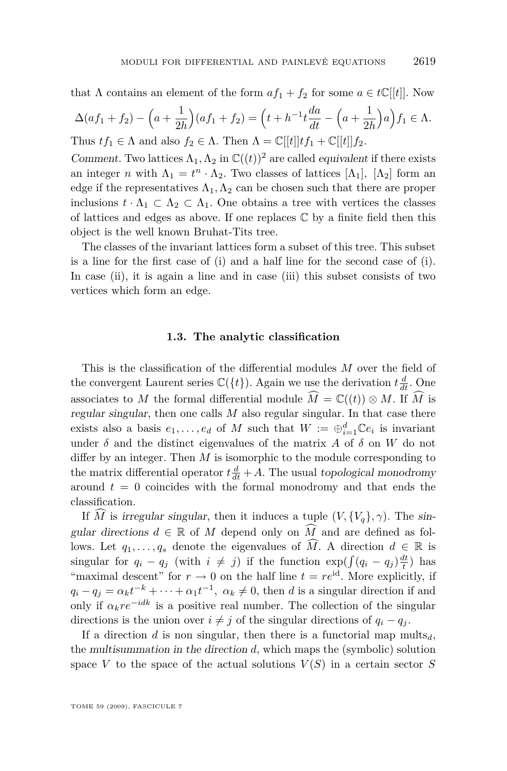that $\Lambda$ contains an element of the form $af_1 + f_2$ for some $a \in t\mathbb{C}[[t]]$. Now

$$\Delta(af_1 + f_2) - \Big(a + \frac{1}{2h}\Big)(af_1 + f_2) = \Big(t + h^{-1}t\frac{da}{dt} - \Big(a + \frac{1}{2h}\Big)a\Big) f_1 \in \Lambda.$$

Thus $tf_1 \in \Lambda$ and also $f_2 \in \Lambda$. Then $\Lambda = \mathbb{C}[[t]]tf_1 + \mathbb{C}[[t]]f_2$.

*Comment.* Two lattices $\Lambda_1, \Lambda_2$ in $\mathbb{C}((t))^2$ are called *equivalent* if there exists an integer $n$ with $\Lambda_1 = t^n \cdot \Lambda_2$. Two classes of lattices $[\Lambda_1]$, $[\Lambda_2]$ form an edge if the representatives $\Lambda_1, \Lambda_2$ can be chosen such that there are proper inclusions $t \cdot \Lambda_1 \subset \Lambda_2 \subset \Lambda_1$. One obtains a tree with vertices the classes of lattices and edges as above. If one replaces $\mathbb{C}$ by a finite field then this object is the well known Bruhat-Tits tree.

The classes of the invariant lattices form a subset of this tree. This subset is a line for the first case of (i) and a half line for the second case of (i). In case (ii), it is again a line and in case (iii) this subset consists of two vertices which form an edge.

### 1.3. The analytic classification

This is the classification of the differential modules $M$ over the field of the convergent Laurent series $\mathbb{C}(\{t\})$. Again we use the derivation $t\frac{d}{dt}$. One associates to $M$ the formal differential module $\widehat{M} = \mathbb{C}((t)) \otimes M$. If $\widehat{M}$ is *regular singular*, then one calls $M$ also regular singular. In that case there exists also a basis $e_1, \ldots, e_d$ of $M$ such that $W := \oplus_{i=1}^d \mathbb{C}e_i$ is invariant under $\delta$ and the distinct eigenvalues of the matrix $A$ of $\delta$ on $W$ do not differ by an integer. Then $M$ is isomorphic to the module corresponding to the matrix differential operator $t\frac{d}{dt} + A$. The usual *topological monodromy* around $t = 0$ coincides with the formal monodromy and that ends the classification.

If $\widehat{M}$ is *irregular singular*, then it induces a tuple $(V, \{V_q\}, \gamma)$. The *singular directions* $d \in \mathbb{R}$ of $M$ depend only on $\widehat{M}$ and are defined as follows. Let $q_1, \ldots, q_s$ denote the eigenvalues of $\widehat{M}$. A direction $d \in \mathbb{R}$ is singular for $q_i - q_j$ (with $i \neq j$) if the function $\exp(\int (q_i - q_j)\frac{dt}{t})$ has "maximal descent" for $r \to 0$ on the half line $t = re^{\mathrm{i}d}$. More explicitly, if $q_i - q_j = \alpha_k t^{-k} + \cdots + \alpha_1 t^{-1}$, $\alpha_k \neq 0$, then $d$ is a singular direction if and only if $\alpha_k r e^{-idk}$ is a positive real number. The collection of the singular directions is the union over $i \neq j$ of the singular directions of $q_i - q_j$.

If a direction $d$ is non singular, then there is a functorial map $\mathrm{mults}_d$, the *multisummation in the direction* $d$, which maps the (symbolic) solution space $V$ to the space of the actual solutions $V(S)$ in a certain sector $S$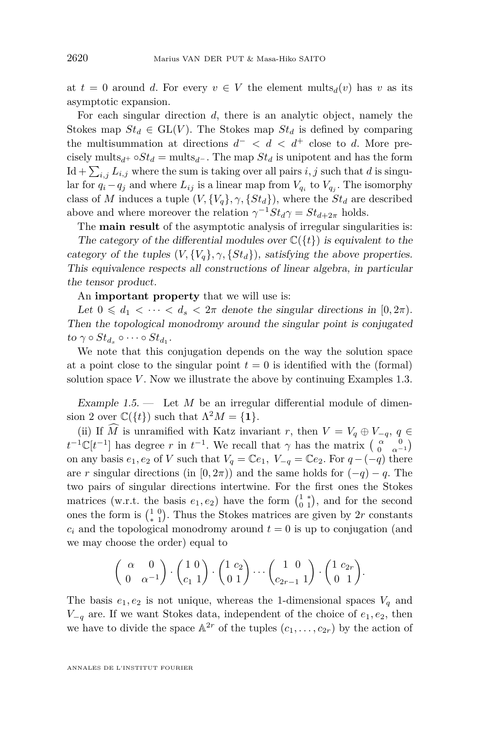at $t = 0$ around $d$. For every $v \in V$ the element $\text{mults}_d(v)$ has $v$ as its asymptotic expansion.

For each singular direction $d$, there is an analytic object, namely the Stokes map $St_d \in \text{GL}(V)$. The Stokes map $St_d$ is defined by comparing the multisummation at directions $d^- < d < d^+$ close to $d$. More precisely $\text{mults}_{d^+} \circ St_d = \text{mults}_{d^-}$. The map $St_d$ is unipotent and has the form $\text{Id} + \sum_{i,j} L_{i,j}$ where the sum is taking over all pairs $i, j$ such that $d$ is singular for $q_i - q_j$ and where $L_{ij}$ is a linear map from $V_{q_i}$ to $V_{q_j}$. The isomorphy class of $M$ induces a tuple $(V, \{V_q\}, \gamma, \{St_d\})$, where the $St_d$ are described above and where moreover the relation $\gamma^{-1} St_d \gamma = St_{d+2\pi}$ holds.

The **main result** of the asymptotic analysis of irregular singularities is:

*The category of the differential modules over $\mathbb{C}(\{t\})$ is equivalent to the category of the tuples $(V, \{V_q\}, \gamma, \{St_d\})$, satisfying the above properties. This equivalence respects all constructions of linear algebra, in particular the tensor product.*

An **important property** that we will use is:

*Let $0 \leqslant d_1 < \cdots < d_s < 2\pi$ denote the singular directions in $[0, 2\pi)$. Then the topological monodromy around the singular point is conjugated to $\gamma \circ St_{d_s} \circ \cdots \circ St_{d_1}$.*

We note that this conjugation depends on the way the solution space at a point close to the singular point $t = 0$ is identified with the (formal) solution space $V$. Now we illustrate the above by continuing Examples 1.3.

*Example 1.5.* — Let $M$ be an irregular differential module of dimension 2 over $\mathbb{C}(\{t\})$ such that $\Lambda^2 M = \{\mathbf{1}\}$.

(ii) If $\widehat{M}$ is unramified with Katz invariant $r$, then $V = V_q \oplus V_{-q}$, $q \in t^{-1}\mathbb{C}[t^{-1}]$ has degree $r$ in $t^{-1}$. We recall that $\gamma$ has the matrix $\left(\begin{smallmatrix} \alpha & 0 \\ 0 & \alpha^{-1} \end{smallmatrix}\right)$ on any basis $e_1, e_2$ of $V$ such that $V_q = \mathbb{C}e_1$, $V_{-q} = \mathbb{C}e_2$. For $q - (-q)$ there are $r$ singular directions (in $[0, 2\pi)$) and the same holds for $(-q) - q$. The two pairs of singular directions intertwine. For the first ones the Stokes matrices (w.r.t. the basis $e_1, e_2$) have the form $\left(\begin{smallmatrix} 1 & * \\ 0 & 1 \end{smallmatrix}\right)$, and for the second ones the form is $\left(\begin{smallmatrix} 1 & 0 \\ * & 1 \end{smallmatrix}\right)$. Thus the Stokes matrices are given by $2r$ constants $c_i$ and the topological monodromy around $t = 0$ is up to conjugation (and we may choose the order) equal to

$$\begin{pmatrix} \alpha & 0 \\ 0 & \alpha^{-1} \end{pmatrix} \cdot \begin{pmatrix} 1 & 0 \\ c_1 & 1 \end{pmatrix} \cdot \begin{pmatrix} 1 & c_2 \\ 0 & 1 \end{pmatrix} \cdots \begin{pmatrix} 1 & 0 \\ c_{2r-1} & 1 \end{pmatrix} \cdot \begin{pmatrix} 1 & c_{2r} \\ 0 & 1 \end{pmatrix}.$$

The basis $e_1, e_2$ is not unique, whereas the 1-dimensional spaces $V_q$ and $V_{-q}$ are. If we want Stokes data, independent of the choice of $e_1, e_2$, then we have to divide the space $\mathbb{A}^{2r}$ of the tuples $(c_1, \ldots, c_{2r})$ by the action of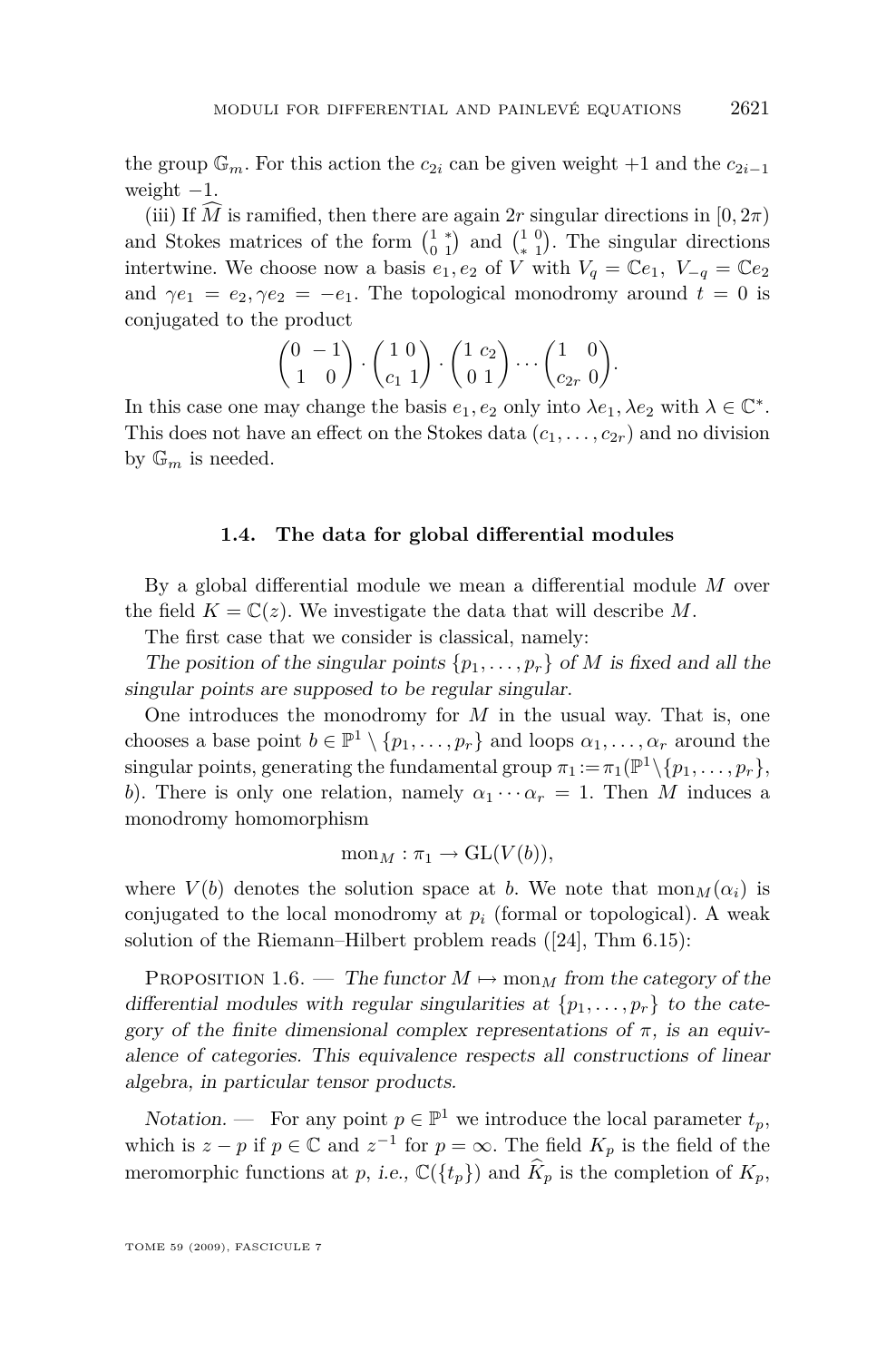the group $\mathbb{G}_m$. For this action the $c_{2i}$ can be given weight $+1$ and the $c_{2i-1}$ weight $-1$.

(iii) If $\widehat{M}$ is ramified, then there are again $2r$ singular directions in $[0, 2\pi)$ and Stokes matrices of the form $\begin{pmatrix} 1 & * \\ 0 & 1 \end{pmatrix}$ and $\begin{pmatrix} 1 & 0 \\ * & 1 \end{pmatrix}$. The singular directions intertwine. We choose now a basis $e_1, e_2$ of $V$ with $V_q = \mathbb{C}e_1,\ V_{-q} = \mathbb{C}e_2$ and $\gamma e_1 = e_2, \gamma e_2 = -e_1$. The topological monodromy around $t = 0$ is conjugated to the product

$$\begin{pmatrix} 0 & -1 \\ 1 & 0 \end{pmatrix} \cdot \begin{pmatrix} 1 & 0 \\ c_1 & 1 \end{pmatrix} \cdot \begin{pmatrix} 1 & c_2 \\ 0 & 1 \end{pmatrix} \cdots \begin{pmatrix} 1 & 0 \\ c_{2r} & 0 \end{pmatrix}.$$

In this case one may change the basis $e_1, e_2$ only into $\lambda e_1, \lambda e_2$ with $\lambda \in \mathbb{C}^*$. This does not have an effect on the Stokes data $(c_1, \ldots, c_{2r})$ and no division by $\mathbb{G}_m$ is needed.

### 1.4. The data for global differential modules

By a global differential module we mean a differential module $M$ over the field $K = \mathbb{C}(z)$. We investigate the data that will describe $M$.

The first case that we consider is classical, namely:

*The position of the singular points $\{p_1, \ldots, p_r\}$ of $M$ is fixed and all the singular points are supposed to be regular singular.*

One introduces the monodromy for $M$ in the usual way. That is, one chooses a base point $b \in \mathbb{P}^1 \setminus \{p_1, \ldots, p_r\}$ and loops $\alpha_1, \ldots, \alpha_r$ around the singular points, generating the fundamental group $\pi_1 := \pi_1(\mathbb{P}^1 \setminus \{p_1, \ldots, p_r\}, b)$. There is only one relation, namely $\alpha_1 \cdots \alpha_r = 1$. Then $M$ induces a monodromy homomorphism

$$\mathrm{mon}_M : \pi_1 \to \mathrm{GL}(V(b)),$$

where $V(b)$ denotes the solution space at $b$. We note that $\mathrm{mon}_M(\alpha_i)$ is conjugated to the local monodromy at $p_i$ (formal or topological). A weak solution of the Riemann–Hilbert problem reads ([24], Thm 6.15):

Proposition 1.6. — *The functor $M \mapsto \mathrm{mon}_M$ from the category of the differential modules with regular singularities at $\{p_1, \ldots, p_r\}$ to the category of the finite dimensional complex representations of $\pi$, is an equivalence of categories. This equivalence respects all constructions of linear algebra, in particular tensor products.*

*Notation.* — For any point $p \in \mathbb{P}^1$ we introduce the local parameter $t_p$, which is $z - p$ if $p \in \mathbb{C}$ and $z^{-1}$ for $p = \infty$. The field $K_p$ is the field of the meromorphic functions at $p$, *i.e.*, $\mathbb{C}(\{t_p\})$ and $\widehat{K}_p$ is the completion of $K_p$,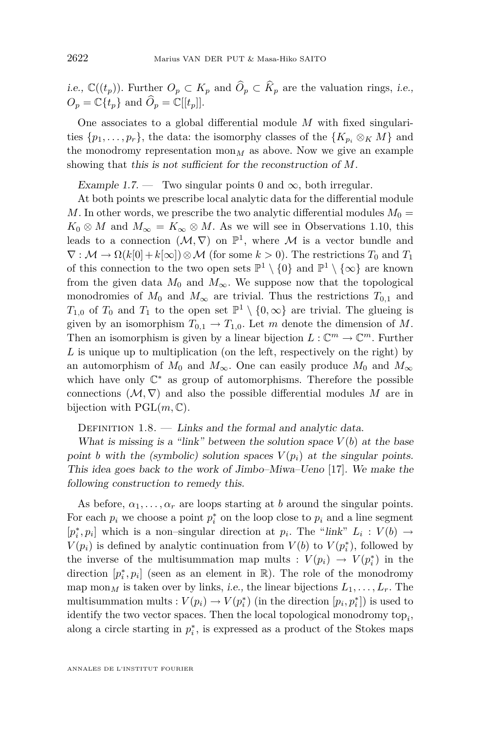*i.e.*, $\mathbb{C}((t_p))$. Further $O_p \subset K_p$ and $\widehat{O}_p \subset \widehat{K}_p$ are the valuation rings, *i.e.*, $O_p = \mathbb{C}\{t_p\}$ and $\widehat{O}_p = \mathbb{C}[[t_p]]$.

One associates to a global differential module $M$ with fixed singularities $\{p_1, \ldots, p_r\}$, the data: the isomorphy classes of the $\{K_{p_i} \otimes_K M\}$ and the monodromy representation $\mathrm{mon}_M$ as above. Now we give an example showing that *this is not sufficient for the reconstruction of $M$*.

*Example 1.7.* — Two singular points 0 and $\infty$, both irregular.

At both points we prescribe local analytic data for the differential module $M$. In other words, we prescribe the two analytic differential modules $M_0 = K_0 \otimes M$ and $M_\infty = K_\infty \otimes M$. As we will see in Observations 1.10, this leads to a connection $(\mathcal{M}, \nabla)$ on $\mathbb{P}^1$, where $\mathcal{M}$ is a vector bundle and $\nabla : \mathcal{M} \to \Omega(k[0] + k[\infty]) \otimes \mathcal{M}$ (for some $k > 0$). The restrictions $T_0$ and $T_1$ of this connection to the two open sets $\mathbb{P}^1 \setminus \{0\}$ and $\mathbb{P}^1 \setminus \{\infty\}$ are known from the given data $M_0$ and $M_\infty$. We suppose now that the topological monodromies of $M_0$ and $M_\infty$ are trivial. Thus the restrictions $T_{0,1}$ and $T_{1,0}$ of $T_0$ and $T_1$ to the open set $\mathbb{P}^1 \setminus \{0, \infty\}$ are trivial. The glueing is given by an isomorphism $T_{0,1} \to T_{1,0}$. Let $m$ denote the dimension of $M$. Then an isomorphism is given by a linear bijection $L : \mathbb{C}^m \to \mathbb{C}^m$. Further $L$ is unique up to multiplication (on the left, respectively on the right) by an automorphism of $M_0$ and $M_\infty$. One can easily produce $M_0$ and $M_\infty$ which have only $\mathbb{C}^*$ as group of automorphisms. Therefore the possible connections $(\mathcal{M}, \nabla)$ and also the possible differential modules $M$ are in bijection with $\mathrm{PGL}(m, \mathbb{C})$.

Definition 1.8. — *Links and the formal and analytic data.*

*What is missing is a "link" between the solution space $V(b)$ at the base point $b$ with the (symbolic) solution spaces $V(p_i)$ at the singular points. This idea goes back to the work of Jimbo–Miwa–Ueno* [17]*. We make the following construction to remedy this.*

As before, $\alpha_1, \ldots, \alpha_r$ are loops starting at $b$ around the singular points. For each $p_i$ we choose a point $p_i^*$ on the loop close to $p_i$ and a line segment $[p_i^*, p_i]$ which is a non–singular direction at $p_i$. The "*link*" $L_i : V(b) \to V(p_i)$ is defined by analytic continuation from $V(b)$ to $V(p_i^*)$, followed by the inverse of the multisummation map $\mathrm{mults} : V(p_i) \to V(p_i^*)$ in the direction $[p_i^*, p_i]$ (seen as an element in $\mathbb{R}$). The role of the monodromy map $\mathrm{mon}_M$ is taken over by links, *i.e.*, the linear bijections $L_1, \ldots, L_r$. The multisummation $\mathrm{mults} : V(p_i) \to V(p_i^*)$ (in the direction $[p_i, p_i^*]$) is used to identify the two vector spaces. Then the local topological monodromy $\mathrm{top}_i$, along a circle starting in $p_i^*$, is expressed as a product of the Stokes maps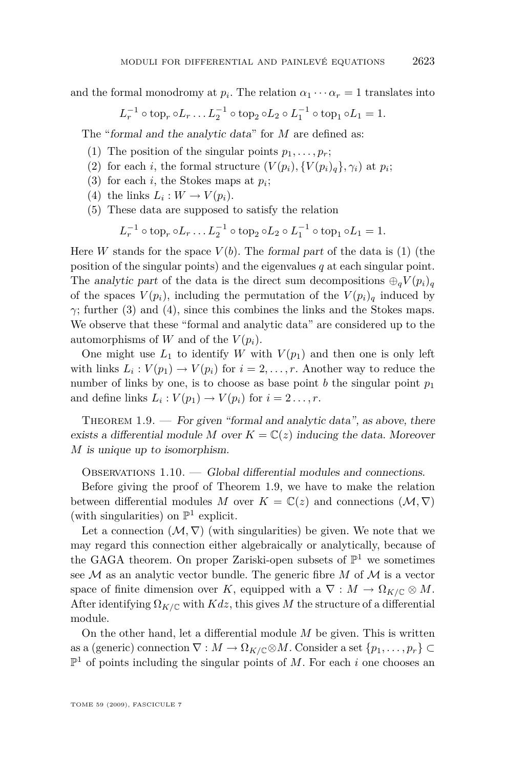and the formal monodromy at $p_i$. The relation $\alpha_1 \cdots \alpha_r = 1$ translates into

$$L_r^{-1} \circ \mathrm{top}_r \circ L_r \dots L_2^{-1} \circ \mathrm{top}_2 \circ L_2 \circ L_1^{-1} \circ \mathrm{top}_1 \circ L_1 = 1.$$

The "*formal and the analytic data*" for $M$ are defined as:

1. The position of the singular points $p_1, \dots, p_r$;
2. for each $i$, the formal structure $(V(p_i), \{V(p_i)_q\}, \gamma_i)$ at $p_i$;
3. for each $i$, the Stokes maps at $p_i$;
4. the links $L_i : W \to V(p_i)$.
5. These data are supposed to satisfy the relation

$$L_r^{-1} \circ \mathrm{top}_r \circ L_r \dots L_2^{-1} \circ \mathrm{top}_2 \circ L_2 \circ L_1^{-1} \circ \mathrm{top}_1 \circ L_1 = 1.$$

Here $W$ stands for the space $V(b)$. The *formal part* of the data is (1) (the position of the singular points) and the eigenvalues $q$ at each singular point. The *analytic part* of the data is the direct sum decompositions $\oplus_q V(p_i)_q$ of the spaces $V(p_i)$, including the permutation of the $V(p_i)_q$ induced by $\gamma$; further (3) and (4), since this combines the links and the Stokes maps. We observe that these "formal and analytic data" are considered up to the automorphisms of $W$ and of the $V(p_i)$.

One might use $L_1$ to identify $W$ with $V(p_1)$ and then one is only left with links $L_i : V(p_1) \to V(p_i)$ for $i = 2, \dots, r$. Another way to reduce the number of links by one, is to choose as base point $b$ the singular point $p_1$ and define links $L_i : V(p_1) \to V(p_i)$ for $i = 2 \dots, r$.

Theorem 1.9. — *For given "formal and analytic data", as above, there exists a differential module $M$ over $K = \mathbb{C}(z)$ inducing the data. Moreover $M$ is unique up to isomorphism.*

Observations 1.10. — *Global differential modules and connections.*

Before giving the proof of Theorem 1.9, we have to make the relation between differential modules $M$ over $K = \mathbb{C}(z)$ and connections $(\mathcal{M}, \nabla)$ (with singularities) on $\mathbb{P}^1$ explicit.

Let a connection $(\mathcal{M}, \nabla)$ (with singularities) be given. We note that we may regard this connection either algebraically or analytically, because of the GAGA theorem. On proper Zariski-open subsets of $\mathbb{P}^1$ we sometimes see $\mathcal{M}$ as an analytic vector bundle. The generic fibre $M$ of $\mathcal{M}$ is a vector space of finite dimension over $K$, equipped with a $\nabla : M \to \Omega_{K/\mathbb{C}} \otimes M$. After identifying $\Omega_{K/\mathbb{C}}$ with $Kdz$, this gives $M$ the structure of a differential module.

On the other hand, let a differential module $M$ be given. This is written as a (generic) connection $\nabla : M \to \Omega_{K/\mathbb{C}} \otimes M$. Consider a set $\{p_1, \dots, p_r\} \subset \mathbb{P}^1$ of points including the singular points of $M$. For each $i$ one chooses an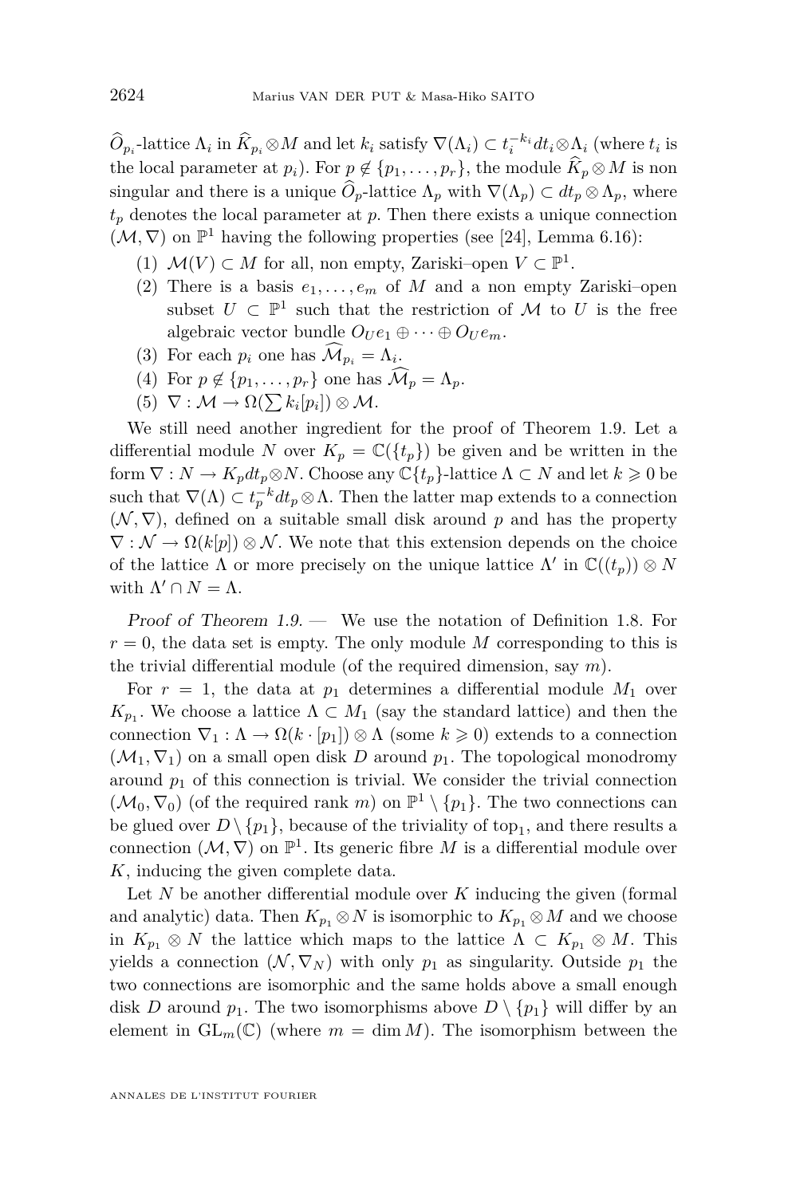$\widehat{O}_{p_i}$-lattice $\Lambda_i$ in $\widehat{K}_{p_i} \otimes M$ and let $k_i$ satisfy $\nabla(\Lambda_i) \subset t_i^{-k_i} dt_i \otimes \Lambda_i$ (where $t_i$ is the local parameter at $p_i$). For $p \notin \{p_1, \ldots, p_r\}$, the module $\widehat{K}_p \otimes M$ is non singular and there is a unique $\widehat{O}_p$-lattice $\Lambda_p$ with $\nabla(\Lambda_p) \subset dt_p \otimes \Lambda_p$, where $t_p$ denotes the local parameter at $p$. Then there exists a unique connection $(\mathcal{M}, \nabla)$ on $\mathbb{P}^1$ having the following properties (see [24], Lemma 6.16):

1. $\mathcal{M}(V) \subset M$ for all, non empty, Zariski–open $V \subset \mathbb{P}^1$.
2. There is a basis $e_1, \ldots, e_m$ of $M$ and a non empty Zariski–open subset $U \subset \mathbb{P}^1$ such that the restriction of $\mathcal{M}$ to $U$ is the free algebraic vector bundle $O_U e_1 \oplus \cdots \oplus O_U e_m$.
3. For each $p_i$ one has $\widehat{\mathcal{M}}_{p_i} = \Lambda_i$.
4. For $p \notin \{p_1, \ldots, p_r\}$ one has $\widehat{\mathcal{M}}_p = \Lambda_p$.
5. $\nabla : \mathcal{M} \to \Omega(\sum k_i[p_i]) \otimes \mathcal{M}$.

We still need another ingredient for the proof of Theorem 1.9. Let a differential module $N$ over $K_p = \mathbb{C}(\{t_p\})$ be given and be written in the form $\nabla : N \to K_p dt_p \otimes N$. Choose any $\mathbb{C}\{t_p\}$-lattice $\Lambda \subset N$ and let $k \geqslant 0$ be such that $\nabla(\Lambda) \subset t_p^{-k} dt_p \otimes \Lambda$. Then the latter map extends to a connection $(\mathcal{N}, \nabla)$, defined on a suitable small disk around $p$ and has the property $\nabla : \mathcal{N} \to \Omega(k[p]) \otimes \mathcal{N}$. We note that this extension depends on the choice of the lattice $\Lambda$ or more precisely on the unique lattice $\Lambda'$ in $\mathbb{C}((t_p)) \otimes N$ with $\Lambda' \cap N = \Lambda$.

*Proof of Theorem 1.9.* — We use the notation of Definition 1.8. For $r = 0$, the data set is empty. The only module $M$ corresponding to this is the trivial differential module (of the required dimension, say $m$).

For $r = 1$, the data at $p_1$ determines a differential module $M_1$ over $K_{p_1}$. We choose a lattice $\Lambda \subset M_1$ (say the standard lattice) and then the connection $\nabla_1 : \Lambda \to \Omega(k \cdot [p_1]) \otimes \Lambda$ (some $k \geqslant 0$) extends to a connection $(\mathcal{M}_1, \nabla_1)$ on a small open disk $D$ around $p_1$. The topological monodromy around $p_1$ of this connection is trivial. We consider the trivial connection $(\mathcal{M}_0, \nabla_0)$ (of the required rank $m$) on $\mathbb{P}^1 \setminus \{p_1\}$. The two connections can be glued over $D \setminus \{p_1\}$, because of the triviality of $\mathrm{top}_1$, and there results a connection $(\mathcal{M}, \nabla)$ on $\mathbb{P}^1$. Its generic fibre $M$ is a differential module over $K$, inducing the given complete data.

Let $N$ be another differential module over $K$ inducing the given (formal and analytic) data. Then $K_{p_1} \otimes N$ is isomorphic to $K_{p_1} \otimes M$ and we choose in $K_{p_1} \otimes N$ the lattice which maps to the lattice $\Lambda \subset K_{p_1} \otimes M$. This yields a connection $(\mathcal{N}, \nabla_N)$ with only $p_1$ as singularity. Outside $p_1$ the two connections are isomorphic and the same holds above a small enough disk $D$ around $p_1$. The two isomorphisms above $D \setminus \{p_1\}$ will differ by an element in $\mathrm{GL}_m(\mathbb{C})$ (where $m = \dim M$). The isomorphism between the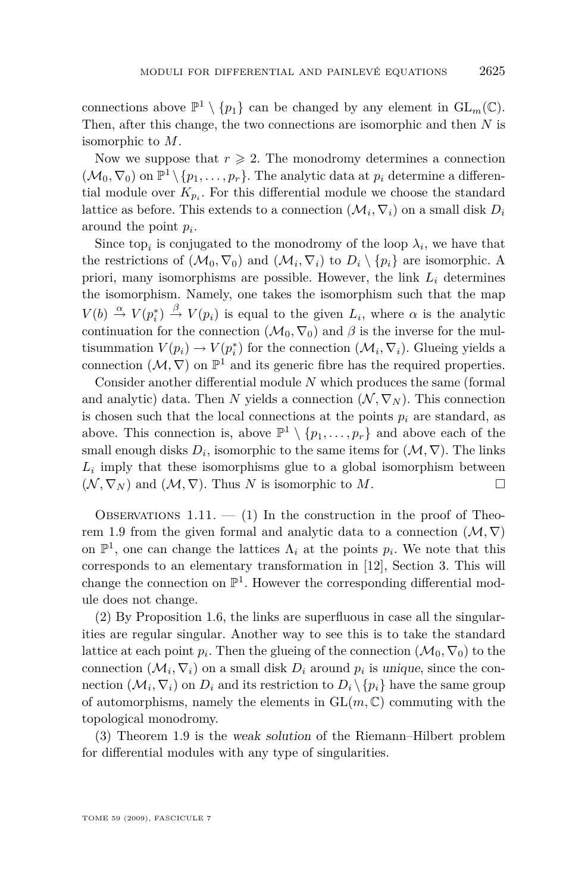connections above $\mathbb{P}^1 \setminus \{p_1\}$ can be changed by any element in $\mathrm{GL}_m(\mathbb{C})$. Then, after this change, the two connections are isomorphic and then $N$ is isomorphic to $M$.

Now we suppose that $r \geqslant 2$. The monodromy determines a connection $(\mathcal{M}_0, \nabla_0)$ on $\mathbb{P}^1 \setminus \{p_1, \ldots, p_r\}$. The analytic data at $p_i$ determine a differential module over $K_{p_i}$. For this differential module we choose the standard lattice as before. This extends to a connection $(\mathcal{M}_i, \nabla_i)$ on a small disk $D_i$ around the point $p_i$.

Since $\mathrm{top}_i$ is conjugated to the monodromy of the loop $\lambda_i$, we have that the restrictions of $(\mathcal{M}_0, \nabla_0)$ and $(\mathcal{M}_i, \nabla_i)$ to $D_i \setminus \{p_i\}$ are isomorphic. A priori, many isomorphisms are possible. However, the link $L_i$ determines the isomorphism. Namely, one takes the isomorphism such that the map $V(b) \xrightarrow{\alpha} V(p_i^*) \xrightarrow{\beta} V(p_i)$ is equal to the given $L_i$, where $\alpha$ is the analytic continuation for the connection $(\mathcal{M}_0, \nabla_0)$ and $\beta$ is the inverse for the multisummation $V(p_i) \to V(p_i^*)$ for the connection $(\mathcal{M}_i, \nabla_i)$. Glueing yields a connection $(\mathcal{M}, \nabla)$ on $\mathbb{P}^1$ and its generic fibre has the required properties.

Consider another differential module $N$ which produces the same (formal and analytic) data. Then $N$ yields a connection $(\mathcal{N}, \nabla_N)$. This connection is chosen such that the local connections at the points $p_i$ are standard, as above. This connection is, above $\mathbb{P}^1 \setminus \{p_1, \ldots, p_r\}$ and above each of the small enough disks $D_i$, isomorphic to the same items for $(\mathcal{M}, \nabla)$. The links $L_i$ imply that these isomorphisms glue to a global isomorphism between $(\mathcal{N}, \nabla_N)$ and $(\mathcal{M}, \nabla)$. Thus $N$ is isomorphic to $M$. □

Observations 1.11. — (1) In the construction in the proof of Theorem 1.9 from the given formal and analytic data to a connection $(\mathcal{M}, \nabla)$ on $\mathbb{P}^1$, one can change the lattices $\Lambda_i$ at the points $p_i$. We note that this corresponds to an elementary transformation in [12], Section 3. This will change the connection on $\mathbb{P}^1$. However the corresponding differential module does not change.

(2) By Proposition 1.6, the links are superfluous in case all the singularities are regular singular. Another way to see this is to take the standard lattice at each point $p_i$. Then the glueing of the connection $(\mathcal{M}_0, \nabla_0)$ to the connection $(\mathcal{M}_i, \nabla_i)$ on a small disk $D_i$ around $p_i$ is *unique*, since the connection $(\mathcal{M}_i, \nabla_i)$ on $D_i$ and its restriction to $D_i \setminus \{p_i\}$ have the same group of automorphisms, namely the elements in $\mathrm{GL}(m, \mathbb{C})$ commuting with the topological monodromy.

(3) Theorem 1.9 is the *weak solution* of the Riemann–Hilbert problem for differential modules with any type of singularities.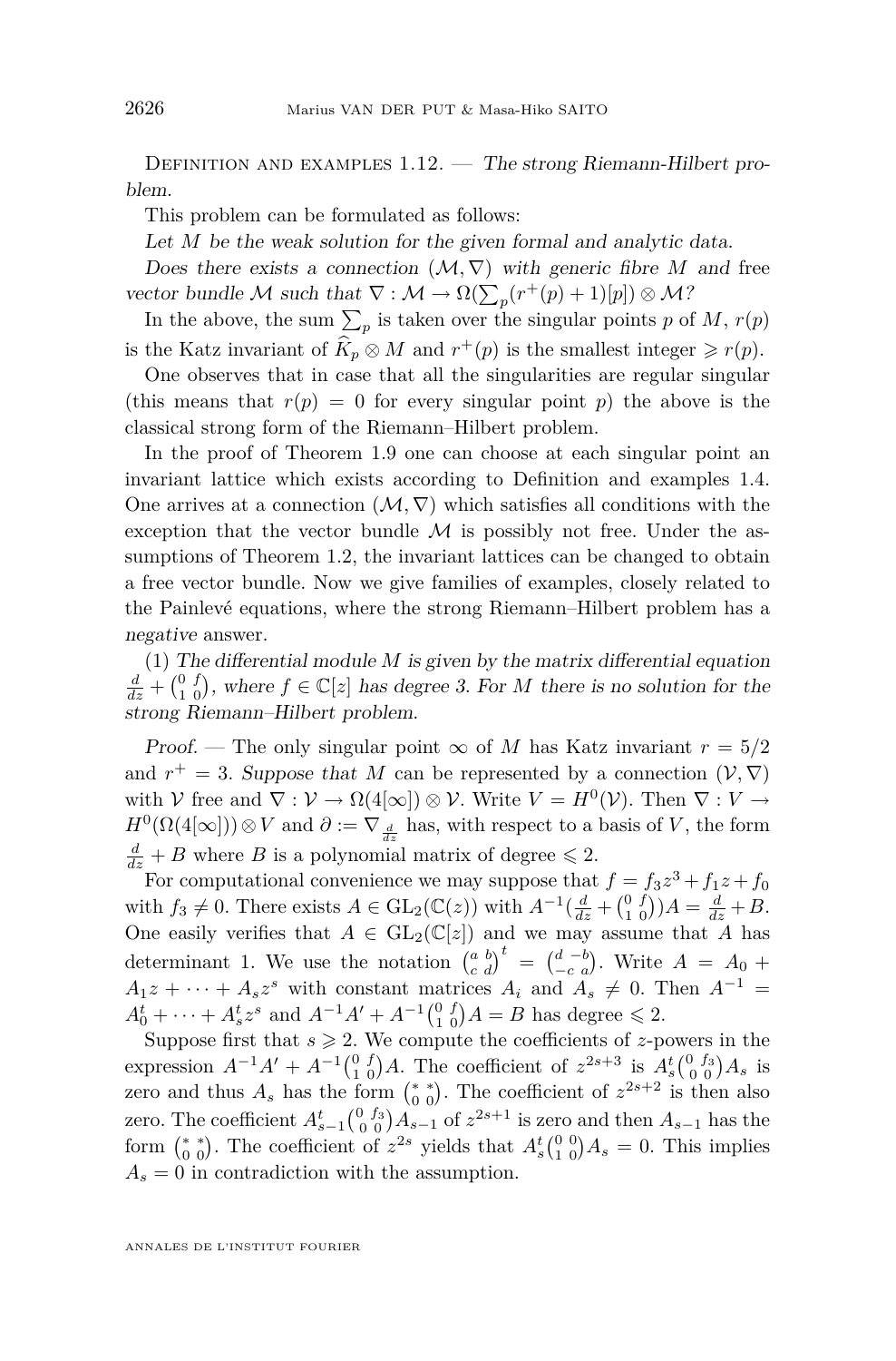Definition and examples 1.12. — *The strong Riemann-Hilbert problem.*

This problem can be formulated as follows:

*Let $M$ be the weak solution for the given formal and analytic data.*

*Does there exists a connection $(\mathcal{M},\nabla)$ with generic fibre $M$ and* free *vector bundle $\mathcal{M}$ such that $\nabla : \mathcal{M} \to \Omega(\sum_p (r^+(p)+1)[p]) \otimes \mathcal{M}$?*

In the above, the sum $\sum_p$ is taken over the singular points $p$ of $M$, $r(p)$ is the Katz invariant of $\widehat{K}_p \otimes M$ and $r^+(p)$ is the smallest integer $\geqslant r(p)$.

One observes that in case that all the singularities are regular singular (this means that $r(p)=0$ for every singular point $p$) the above is the classical strong form of the Riemann–Hilbert problem.

In the proof of Theorem 1.9 one can choose at each singular point an invariant lattice which exists according to Definition and examples 1.4. One arrives at a connection $(\mathcal{M},\nabla)$ which satisfies all conditions with the exception that the vector bundle $\mathcal{M}$ is possibly not free. Under the assumptions of Theorem 1.2, the invariant lattices can be changed to obtain a free vector bundle. Now we give families of examples, closely related to the Painlevé equations, where the strong Riemann–Hilbert problem has a *negative* answer.

(1) *The differential module $M$ is given by the matrix differential equation $\frac{d}{dz} + \begin{pmatrix} 0 & f \\ 1 & 0 \end{pmatrix}$, where $f \in \mathbb{C}[z]$ has degree 3. For $M$ there is no solution for the strong Riemann–Hilbert problem.*

*Proof.* — The only singular point $\infty$ of $M$ has Katz invariant $r = 5/2$ and $r^+ = 3$. *Suppose that* $M$ can be represented by a connection $(\mathcal{V},\nabla)$ with $\mathcal{V}$ free and $\nabla : \mathcal{V} \to \Omega(4[\infty]) \otimes \mathcal{V}$. Write $V = H^0(\mathcal{V})$. Then $\nabla : V \to H^0(\Omega(4[\infty])) \otimes V$ and $\partial := \nabla_{\frac{d}{dz}}$ has, with respect to a basis of $V$, the form $\frac{d}{dz} + B$ where $B$ is a polynomial matrix of degree $\leqslant 2$.

For computational convenience we may suppose that $f = f_3z^3 + f_1z + f_0$ with $f_3 \neq 0$. There exists $A \in \mathrm{GL}_2(\mathbb{C}(z))$ with $A^{-1}(\frac{d}{dz} + \begin{pmatrix} 0 & f \\ 1 & 0 \end{pmatrix})A = \frac{d}{dz} + B$. One easily verifies that $A \in \mathrm{GL}_2(\mathbb{C}[z])$ and we may assume that $A$ has determinant 1. We use the notation $\begin{pmatrix} a & b \\ c & d \end{pmatrix}^t = \begin{pmatrix} d & -b \\ -c & a \end{pmatrix}$. Write $A = A_0 + A_1z + \cdots + A_sz^s$ with constant matrices $A_i$ and $A_s \neq 0$. Then $A^{-1} = A_0^t + \cdots + A_s^t z^s$ and $A^{-1}A' + A^{-1}\begin{pmatrix} 0 & f \\ 1 & 0 \end{pmatrix}A = B$ has degree $\leqslant 2$.

Suppose first that $s \geqslant 2$. We compute the coefficients of $z$-powers in the expression $A^{-1}A' + A^{-1}\begin{pmatrix} 0 & f \\ 1 & 0 \end{pmatrix}A$. The coefficient of $z^{2s+3}$ is $A_s^t\begin{pmatrix} 0 & f_3 \\ 0 & 0 \end{pmatrix}A_s$ is zero and thus $A_s$ has the form $\begin{pmatrix} * & * \\ 0 & 0 \end{pmatrix}$. The coefficient of $z^{2s+2}$ is then also zero. The coefficient $A_{s-1}^t\begin{pmatrix} 0 & f_3 \\ 0 & 0 \end{pmatrix}A_{s-1}$ of $z^{2s+1}$ is zero and then $A_{s-1}$ has the form $\begin{pmatrix} * & * \\ 0 & 0 \end{pmatrix}$. The coefficient of $z^{2s}$ yields that $A_s^t\begin{pmatrix} 0 & 0 \\ 1 & 0 \end{pmatrix}A_s = 0$. This implies $A_s = 0$ in contradiction with the assumption.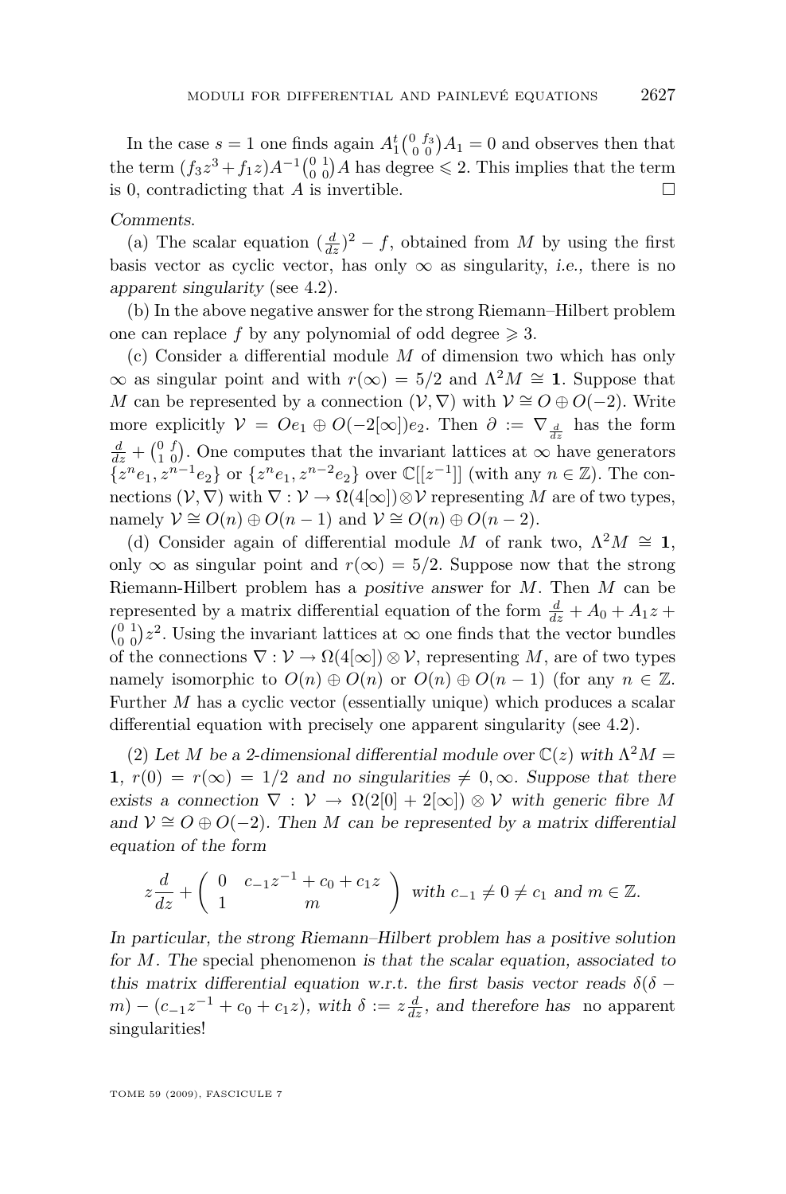In the case $s = 1$ one finds again $A_1^t \begin{pmatrix} 0 & f_3 \\ 0 & 0 \end{pmatrix} A_1 = 0$ and observes then that the term $(f_3 z^3 + f_1 z) A^{-1} \begin{pmatrix} 0 & 1 \\ 0 & 0 \end{pmatrix} A$ has degree $\leqslant 2$. This implies that the term is 0, contradicting that $A$ is invertible. □

*Comments.*

(a) The scalar equation $(\frac{d}{dz})^2 - f$, obtained from $M$ by using the first basis vector as cyclic vector, has only $\infty$ as singularity, *i.e.,* there is no *apparent singularity* (see 4.2).

(b) In the above negative answer for the strong Riemann–Hilbert problem one can replace $f$ by any polynomial of odd degree $\geqslant 3$.

(c) Consider a differential module $M$ of dimension two which has only $\infty$ as singular point and with $r(\infty) = 5/2$ and $\Lambda^2 M \cong \mathbf{1}$. Suppose that $M$ can be represented by a connection $(\mathcal{V}, \nabla)$ with $\mathcal{V} \cong O \oplus O(-2)$. Write more explicitly $\mathcal{V} = O e_1 \oplus O(-2[\infty]) e_2$. Then $\partial := \nabla_{\frac{d}{dz}}$ has the form $\frac{d}{dz} + \begin{pmatrix} 0 & f \\ 1 & 0 \end{pmatrix}$. One computes that the invariant lattices at $\infty$ have generators $\{z^n e_1, z^{n-1} e_2\}$ or $\{z^n e_1, z^{n-2} e_2\}$ over $\mathbb{C}[[z^{-1}]]$ (with any $n \in \mathbb{Z}$). The connections $(\mathcal{V}, \nabla)$ with $\nabla : \mathcal{V} \to \Omega(4[\infty]) \otimes \mathcal{V}$ representing $M$ are of two types, namely $\mathcal{V} \cong O(n) \oplus O(n-1)$ and $\mathcal{V} \cong O(n) \oplus O(n-2)$.

(d) Consider again of differential module $M$ of rank two, $\Lambda^2 M \cong \mathbf{1}$, only $\infty$ as singular point and $r(\infty) = 5/2$. Suppose now that the strong Riemann-Hilbert problem has a *positive answer* for $M$. Then $M$ can be represented by a matrix differential equation of the form $\frac{d}{dz} + A_0 + A_1 z + \begin{pmatrix} 0 & 1 \\ 0 & 0 \end{pmatrix} z^2$. Using the invariant lattices at $\infty$ one finds that the vector bundles of the connections $\nabla : \mathcal{V} \to \Omega(4[\infty]) \otimes \mathcal{V}$, representing $M$, are of two types namely isomorphic to $O(n) \oplus O(n)$ or $O(n) \oplus O(n-1)$ (for any $n \in \mathbb{Z}$. Further $M$ has a cyclic vector (essentially unique) which produces a scalar differential equation with precisely one apparent singularity (see 4.2).

(2) *Let $M$ be a 2-dimensional differential module over $\mathbb{C}(z)$ with $\Lambda^2 M = \mathbf{1}$, $r(0) = r(\infty) = 1/2$ and no singularities $\neq 0, \infty$. Suppose that there exists a connection $\nabla : \mathcal{V} \to \Omega(2[0] + 2[\infty]) \otimes \mathcal{V}$ with generic fibre $M$ and $\mathcal{V} \cong O \oplus O(-2)$. Then $M$ can be represented by a matrix differential equation of the form*

$$z\frac{d}{dz} + \begin{pmatrix} 0 & c_{-1}z^{-1} + c_0 + c_1 z \\ 1 & m \end{pmatrix} \text{ with } c_{-1} \neq 0 \neq c_1 \text{ and } m \in \mathbb{Z}.$$

*In particular, the strong Riemann–Hilbert problem has a positive solution for $M$. The* special phenomenon *is that the scalar equation, associated to this matrix differential equation w.r.t. the first basis vector reads $\delta(\delta - m) - (c_{-1}z^{-1} + c_0 + c_1 z)$, with $\delta := z\frac{d}{dz}$, and therefore has* no apparent singularities!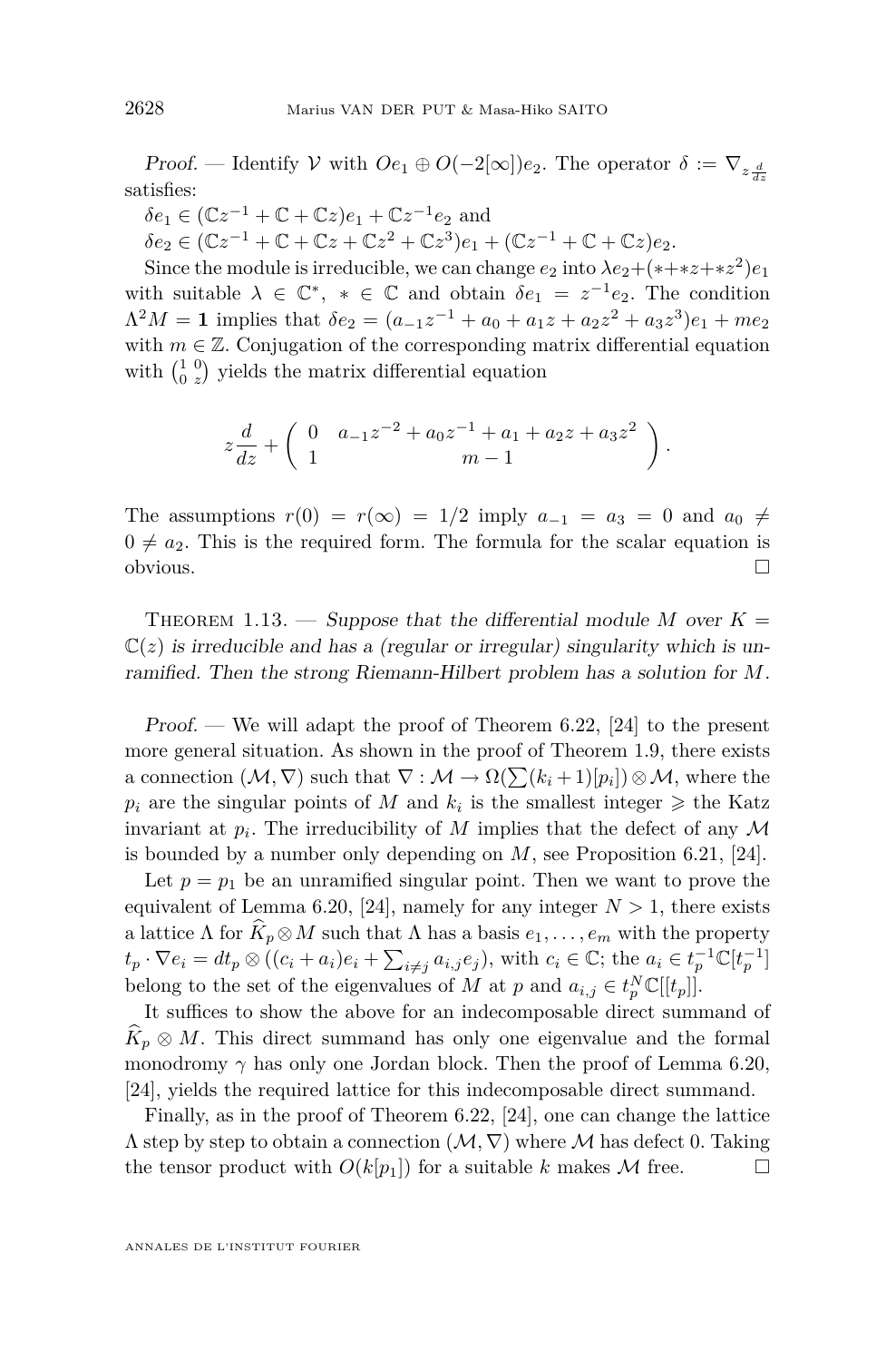*Proof.* — Identify $\mathcal{V}$ with $Oe_1 \oplus O(-2[\infty])e_2$. The operator $\delta := \nabla_{z\frac{d}{dz}}$ satisfies:

$\delta e_1 \in (\mathbb{C}z^{-1} + \mathbb{C} + \mathbb{C}z)e_1 + \mathbb{C}z^{-1}e_2$ and

$\delta e_2 \in (\mathbb{C}z^{-1} + \mathbb{C} + \mathbb{C}z + \mathbb{C}z^2 + \mathbb{C}z^3)e_1 + (\mathbb{C}z^{-1} + \mathbb{C} + \mathbb{C}z)e_2$.

Since the module is irreducible, we can change $e_2$ into $\lambda e_2 + (* + *z + *z^2)e_1$ with suitable $\lambda \in \mathbb{C}^*$, $* \in \mathbb{C}$ and obtain $\delta e_1 = z^{-1}e_2$. The condition $\Lambda^2 M = \mathbf{1}$ implies that $\delta e_2 = (a_{-1}z^{-1} + a_0 + a_1 z + a_2 z^2 + a_3 z^3)e_1 + me_2$ with $m \in \mathbb{Z}$. Conjugation of the corresponding matrix differential equation with $\left(\begin{smallmatrix} 1 & 0 \\ 0 & z \end{smallmatrix}\right)$ yields the matrix differential equation

$$z\frac{d}{dz} + \begin{pmatrix} 0 & a_{-1}z^{-2} + a_0 z^{-1} + a_1 + a_2 z + a_3 z^2 \\ 1 & m-1 \end{pmatrix}.$$

The assumptions $r(0) = r(\infty) = 1/2$ imply $a_{-1} = a_3 = 0$ and $a_0 \neq 0 \neq a_2$. This is the required form. The formula for the scalar equation is obvious. □

Theorem 1.13. — *Suppose that the differential module $M$ over $K = \mathbb{C}(z)$ is irreducible and has a (regular or irregular) singularity which is unramified. Then the strong Riemann-Hilbert problem has a solution for $M$.*

*Proof.* — We will adapt the proof of Theorem 6.22, [24] to the present more general situation. As shown in the proof of Theorem 1.9, there exists a connection $(\mathcal{M}, \nabla)$ such that $\nabla : \mathcal{M} \to \Omega(\sum(k_i+1)[p_i]) \otimes \mathcal{M}$, where the $p_i$ are the singular points of $M$ and $k_i$ is the smallest integer $\geqslant$ the Katz invariant at $p_i$. The irreducibility of $M$ implies that the defect of any $\mathcal{M}$ is bounded by a number only depending on $M$, see Proposition 6.21, [24].

Let $p = p_1$ be an unramified singular point. Then we want to prove the equivalent of Lemma 6.20, [24], namely for any integer $N > 1$, there exists a lattice $\Lambda$ for $\widehat{K}_p \otimes M$ such that $\Lambda$ has a basis $e_1, \ldots, e_m$ with the property $t_p \cdot \nabla e_i = dt_p \otimes ((c_i + a_i)e_i + \sum_{i \neq j} a_{i,j}e_j)$, with $c_i \in \mathbb{C}$; the $a_i \in t_p^{-1}\mathbb{C}[t_p^{-1}]$ belong to the set of the eigenvalues of $M$ at $p$ and $a_{i,j} \in t_p^N \mathbb{C}[[t_p]]$.

It suffices to show the above for an indecomposable direct summand of $\widehat{K}_p \otimes M$. This direct summand has only one eigenvalue and the formal monodromy $\gamma$ has only one Jordan block. Then the proof of Lemma 6.20, [24], yields the required lattice for this indecomposable direct summand.

Finally, as in the proof of Theorem 6.22, [24], one can change the lattice $\Lambda$ step by step to obtain a connection $(\mathcal{M}, \nabla)$ where $\mathcal{M}$ has defect 0. Taking the tensor product with $O(k[p_1])$ for a suitable $k$ makes $\mathcal{M}$ free. □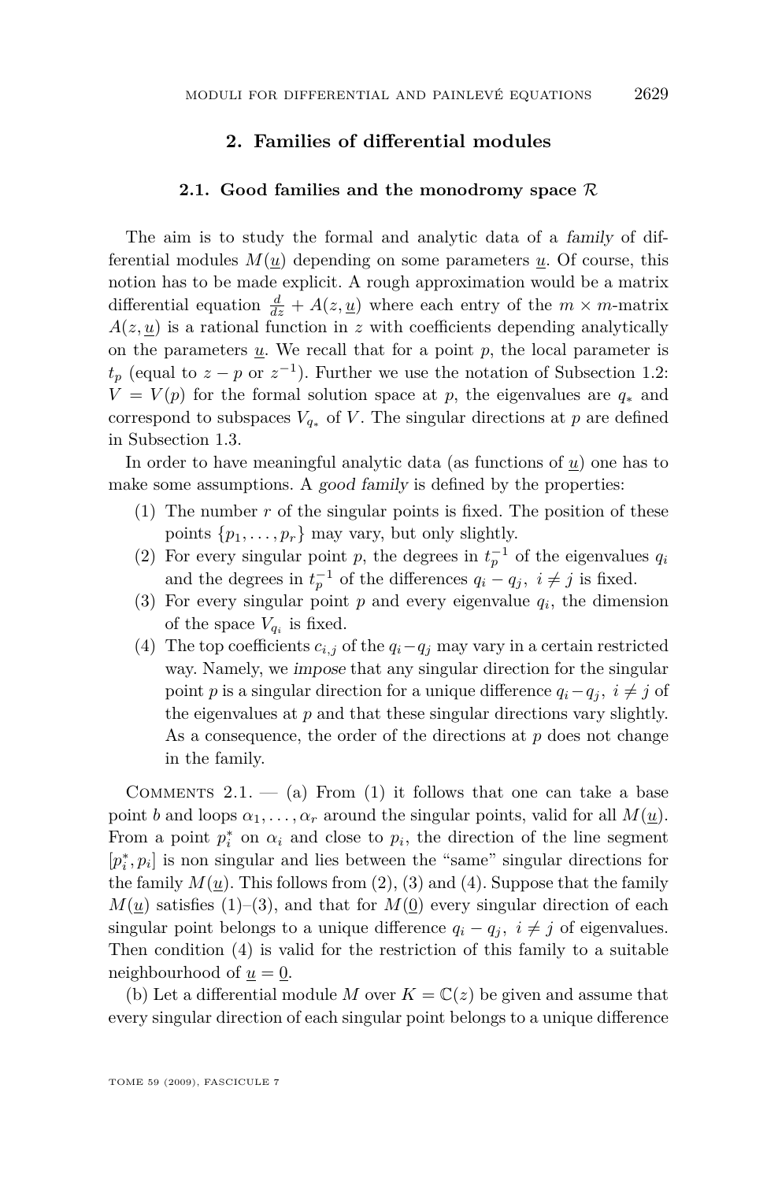## 2. Families of differential modules

### 2.1. Good families and the monodromy space $\mathcal{R}$

The aim is to study the formal and analytic data of a *family* of differential modules $M(\underline{u})$ depending on some parameters $\underline{u}$. Of course, this notion has to be made explicit. A rough approximation would be a matrix differential equation $\frac{d}{dz} + A(z, \underline{u})$ where each entry of the $m \times m$-matrix $A(z, \underline{u})$ is a rational function in $z$ with coefficients depending analytically on the parameters $\underline{u}$. We recall that for a point $p$, the local parameter is $t_p$ (equal to $z - p$ or $z^{-1}$). Further we use the notation of Subsection 1.2: $V = V(p)$ for the formal solution space at $p$, the eigenvalues are $q_*$ and correspond to subspaces $V_{q_*}$ of $V$. The singular directions at $p$ are defined in Subsection 1.3.

In order to have meaningful analytic data (as functions of $\underline{u}$) one has to make some assumptions. A *good family* is defined by the properties:

(1) The number $r$ of the singular points is fixed. The position of these points $\{p_1, \ldots, p_r\}$ may vary, but only slightly.

(2) For every singular point $p$, the degrees in $t_p^{-1}$ of the eigenvalues $q_i$ and the degrees in $t_p^{-1}$ of the differences $q_i - q_j,\ i \neq j$ is fixed.

(3) For every singular point $p$ and every eigenvalue $q_i$, the dimension of the space $V_{q_i}$ is fixed.

(4) The top coefficients $c_{i,j}$ of the $q_i - q_j$ may vary in a certain restricted way. Namely, we *impose* that any singular direction for the singular point $p$ is a singular direction for a unique difference $q_i - q_j,\ i \neq j$ of the eigenvalues at $p$ and that these singular directions vary slightly. As a consequence, the order of the directions at $p$ does not change in the family.

Comments 2.1. — (a) From (1) it follows that one can take a base point $b$ and loops $\alpha_1, \ldots, \alpha_r$ around the singular points, valid for all $M(\underline{u})$. From a point $p_i^*$ on $\alpha_i$ and close to $p_i$, the direction of the line segment $[p_i^*, p_i]$ is non singular and lies between the "same" singular directions for the family $M(\underline{u})$. This follows from (2), (3) and (4). Suppose that the family $M(\underline{u})$ satisfies (1)–(3), and that for $M(\underline{0})$ every singular direction of each singular point belongs to a unique difference $q_i - q_j,\ i \neq j$ of eigenvalues. Then condition (4) is valid for the restriction of this family to a suitable neighbourhood of $\underline{u} = \underline{0}$.

(b) Let a differential module $M$ over $K = \mathbb{C}(z)$ be given and assume that every singular direction of each singular point belongs to a unique difference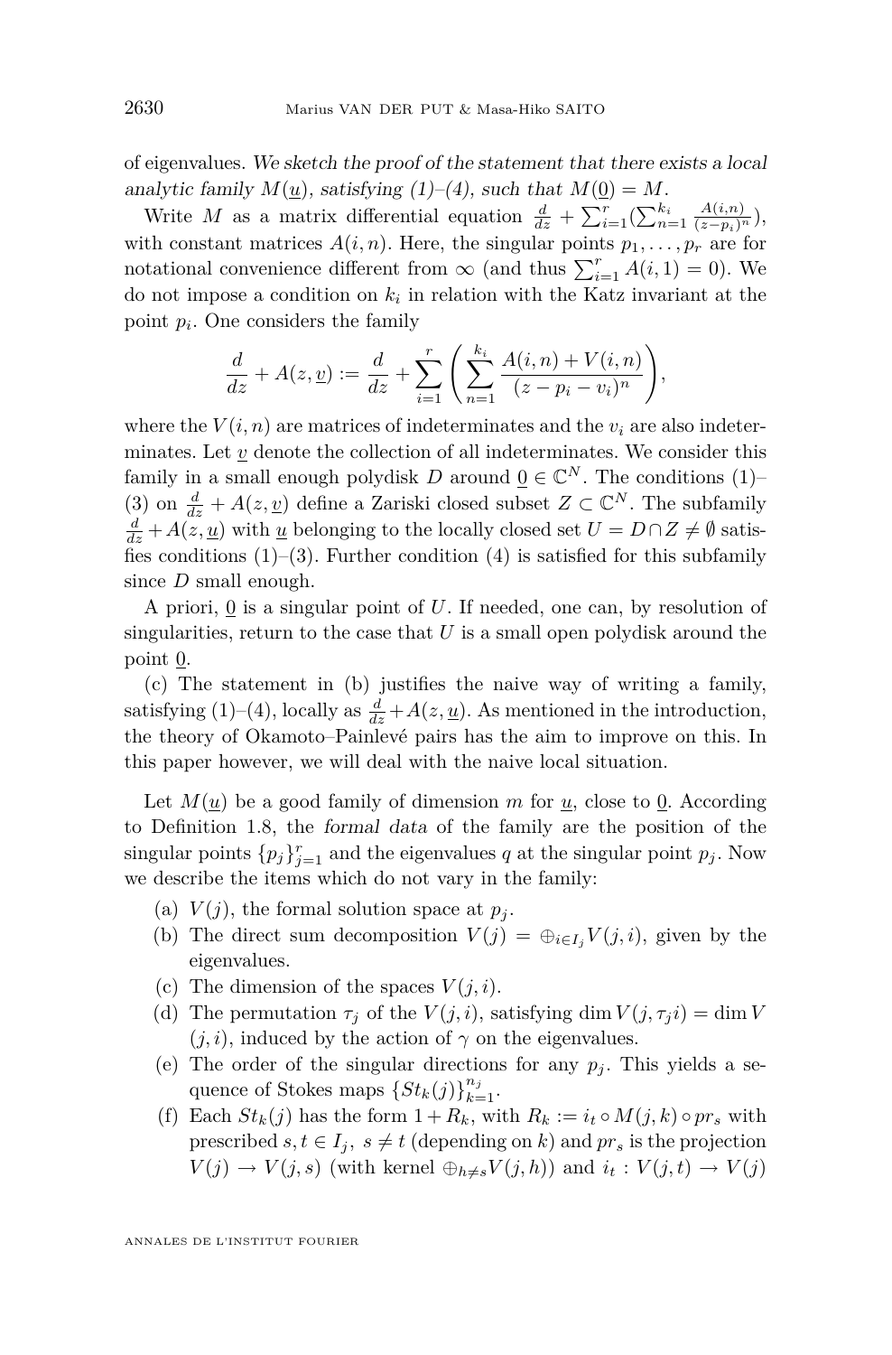of eigenvalues. *We sketch the proof of the statement that there exists a local analytic family $M(\underline{u})$, satisfying (1)–(4), such that $M(\underline{0}) = M$.*

Write $M$ as a matrix differential equation $\frac{d}{dz} + \sum_{i=1}^{r}(\sum_{n=1}^{k_i} \frac{A(i,n)}{(z-p_i)^n})$, with constant matrices $A(i,n)$. Here, the singular points $p_1, \dots, p_r$ are for notational convenience different from $\infty$ (and thus $\sum_{i=1}^{r} A(i,1) = 0$). We do not impose a condition on $k_i$ in relation with the Katz invariant at the point $p_i$. One considers the family

$$\frac{d}{dz} + A(z, \underline{v}) := \frac{d}{dz} + \sum_{i=1}^{r}\left(\sum_{n=1}^{k_i} \frac{A(i,n) + V(i,n)}{(z - p_i - v_i)^n}\right),$$

where the $V(i,n)$ are matrices of indeterminates and the $v_i$ are also indeterminates. Let $\underline{v}$ denote the collection of all indeterminates. We consider this family in a small enough polydisk $D$ around $\underline{0} \in \mathbb{C}^N$. The conditions (1)–(3) on $\frac{d}{dz} + A(z, \underline{v})$ define a Zariski closed subset $Z \subset \mathbb{C}^N$. The subfamily $\frac{d}{dz} + A(z, \underline{u})$ with $\underline{u}$ belonging to the locally closed set $U = D \cap Z \neq \emptyset$ satisfies conditions (1)–(3). Further condition (4) is satisfied for this subfamily since $D$ small enough.

A priori, $\underline{0}$ is a singular point of $U$. If needed, one can, by resolution of singularities, return to the case that $U$ is a small open polydisk around the point $\underline{0}$.

(c) The statement in (b) justifies the naive way of writing a family, satisfying (1)–(4), locally as $\frac{d}{dz} + A(z, \underline{u})$. As mentioned in the introduction, the theory of Okamoto–Painlevé pairs has the aim to improve on this. In this paper however, we will deal with the naive local situation.

Let $M(\underline{u})$ be a good family of dimension $m$ for $\underline{u}$, close to $\underline{0}$. According to Definition 1.8, the *formal data* of the family are the position of the singular points $\{p_j\}_{j=1}^{r}$ and the eigenvalues $q$ at the singular point $p_j$. Now we describe the items which do not vary in the family:

(a) $V(j)$, the formal solution space at $p_j$.
(b) The direct sum decomposition $V(j) = \oplus_{i \in I_j} V(j,i)$, given by the eigenvalues.
(c) The dimension of the spaces $V(j,i)$.
(d) The permutation $\tau_j$ of the $V(j,i)$, satisfying $\dim V(j, \tau_j i) = \dim V(j,i)$, induced by the action of $\gamma$ on the eigenvalues.
(e) The order of the singular directions for any $p_j$. This yields a sequence of Stokes maps $\{St_k(j)\}_{k=1}^{n_j}$.
(f) Each $St_k(j)$ has the form $1 + R_k$, with $R_k := i_t \circ M(j,k) \circ pr_s$ with prescribed $s, t \in I_j,\ s \neq t$ (depending on $k$) and $pr_s$ is the projection $V(j) \to V(j,s)$ (with kernel $\oplus_{h \neq s} V(j,h)$) and $i_t : V(j,t) \to V(j)$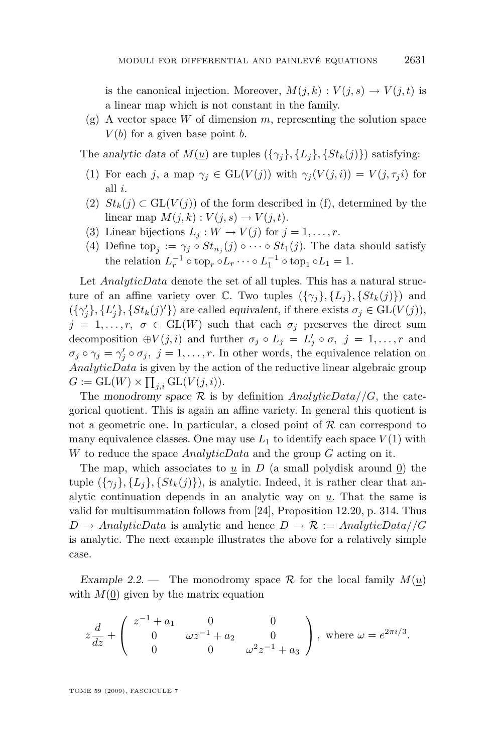is the canonical injection. Moreover, $M(j,k) : V(j,s) \to V(j,t)$ is a linear map which is not constant in the family.

(g) A vector space $W$ of dimension $m$, representing the solution space $V(b)$ for a given base point $b$.

The *analytic data* of $M(\underline{u})$ are tuples $(\{\gamma_j\}, \{L_j\}, \{St_k(j)\})$ satisfying:

(1) For each $j$, a map $\gamma_j \in \mathrm{GL}(V(j))$ with $\gamma_j(V(j,i)) = V(j, \tau_j i)$ for all $i$.

(2) $St_k(j) \subset \mathrm{GL}(V(j))$ of the form described in (f), determined by the linear map $M(j,k) : V(j,s) \to V(j,t)$.

(3) Linear bijections $L_j : W \to V(j)$ for $j = 1, \ldots, r$.

(4) Define $\mathrm{top}_j := \gamma_j \circ St_{n_j}(j) \circ \cdots \circ St_1(j)$. The data should satisfy the relation $L_r^{-1} \circ \mathrm{top}_r \circ L_r \cdots \circ L_1^{-1} \circ \mathrm{top}_1 \circ L_1 = 1$.

Let *AnalyticData* denote the set of all tuples. This has a natural structure of an affine variety over $\mathbb{C}$. Two tuples $(\{\gamma_j\}, \{L_j\}, \{St_k(j)\})$ and $(\{\gamma_j'\}, \{L_j'\}, \{St_k(j)'\})$ are called *equivalent*, if there exists $\sigma_j \in \mathrm{GL}(V(j))$, $j = 1, \ldots, r$, $\sigma \in \mathrm{GL}(W)$ such that each $\sigma_j$ preserves the direct sum decomposition $\oplus V(j,i)$ and further $\sigma_j \circ L_j = L_j' \circ \sigma$, $j = 1, \ldots, r$ and $\sigma_j \circ \gamma_j = \gamma_j' \circ \sigma_j$, $j = 1, \ldots, r$. In other words, the equivalence relation on *AnalyticData* is given by the action of the reductive linear algebraic group $G := \mathrm{GL}(W) \times \prod_{j,i} \mathrm{GL}(V(j,i))$.

The *monodromy space* $\mathcal{R}$ is by definition *AnalyticData*$//G$, the categorical quotient. This is again an affine variety. In general this quotient is not a geometric one. In particular, a closed point of $\mathcal{R}$ can correspond to many equivalence classes. One may use $L_1$ to identify each space $V(1)$ with $W$ to reduce the space *AnalyticData* and the group $G$ acting on it.

The map, which associates to $\underline{u}$ in $D$ (a small polydisk around $\underline{0}$) the tuple $(\{\gamma_j\}, \{L_j\}, \{St_k(j)\})$, is analytic. Indeed, it is rather clear that analytic continuation depends in an analytic way on $\underline{u}$. That the same is valid for multisummation follows from [24], Proposition 12.20, p. 314. Thus $D \to$ *AnalyticData* is analytic and hence $D \to \mathcal{R} :=$ *AnalyticData*$//G$ is analytic. The next example illustrates the above for a relatively simple case.

*Example 2.2.* — The monodromy space $\mathcal{R}$ for the local family $M(\underline{u})$ with $M(\underline{0})$ given by the matrix equation

$$z\frac{d}{dz} + \begin{pmatrix} z^{-1} + a_1 & 0 & 0 \\ 0 & \omega z^{-1} + a_2 & 0 \\ 0 & 0 & \omega^2 z^{-1} + a_3 \end{pmatrix}, \text{ where } \omega = e^{2\pi i/3}.$$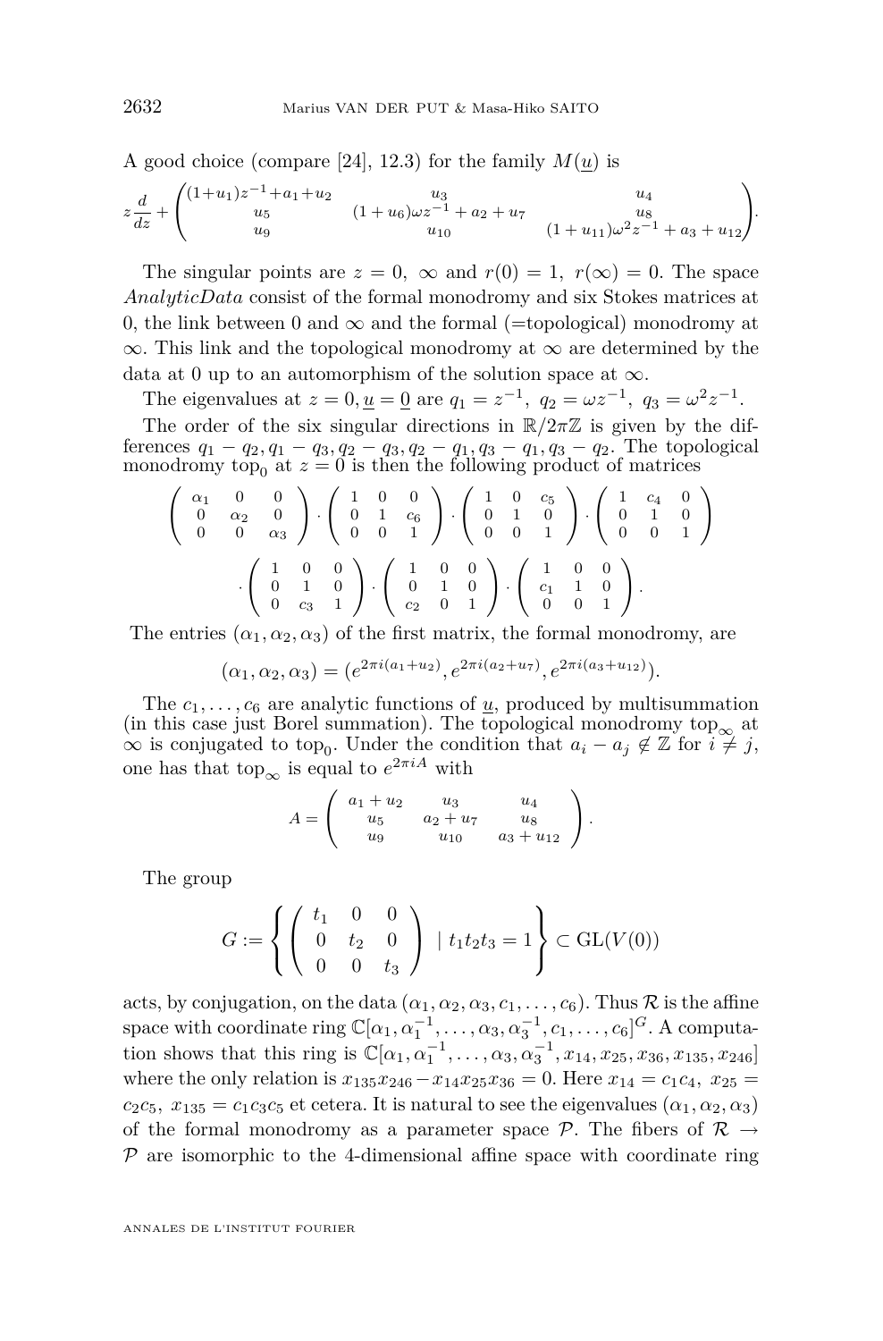A good choice (compare [24], 12.3) for the family $M(\underline{u})$ is

$$z\frac{d}{dz}+\begin{pmatrix}(1+u_1)z^{-1}+a_1+u_2 & u_3 & u_4\\ u_5 & (1+u_6)\omega z^{-1}+a_2+u_7 & u_8\\ u_9 & u_{10} & (1+u_{11})\omega^2 z^{-1}+a_3+u_{12}\end{pmatrix}.$$

The singular points are $z=0,\ \infty$ and $r(0)=1,\ r(\infty)=0$. The space *AnalyticData* consist of the formal monodromy and six Stokes matrices at 0, the link between 0 and $\infty$ and the formal (=topological) monodromy at $\infty$. This link and the topological monodromy at $\infty$ are determined by the data at 0 up to an automorphism of the solution space at $\infty$.

The eigenvalues at $z=0, \underline{u}=\underline{0}$ are $q_1=z^{-1},\ q_2=\omega z^{-1},\ q_3=\omega^2 z^{-1}$.

The order of the six singular directions in $\mathbb{R}/2\pi\mathbb{Z}$ is given by the differences $q_1-q_2, q_1-q_3, q_2-q_3, q_2-q_1, q_3-q_1, q_3-q_2$. The topological monodromy $\mathrm{top}_0$ at $z=0$ is then the following product of matrices

$$\begin{pmatrix}\alpha_1&0&0\\0&\alpha_2&0\\0&0&\alpha_3\end{pmatrix}\cdot\begin{pmatrix}1&0&0\\0&1&c_6\\0&0&1\end{pmatrix}\cdot\begin{pmatrix}1&0&c_5\\0&1&0\\0&0&1\end{pmatrix}\cdot\begin{pmatrix}1&c_4&0\\0&1&0\\0&0&1\end{pmatrix}$$
$$\cdot\begin{pmatrix}1&0&0\\0&1&0\\0&c_3&1\end{pmatrix}\cdot\begin{pmatrix}1&0&0\\0&1&0\\c_2&0&1\end{pmatrix}\cdot\begin{pmatrix}1&0&0\\c_1&1&0\\0&0&1\end{pmatrix}.$$

The entries $(\alpha_1,\alpha_2,\alpha_3)$ of the first matrix, the formal monodromy, are

$$(\alpha_1,\alpha_2,\alpha_3)=(e^{2\pi i(a_1+u_2)},e^{2\pi i(a_2+u_7)},e^{2\pi i(a_3+u_{12})}).$$

The $c_1,\dots,c_6$ are analytic functions of $\underline{u}$, produced by multisummation (in this case just Borel summation). The topological monodromy $\mathrm{top}_\infty$ at $\infty$ is conjugated to $\mathrm{top}_0$. Under the condition that $a_i-a_j\notin\mathbb{Z}$ for $i\neq j$, one has that $\mathrm{top}_\infty$ is equal to $e^{2\pi i A}$ with

$$A=\begin{pmatrix}a_1+u_2&u_3&u_4\\u_5&a_2+u_7&u_8\\u_9&u_{10}&a_3+u_{12}\end{pmatrix}.$$

The group

$$G:=\left\{\begin{pmatrix}t_1&0&0\\0&t_2&0\\0&0&t_3\end{pmatrix}\ \middle|\ t_1t_2t_3=1\right\}\subset \mathrm{GL}(V(0))$$

acts, by conjugation, on the data $(\alpha_1,\alpha_2,\alpha_3,c_1,\dots,c_6)$. Thus $\mathcal{R}$ is the affine space with coordinate ring $\mathbb{C}[\alpha_1,\alpha_1^{-1},\dots,\alpha_3,\alpha_3^{-1},c_1,\dots,c_6]^G$. A computation shows that this ring is $\mathbb{C}[\alpha_1,\alpha_1^{-1},\dots,\alpha_3,\alpha_3^{-1},x_{14},x_{25},x_{36},x_{135},x_{246}]$ where the only relation is $x_{135}x_{246}-x_{14}x_{25}x_{36}=0$. Here $x_{14}=c_1c_4,\ x_{25}=c_2c_5,\ x_{135}=c_1c_3c_5$ et cetera. It is natural to see the eigenvalues $(\alpha_1,\alpha_2,\alpha_3)$ of the formal monodromy as a parameter space $\mathcal{P}$. The fibers of $\mathcal{R}\to\mathcal{P}$ are isomorphic to the 4-dimensional affine space with coordinate ring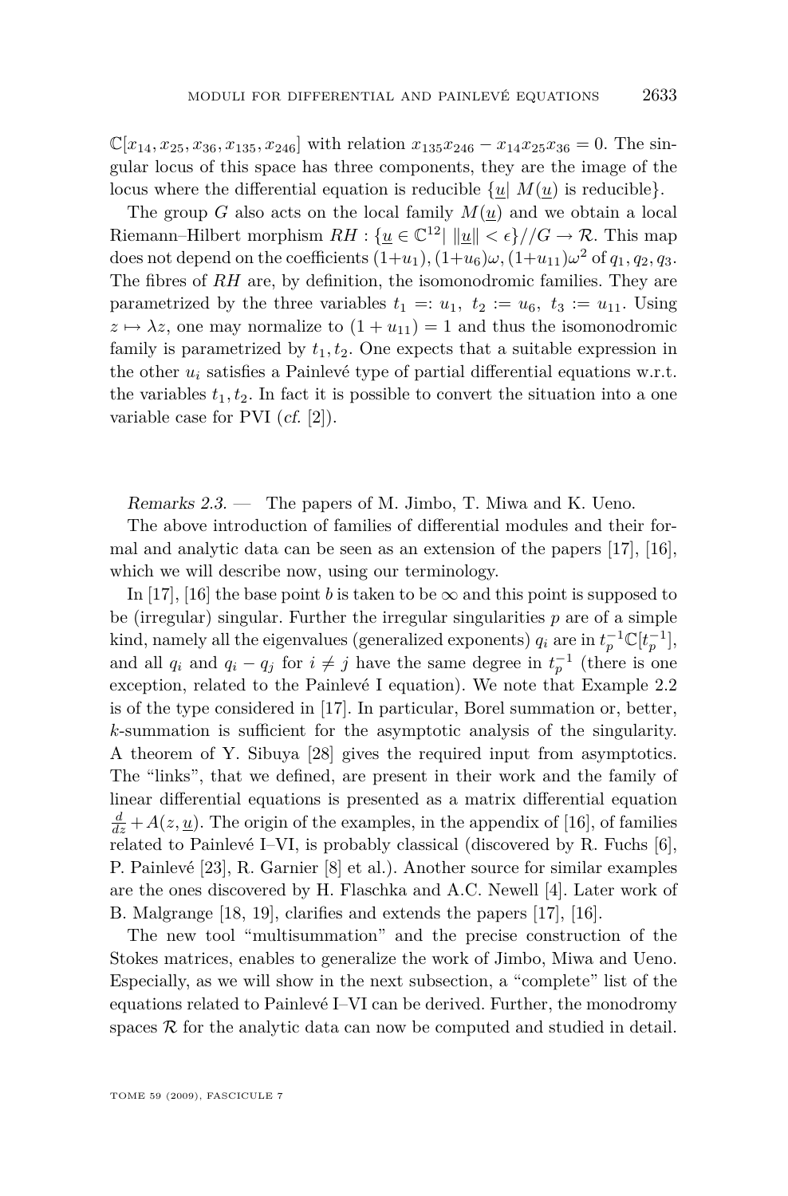$\mathbb{C}[x_{14}, x_{25}, x_{36}, x_{135}, x_{246}]$ with relation $x_{135}x_{246} - x_{14}x_{25}x_{36} = 0$. The singular locus of this space has three components, they are the image of the locus where the differential equation is reducible $\{\underline{u} | \ M(\underline{u}) \text{ is reducible}\}$.

The group $G$ also acts on the local family $M(\underline{u})$ and we obtain a local Riemann–Hilbert morphism $RH : \{\underline{u} \in \mathbb{C}^{12} | \ \|\underline{u}\| < \epsilon\}//G \to \mathcal{R}$. This map does not depend on the coefficients $(1+u_1), (1+u_6)\omega, (1+u_{11})\omega^2$ of $q_1, q_2, q_3$. The fibres of $RH$ are, by definition, the isomonodromic families. They are parametrized by the three variables $t_1 =: u_1, \ t_2 := u_6, \ t_3 := u_{11}$. Using $z \mapsto \lambda z$, one may normalize to $(1+u_{11}) = 1$ and thus the isomonodromic family is parametrized by $t_1, t_2$. One expects that a suitable expression in the other $u_i$ satisfies a Painlevé type of partial differential equations w.r.t. the variables $t_1, t_2$. In fact it is possible to convert the situation into a one variable case for PVI (*cf.* [2]).

*Remarks 2.3.* — The papers of M. Jimbo, T. Miwa and K. Ueno.

The above introduction of families of differential modules and their formal and analytic data can be seen as an extension of the papers [17], [16], which we will describe now, using our terminology.

In [17], [16] the base point $b$ is taken to be $\infty$ and this point is supposed to be (irregular) singular. Further the irregular singularities $p$ are of a simple kind, namely all the eigenvalues (generalized exponents) $q_i$ are in $t_p^{-1}\mathbb{C}[t_p^{-1}]$, and all $q_i$ and $q_i - q_j$ for $i \neq j$ have the same degree in $t_p^{-1}$ (there is one exception, related to the Painlevé I equation). We note that Example 2.2 is of the type considered in [17]. In particular, Borel summation or, better, $k$-summation is sufficient for the asymptotic analysis of the singularity. A theorem of Y. Sibuya [28] gives the required input from asymptotics. The "links", that we defined, are present in their work and the family of linear differential equations is presented as a matrix differential equation $\frac{d}{dz} + A(z, \underline{u})$. The origin of the examples, in the appendix of [16], of families related to Painlevé I–VI, is probably classical (discovered by R. Fuchs [6], P. Painlevé [23], R. Garnier [8] et al.). Another source for similar examples are the ones discovered by H. Flaschka and A.C. Newell [4]. Later work of B. Malgrange [18, 19], clarifies and extends the papers [17], [16].

The new tool "multisummation" and the precise construction of the Stokes matrices, enables to generalize the work of Jimbo, Miwa and Ueno. Especially, as we will show in the next subsection, a "complete" list of the equations related to Painlevé I–VI can be derived. Further, the monodromy spaces $\mathcal{R}$ for the analytic data can now be computed and studied in detail.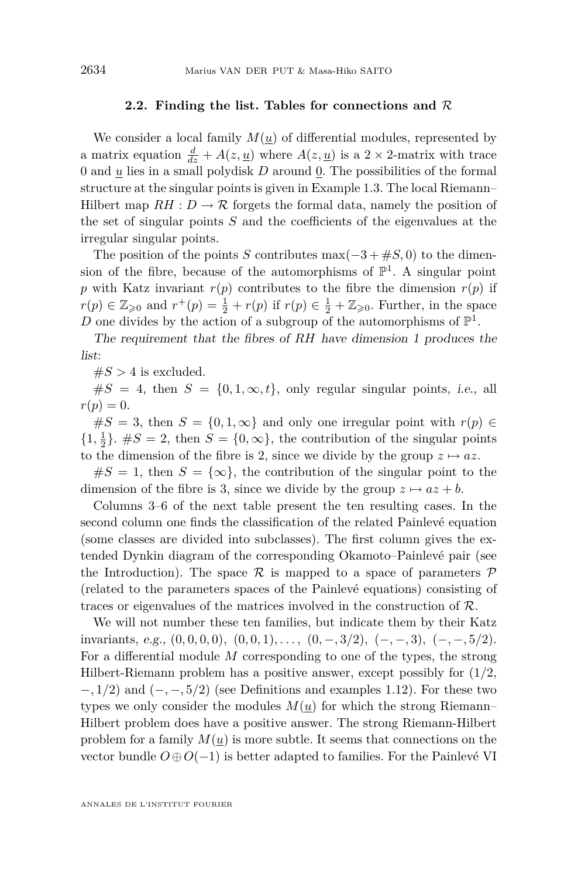### 2.2. Finding the list. Tables for connections and $\mathcal{R}$

We consider a local family $M(\underline{u})$ of differential modules, represented by a matrix equation $\frac{d}{dz}+A(z,\underline{u})$ where $A(z,\underline{u})$ is a $2\times 2$-matrix with trace 0 and $\underline{u}$ lies in a small polydisk $D$ around $\underline{0}$. The possibilities of the formal structure at the singular points is given in Example 1.3. The local Riemann–Hilbert map $RH: D\to\mathcal{R}$ forgets the formal data, namely the position of the set of singular points $S$ and the coefficients of the eigenvalues at the irregular singular points.

The position of the points $S$ contributes $\max(-3+\#S,0)$ to the dimension of the fibre, because of the automorphisms of $\mathbb{P}^1$. A singular point $p$ with Katz invariant $r(p)$ contributes to the fibre the dimension $r(p)$ if $r(p)\in\mathbb{Z}_{\geqslant 0}$ and $r^+(p)=\frac{1}{2}+r(p)$ if $r(p)\in\frac{1}{2}+\mathbb{Z}_{\geqslant 0}$. Further, in the space $D$ one divides by the action of a subgroup of the automorphisms of $\mathbb{P}^1$.

*The requirement that the fibres of RH have dimension 1 produces the list*:

$\#S>4$ is excluded.

$\#S=4$, then $S=\{0,1,\infty,t\}$, only regular singular points, *i.e.*, all $r(p)=0$.

$\#S=3$, then $S=\{0,1,\infty\}$ and only one irregular point with $r(p)\in\{1,\frac{1}{2}\}$. $\#S=2$, then $S=\{0,\infty\}$, the contribution of the singular points to the dimension of the fibre is 2, since we divide by the group $z\mapsto az$.

$\#S=1$, then $S=\{\infty\}$, the contribution of the singular point to the dimension of the fibre is 3, since we divide by the group $z\mapsto az+b$.

Columns 3–6 of the next table present the ten resulting cases. In the second column one finds the classification of the related Painlevé equation (some classes are divided into subclasses). The first column gives the extended Dynkin diagram of the corresponding Okamoto–Painlevé pair (see the Introduction). The space $\mathcal{R}$ is mapped to a space of parameters $\mathcal{P}$ (related to the parameters spaces of the Painlevé equations) consisting of traces or eigenvalues of the matrices involved in the construction of $\mathcal{R}$.

We will not number these ten families, but indicate them by their Katz invariants, *e.g.*, $(0,0,0,0)$, $(0,0,1),\ldots,$ $(0,-,3/2)$, $(-,-,3)$, $(-,-,5/2)$. For a differential module $M$ corresponding to one of the types, the strong Hilbert-Riemann problem has a positive answer, except possibly for $(1/2,$ $-,1/2)$ and $(-,-,5/2)$ (see Definitions and examples 1.12). For these two types we only consider the modules $M(\underline{u})$ for which the strong Riemann–Hilbert problem does have a positive answer. The strong Riemann-Hilbert problem for a family $M(\underline{u})$ is more subtle. It seems that connections on the vector bundle $O\oplus O(-1)$ is better adapted to families. For the Painlevé VI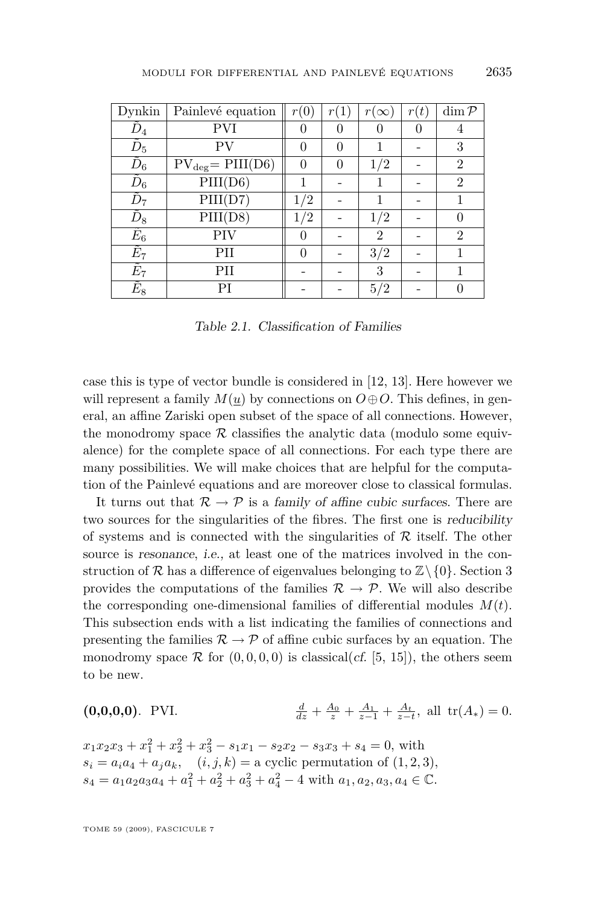| Dynkin | Painlevé equation | $r(0)$ | $r(1)$ | $r(\infty)$ | $r(t)$ | $\dim \mathcal{P}$ |
|---|---|---|---|---|---|---|
| $\tilde{D}_4$ | PVI | 0 | 0 | 0 | 0 | 4 |
| $\tilde{D}_5$ | PV | 0 | 0 | 1 | - | 3 |
| $\tilde{D}_6$ | $\mathrm{PV}_{\mathrm{deg}}$= PIII(D6) | 0 | 0 | 1/2 | - | 2 |
| $\tilde{D}_6$ | PIII(D6) | 1 | - | 1 | - | 2 |
| $\tilde{D}_7$ | PIII(D7) | 1/2 | - | 1 | - | 1 |
| $\tilde{D}_8$ | PIII(D8) | 1/2 | - | 1/2 | - | 0 |
| $\tilde{E}_6$ | PIV | 0 | - | 2 | - | 2 |
| $\tilde{E}_7$ | PII | 0 | - | 3/2 | - | 1 |
| $\tilde{E}_7$ | PII | - | - | 3 | - | 1 |
| $\tilde{E}_8$ | PI | - | - | 5/2 | - | 0 |

*Table 2.1. Classification of Families*

case this is type of vector bundle is considered in [12, 13]. Here however we will represent a family $M(\underline{u})$ by connections on $O \oplus O$. This defines, in general, an affine Zariski open subset of the space of all connections. However, the monodromy space $\mathcal{R}$ classifies the analytic data (modulo some equivalence) for the complete space of all connections. For each type there are many possibilities. We will make choices that are helpful for the computation of the Painlevé equations and are moreover close to classical formulas.

It turns out that $\mathcal{R} \to \mathcal{P}$ is a *family of affine cubic surfaces*. There are two sources for the singularities of the fibres. The first one is *reducibility* of systems and is connected with the singularities of $\mathcal{R}$ itself. The other source is *resonance*, *i.e.,* at least one of the matrices involved in the construction of $\mathcal{R}$ has a difference of eigenvalues belonging to $\mathbb{Z} \setminus \{0\}$. Section 3 provides the computations of the families $\mathcal{R} \to \mathcal{P}$. We will also describe the corresponding one-dimensional families of differential modules $M(t)$. This subsection ends with a list indicating the families of connections and presenting the families $\mathcal{R} \to \mathcal{P}$ of affine cubic surfaces by an equation. The monodromy space $\mathcal{R}$ for $(0,0,0,0)$ is classical(*cf.* [5, 15]), the others seem to be new.

**(0,0,0,0)**. PVI. $\quad \frac{d}{dz} + \frac{A_0}{z} + \frac{A_1}{z-1} + \frac{A_t}{z-t}$, all $\mathrm{tr}(A_*) = 0$.

$x_1x_2x_3 + x_1^2 + x_2^2 + x_3^2 - s_1x_1 - s_2x_2 - s_3x_3 + s_4 = 0$, with
$s_i = a_ia_4 + a_ja_k$, $\quad (i,j,k) =$ a cyclic permutation of $(1,2,3)$,
$s_4 = a_1a_2a_3a_4 + a_1^2 + a_2^2 + a_3^2 + a_4^2 - 4$ with $a_1, a_2, a_3, a_4 \in \mathbb{C}$.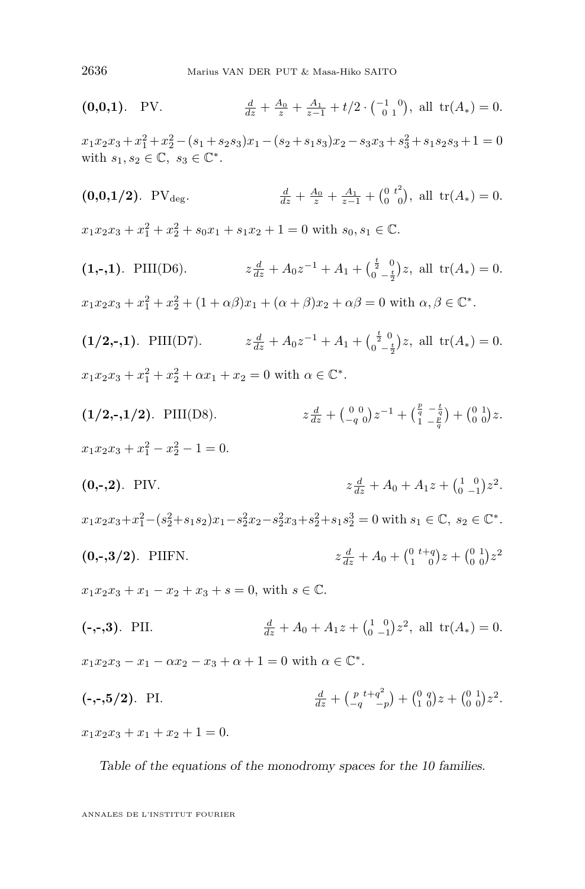**(0,0,1)**. PV. $\frac{d}{dz} + \frac{A_0}{z} + \frac{A_1}{z-1} + t/2 \cdot \begin{pmatrix} -1 & 0 \\ 0 & 1 \end{pmatrix}$, all $\mathrm{tr}(A_*) = 0$.

$x_1x_2x_3 + x_1^2 + x_2^2 - (s_1 + s_2s_3)x_1 - (s_2 + s_1s_3)x_2 - s_3x_3 + s_3^2 + s_1s_2s_3 + 1 = 0$ with $s_1, s_2 \in \mathbb{C}$, $s_3 \in \mathbb{C}^*$.

**(0,0,1/2)**. $\mathrm{PV}_{\mathrm{deg}}$. $\frac{d}{dz} + \frac{A_0}{z} + \frac{A_1}{z-1} + \begin{pmatrix} 0 & t^2 \\ 0 & 0 \end{pmatrix}$, all $\mathrm{tr}(A_*) = 0$.

$x_1x_2x_3 + x_1^2 + x_2^2 + s_0x_1 + s_1x_2 + 1 = 0$ with $s_0, s_1 \in \mathbb{C}$.

**(1,-,1)**. PIII(D6). $z\frac{d}{dz} + A_0z^{-1} + A_1 + \begin{pmatrix} \frac{t}{2} & 0 \\ 0 & -\frac{t}{2} \end{pmatrix}z$, all $\mathrm{tr}(A_*) = 0$.

$x_1x_2x_3 + x_1^2 + x_2^2 + (1 + \alpha\beta)x_1 + (\alpha + \beta)x_2 + \alpha\beta = 0$ with $\alpha, \beta \in \mathbb{C}^*$.

**(1/2,-,1)**. PIII(D7). $z\frac{d}{dz} + A_0z^{-1} + A_1 + \begin{pmatrix} \frac{t}{2} & 0 \\ 0 & -\frac{t}{2} \end{pmatrix}z$, all $\mathrm{tr}(A_*) = 0$.

$x_1x_2x_3 + x_1^2 + x_2^2 + \alpha x_1 + x_2 = 0$ with $\alpha \in \mathbb{C}^*$.

**(1/2,-,1/2)**. PIII(D8). $z\frac{d}{dz} + \begin{pmatrix} 0 & 0 \\ -q & 0 \end{pmatrix}z^{-1} + \begin{pmatrix} \frac{p}{q} & -\frac{t}{q} \\ 1 & -\frac{p}{q} \end{pmatrix} + \begin{pmatrix} 0 & 1 \\ 0 & 0 \end{pmatrix}z$.

$x_1x_2x_3 + x_1^2 - x_2^2 - 1 = 0$.

**(0,-,2)**. PIV. $z\frac{d}{dz} + A_0 + A_1z + \begin{pmatrix} 1 & 0 \\ 0 & -1 \end{pmatrix}z^2$.

$x_1x_2x_3 + x_1^2 - (s_2^2 + s_1s_2)x_1 - s_2^2x_2 - s_2^2x_3 + s_2^2 + s_1s_2^3 = 0$ with $s_1 \in \mathbb{C}$, $s_2 \in \mathbb{C}^*$.

**(0,-,3/2)**. PIIFN. $z\frac{d}{dz} + A_0 + \begin{pmatrix} 0 & t+q \\ 1 & 0 \end{pmatrix}z + \begin{pmatrix} 0 & 1 \\ 0 & 0 \end{pmatrix}z^2$

$x_1x_2x_3 + x_1 - x_2 + x_3 + s = 0$, with $s \in \mathbb{C}$.

**(-,-,3)**. PII. $\frac{d}{dz} + A_0 + A_1z + \begin{pmatrix} 1 & 0 \\ 0 & -1 \end{pmatrix}z^2$, all $\mathrm{tr}(A_*) = 0$.

$x_1x_2x_3 - x_1 - \alpha x_2 - x_3 + \alpha + 1 = 0$ with $\alpha \in \mathbb{C}^*$.

**(-,-,5/2)**. PI. $\frac{d}{dz} + \begin{pmatrix} p & t+q^2 \\ -q & -p \end{pmatrix} + \begin{pmatrix} 0 & q \\ 1 & 0 \end{pmatrix}z + \begin{pmatrix} 0 & 1 \\ 0 & 0 \end{pmatrix}z^2$.

$x_1x_2x_3 + x_1 + x_2 + 1 = 0$.

*Table of the equations of the monodromy spaces for the 10 families.*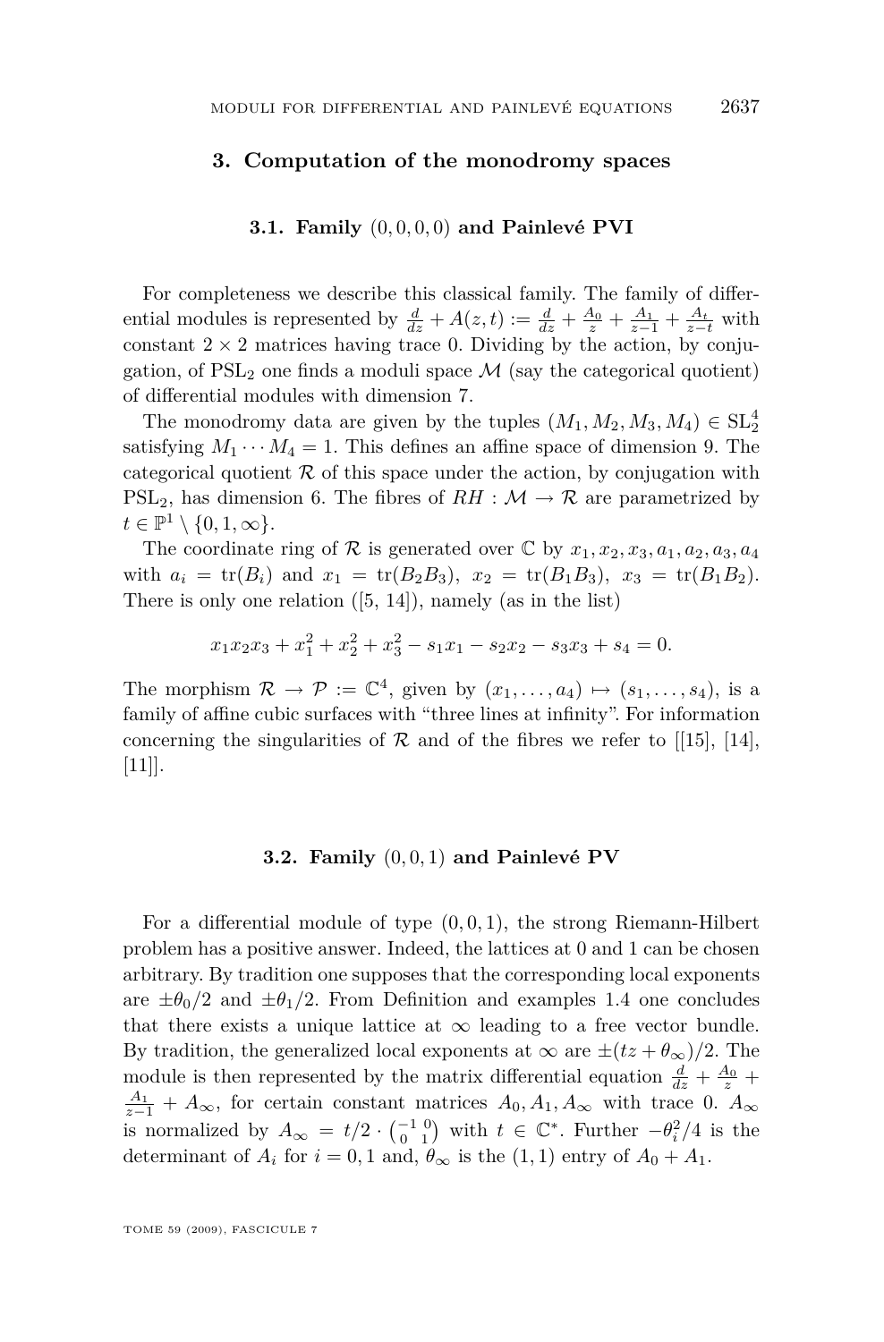## 3. Computation of the monodromy spaces

### 3.1. Family $(0,0,0,0)$ and Painlevé PVI

For completeness we describe this classical family. The family of differential modules is represented by $\frac{d}{dz} + A(z,t) := \frac{d}{dz} + \frac{A_0}{z} + \frac{A_1}{z-1} + \frac{A_t}{z-t}$ with constant $2 \times 2$ matrices having trace 0. Dividing by the action, by conjugation, of $\mathrm{PSL}_2$ one finds a moduli space $\mathcal{M}$ (say the categorical quotient) of differential modules with dimension 7.

The monodromy data are given by the tuples $(M_1, M_2, M_3, M_4) \in \mathrm{SL}_2^4$ satisfying $M_1 \cdots M_4 = 1$. This defines an affine space of dimension 9. The categorical quotient $\mathcal{R}$ of this space under the action, by conjugation with $\mathrm{PSL}_2$, has dimension 6. The fibres of $RH : \mathcal{M} \to \mathcal{R}$ are parametrized by $t \in \mathbb{P}^1 \setminus \{0, 1, \infty\}$.

The coordinate ring of $\mathcal{R}$ is generated over $\mathbb{C}$ by $x_1, x_2, x_3, a_1, a_2, a_3, a_4$ with $a_i = \mathrm{tr}(B_i)$ and $x_1 = \mathrm{tr}(B_2B_3)$, $x_2 = \mathrm{tr}(B_1B_3)$, $x_3 = \mathrm{tr}(B_1B_2)$. There is only one relation ([5, 14]), namely (as in the list)

$$x_1x_2x_3 + x_1^2 + x_2^2 + x_3^2 - s_1x_1 - s_2x_2 - s_3x_3 + s_4 = 0.$$

The morphism $\mathcal{R} \to \mathcal{P} := \mathbb{C}^4$, given by $(x_1, \ldots, a_4) \mapsto (s_1, \ldots, s_4)$, is a family of affine cubic surfaces with "three lines at infinity". For information concerning the singularities of $\mathcal{R}$ and of the fibres we refer to [[15], [14], [11]].

### 3.2. Family $(0,0,1)$ and Painlevé PV

For a differential module of type $(0,0,1)$, the strong Riemann-Hilbert problem has a positive answer. Indeed, the lattices at 0 and 1 can be chosen arbitrary. By tradition one supposes that the corresponding local exponents are $\pm\theta_0/2$ and $\pm\theta_1/2$. From Definition and examples 1.4 one concludes that there exists a unique lattice at $\infty$ leading to a free vector bundle. By tradition, the generalized local exponents at $\infty$ are $\pm(tz + \theta_\infty)/2$. The module is then represented by the matrix differential equation $\frac{d}{dz} + \frac{A_0}{z} + \frac{A_1}{z-1} + A_\infty$, for certain constant matrices $A_0, A_1, A_\infty$ with trace 0. $A_\infty$ is normalized by $A_\infty = t/2 \cdot \begin{pmatrix} -1 & 0 \\ 0 & 1 \end{pmatrix}$ with $t \in \mathbb{C}^*$. Further $-\theta_i^2/4$ is the determinant of $A_i$ for $i = 0, 1$ and, $\theta_\infty$ is the $(1,1)$ entry of $A_0 + A_1$.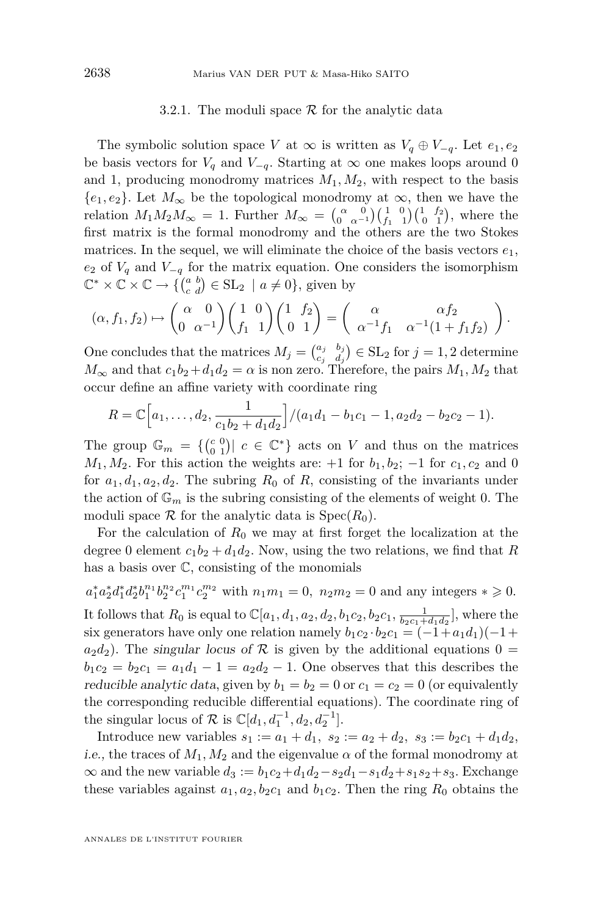### 3.2.1. The moduli space $\mathcal{R}$ for the analytic data

The symbolic solution space $V$ at $\infty$ is written as $V_q \oplus V_{-q}$. Let $e_1, e_2$ be basis vectors for $V_q$ and $V_{-q}$. Starting at $\infty$ one makes loops around 0 and 1, producing monodromy matrices $M_1, M_2$, with respect to the basis $\{e_1, e_2\}$. Let $M_\infty$ be the topological monodromy at $\infty$, then we have the relation $M_1 M_2 M_\infty = 1$. Further $M_\infty = \left(\begin{smallmatrix} \alpha & 0 \\ 0 & \alpha^{-1} \end{smallmatrix}\right)\left(\begin{smallmatrix} 1 & 0 \\ f_1 & 1 \end{smallmatrix}\right)\left(\begin{smallmatrix} 1 & f_2 \\ 0 & 1 \end{smallmatrix}\right)$, where the first matrix is the formal monodromy and the others are the two Stokes matrices. In the sequel, we will eliminate the choice of the basis vectors $e_1$, $e_2$ of $V_q$ and $V_{-q}$ for the matrix equation. One considers the isomorphism $\mathbb{C}^* \times \mathbb{C} \times \mathbb{C} \to \{\left(\begin{smallmatrix} a & b \\ c & d \end{smallmatrix}\right) \in \mathrm{SL}_2 \mid a \neq 0\}$, given by

$$(\alpha, f_1, f_2) \mapsto \begin{pmatrix} \alpha & 0 \\ 0 & \alpha^{-1} \end{pmatrix}\begin{pmatrix} 1 & 0 \\ f_1 & 1 \end{pmatrix}\begin{pmatrix} 1 & f_2 \\ 0 & 1 \end{pmatrix} = \begin{pmatrix} \alpha & \alpha f_2 \\ \alpha^{-1} f_1 & \alpha^{-1}(1 + f_1 f_2) \end{pmatrix}.$$

One concludes that the matrices $M_j = \left(\begin{smallmatrix} a_j & b_j \\ c_j & d_j \end{smallmatrix}\right) \in \mathrm{SL}_2$ for $j = 1, 2$ determine $M_\infty$ and that $c_1 b_2 + d_1 d_2 = \alpha$ is non zero. Therefore, the pairs $M_1, M_2$ that occur define an affine variety with coordinate ring

$$R = \mathbb{C}\Big[a_1, \ldots, d_2, \frac{1}{c_1 b_2 + d_1 d_2}\Big] / (a_1 d_1 - b_1 c_1 - 1, a_2 d_2 - b_2 c_2 - 1).$$

The group $\mathbb{G}_m = \{\left(\begin{smallmatrix} c & 0 \\ 0 & 1 \end{smallmatrix}\right) \mid c \in \mathbb{C}^*\}$ acts on $V$ and thus on the matrices $M_1, M_2$. For this action the weights are: $+1$ for $b_1, b_2$; $-1$ for $c_1, c_2$ and 0 for $a_1, d_1, a_2, d_2$. The subring $R_0$ of $R$, consisting of the invariants under the action of $\mathbb{G}_m$ is the subring consisting of the elements of weight 0. The moduli space $\mathcal{R}$ for the analytic data is $\mathrm{Spec}(R_0)$.

For the calculation of $R_0$ we may at first forget the localization at the degree 0 element $c_1 b_2 + d_1 d_2$. Now, using the two relations, we find that $R$ has a basis over $\mathbb{C}$, consisting of the monomials

$a_1^* a_2^* d_1^* d_2^* b_1^{n_1} b_2^{n_2} c_1^{m_1} c_2^{m_2}$ with $n_1 m_1 = 0$, $n_2 m_2 = 0$ and any integers $* \geqslant 0$.

It follows that $R_0$ is equal to $\mathbb{C}[a_1, d_1, a_2, d_2, b_1 c_2, b_2 c_1, \frac{1}{b_2 c_1 + d_1 d_2}]$, where the six generators have only one relation namely $b_1 c_2 \cdot b_2 c_1 = (-1 + a_1 d_1)(-1 + a_2 d_2)$. The *singular locus of* $\mathcal{R}$ is given by the additional equations $0 = b_1 c_2 = b_2 c_1 = a_1 d_1 - 1 = a_2 d_2 - 1$. One observes that this describes the *reducible analytic data*, given by $b_1 = b_2 = 0$ or $c_1 = c_2 = 0$ (or equivalently the corresponding reducible differential equations). The coordinate ring of the singular locus of $\mathcal{R}$ is $\mathbb{C}[d_1, d_1^{-1}, d_2, d_2^{-1}]$.

Introduce new variables $s_1 := a_1 + d_1$, $s_2 := a_2 + d_2$, $s_3 := b_2 c_1 + d_1 d_2$, *i.e.,* the traces of $M_1, M_2$ and the eigenvalue $\alpha$ of the formal monodromy at $\infty$ and the new variable $d_3 := b_1 c_2 + d_1 d_2 - s_2 d_1 - s_1 d_2 + s_1 s_2 + s_3$. Exchange these variables against $a_1, a_2, b_2 c_1$ and $b_1 c_2$. Then the ring $R_0$ obtains the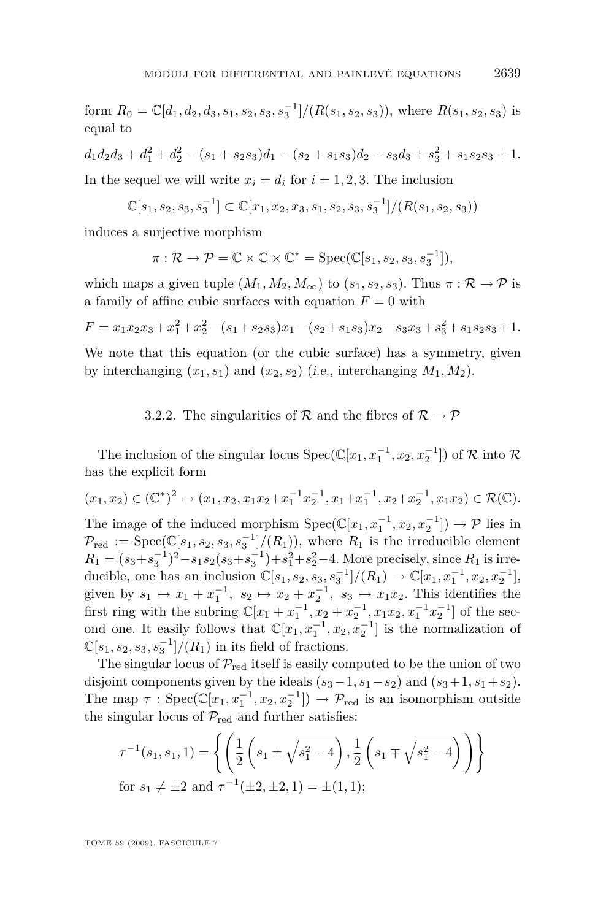form $R_0 = \mathbb{C}[d_1, d_2, d_3, s_1, s_2, s_3, s_3^{-1}]/(R(s_1, s_2, s_3))$, where $R(s_1, s_2, s_3)$ is equal to

$$d_1 d_2 d_3 + d_1^2 + d_2^2 - (s_1 + s_2 s_3)d_1 - (s_2 + s_1 s_3)d_2 - s_3 d_3 + s_3^2 + s_1 s_2 s_3 + 1.$$

In the sequel we will write $x_i = d_i$ for $i = 1, 2, 3$. The inclusion

$$\mathbb{C}[s_1, s_2, s_3, s_3^{-1}] \subset \mathbb{C}[x_1, x_2, x_3, s_1, s_2, s_3, s_3^{-1}]/(R(s_1, s_2, s_3))$$

induces a surjective morphism

$$\pi : \mathcal{R} \to \mathcal{P} = \mathbb{C} \times \mathbb{C} \times \mathbb{C}^* = \mathrm{Spec}(\mathbb{C}[s_1, s_2, s_3, s_3^{-1}]),$$

which maps a given tuple $(M_1, M_2, M_\infty)$ to $(s_1, s_2, s_3)$. Thus $\pi : \mathcal{R} \to \mathcal{P}$ is a family of affine cubic surfaces with equation $F = 0$ with

$$F = x_1 x_2 x_3 + x_1^2 + x_2^2 - (s_1 + s_2 s_3)x_1 - (s_2 + s_1 s_3)x_2 - s_3 x_3 + s_3^2 + s_1 s_2 s_3 + 1.$$

We note that this equation (or the cubic surface) has a symmetry, given by interchanging $(x_1, s_1)$ and $(x_2, s_2)$ (*i.e.,* interchanging $M_1, M_2$).

### 3.2.2. The singularities of $\mathcal{R}$ and the fibres of $\mathcal{R} \to \mathcal{P}$

The inclusion of the singular locus $\mathrm{Spec}(\mathbb{C}[x_1, x_1^{-1}, x_2, x_2^{-1}])$ of $\mathcal{R}$ into $\mathcal{R}$ has the explicit form

$$(x_1, x_2) \in (\mathbb{C}^*)^2 \mapsto (x_1, x_2, x_1 x_2 + x_1^{-1} x_2^{-1}, x_1 + x_1^{-1}, x_2 + x_2^{-1}, x_1 x_2) \in \mathcal{R}(\mathbb{C}).$$

The image of the induced morphism $\mathrm{Spec}(\mathbb{C}[x_1, x_1^{-1}, x_2, x_2^{-1}]) \to \mathcal{P}$ lies in $\mathcal{P}_{\mathrm{red}} := \mathrm{Spec}(\mathbb{C}[s_1, s_2, s_3, s_3^{-1}]/(R_1))$, where $R_1$ is the irreducible element $R_1 = (s_3 + s_3^{-1})^2 - s_1 s_2 (s_3 + s_3^{-1}) + s_1^2 + s_2^2 - 4$. More precisely, since $R_1$ is irreducible, one has an inclusion $\mathbb{C}[s_1, s_2, s_3, s_3^{-1}]/(R_1) \to \mathbb{C}[x_1, x_1^{-1}, x_2, x_2^{-1}]$, given by $s_1 \mapsto x_1 + x_1^{-1}$, $s_2 \mapsto x_2 + x_2^{-1}$, $s_3 \mapsto x_1 x_2$. This identifies the first ring with the subring $\mathbb{C}[x_1 + x_1^{-1}, x_2 + x_2^{-1}, x_1 x_2, x_1^{-1} x_2^{-1}]$ of the second one. It easily follows that $\mathbb{C}[x_1, x_1^{-1}, x_2, x_2^{-1}]$ is the normalization of $\mathbb{C}[s_1, s_2, s_3, s_3^{-1}]/(R_1)$ in its field of fractions.

The singular locus of $\mathcal{P}_{\mathrm{red}}$ itself is easily computed to be the union of two disjoint components given by the ideals $(s_3 - 1, s_1 - s_2)$ and $(s_3 + 1, s_1 + s_2)$. The map $\tau : \mathrm{Spec}(\mathbb{C}[x_1, x_1^{-1}, x_2, x_2^{-1}]) \to \mathcal{P}_{\mathrm{red}}$ is an isomorphism outside the singular locus of $\mathcal{P}_{\mathrm{red}}$ and further satisfies:

$$\tau^{-1}(s_1, s_1, 1) = \left\{ \left( \frac{1}{2}\left(s_1 \pm \sqrt{s_1^2 - 4}\right), \frac{1}{2}\left(s_1 \mp \sqrt{s_1^2 - 4}\right) \right) \right\}$$

for $s_1 \neq \pm 2$ and $\tau^{-1}(\pm 2, \pm 2, 1) = \pm(1, 1)$;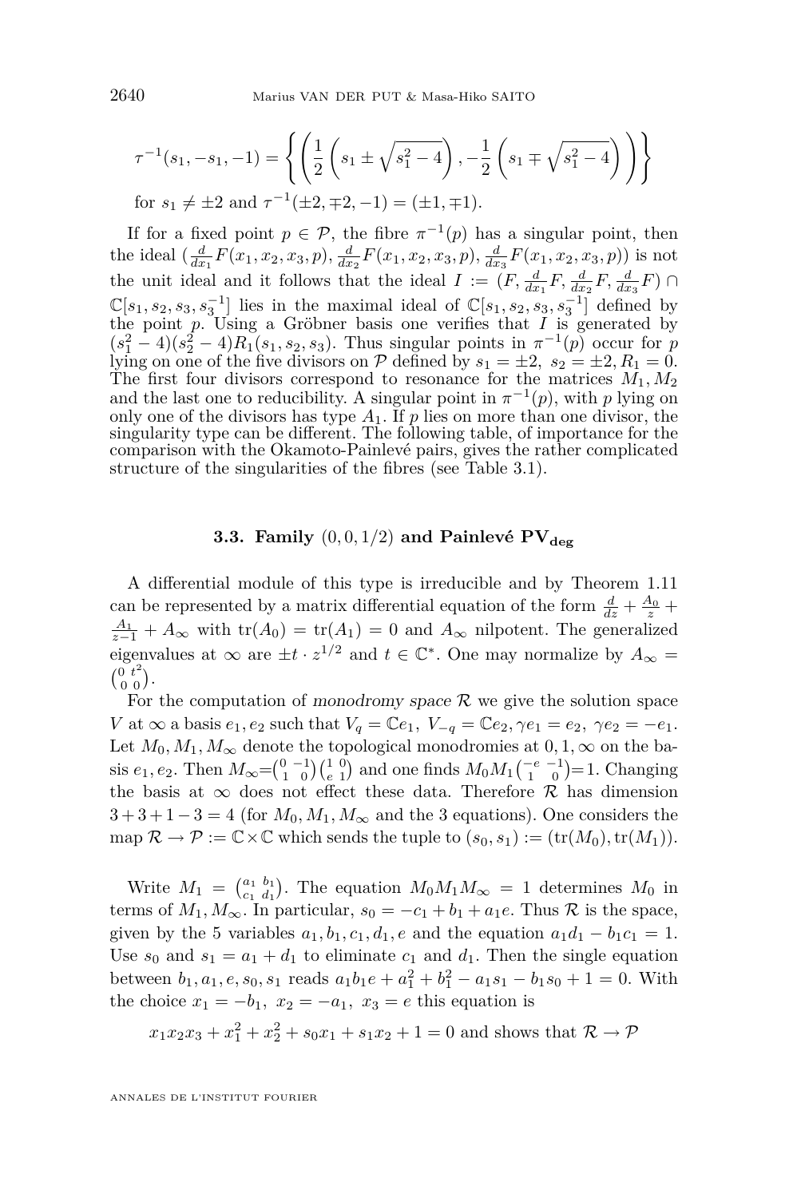$$\tau^{-1}(s_1, -s_1, -1) = \left\{ \left( \frac{1}{2}\left(s_1 \pm \sqrt{s_1^2-4}\right), -\frac{1}{2}\left(s_1 \mp \sqrt{s_1^2-4}\right) \right) \right\}$$

for $s_1 \neq \pm 2$ and $\tau^{-1}(\pm 2, \mp 2, -1) = (\pm 1, \mp 1)$.

If for a fixed point $p \in \mathcal{P}$, the fibre $\pi^{-1}(p)$ has a singular point, then the ideal $(\frac{d}{dx_1}F(x_1,x_2,x_3,p), \frac{d}{dx_2}F(x_1,x_2,x_3,p), \frac{d}{dx_3}F(x_1,x_2,x_3,p))$ is not the unit ideal and it follows that the ideal $I := (F, \frac{d}{dx_1}F, \frac{d}{dx_2}F, \frac{d}{dx_3}F) \cap \mathbb{C}[s_1,s_2,s_3,s_3^{-1}]$ lies in the maximal ideal of $\mathbb{C}[s_1,s_2,s_3,s_3^{-1}]$ defined by the point $p$. Using a Gröbner basis one verifies that $I$ is generated by $(s_1^2-4)(s_2^2-4)R_1(s_1,s_2,s_3)$. Thus singular points in $\pi^{-1}(p)$ occur for $p$ lying on one of the five divisors on $\mathcal{P}$ defined by $s_1 = \pm 2,\ s_2 = \pm 2, R_1 = 0$. The first four divisors correspond to resonance for the matrices $M_1, M_2$ and the last one to reducibility. A singular point in $\pi^{-1}(p)$, with $p$ lying on only one of the divisors has type $A_1$. If $p$ lies on more than one divisor, the singularity type can be different. The following table, of importance for the comparison with the Okamoto-Painlevé pairs, gives the rather complicated structure of the singularities of the fibres (see Table 3.1).

### 3.3. Family $(0,0,1/2)$ and Painlevé $\mathbf{PV_{deg}}$

A differential module of this type is irreducible and by Theorem 1.11 can be represented by a matrix differential equation of the form $\frac{d}{dz} + \frac{A_0}{z} + \frac{A_1}{z-1} + A_\infty$ with $\mathrm{tr}(A_0) = \mathrm{tr}(A_1) = 0$ and $A_\infty$ nilpotent. The generalized eigenvalues at $\infty$ are $\pm t \cdot z^{1/2}$ and $t \in \mathbb{C}^*$. One may normalize by $A_\infty = \begin{pmatrix} 0 & t^2 \\ 0 & 0 \end{pmatrix}$.

For the computation of *monodromy space* $\mathcal{R}$ we give the solution space $V$ at $\infty$ a basis $e_1, e_2$ such that $V_q = \mathbb{C}e_1,\ V_{-q} = \mathbb{C}e_2, \gamma e_1 = e_2,\ \gamma e_2 = -e_1$. Let $M_0, M_1, M_\infty$ denote the topological monodromies at $0,1,\infty$ on the basis $e_1, e_2$. Then $M_\infty = \begin{pmatrix} 0 & -1 \\ 1 & 0 \end{pmatrix}\begin{pmatrix} 1 & 0 \\ e & 1 \end{pmatrix}$ and one finds $M_0 M_1 \begin{pmatrix} -e & -1 \\ 1 & 0 \end{pmatrix} = 1$. Changing the basis at $\infty$ does not effect these data. Therefore $\mathcal{R}$ has dimension $3+3+1-3 = 4$ (for $M_0, M_1, M_\infty$ and the 3 equations). One considers the map $\mathcal{R} \to \mathcal{P} := \mathbb{C} \times \mathbb{C}$ which sends the tuple to $(s_0, s_1) := (\mathrm{tr}(M_0), \mathrm{tr}(M_1))$.

Write $M_1 = \begin{pmatrix} a_1 & b_1 \\ c_1 & d_1 \end{pmatrix}$. The equation $M_0 M_1 M_\infty = 1$ determines $M_0$ in terms of $M_1, M_\infty$. In particular, $s_0 = -c_1 + b_1 + a_1 e$. Thus $\mathcal{R}$ is the space, given by the 5 variables $a_1, b_1, c_1, d_1, e$ and the equation $a_1 d_1 - b_1 c_1 = 1$. Use $s_0$ and $s_1 = a_1 + d_1$ to eliminate $c_1$ and $d_1$. Then the single equation between $b_1, a_1, e, s_0, s_1$ reads $a_1 b_1 e + a_1^2 + b_1^2 - a_1 s_1 - b_1 s_0 + 1 = 0$. With the choice $x_1 = -b_1,\ x_2 = -a_1,\ x_3 = e$ this equation is

$x_1 x_2 x_3 + x_1^2 + x_2^2 + s_0 x_1 + s_1 x_2 + 1 = 0$ and shows that $\mathcal{R} \to \mathcal{P}$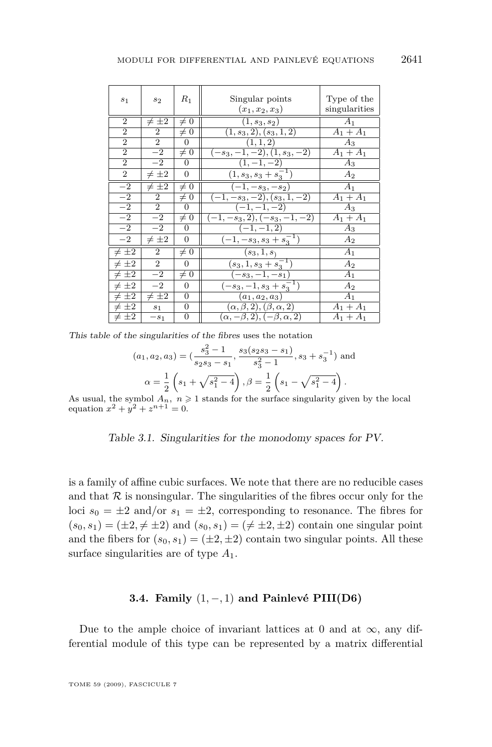| $s_1$ | $s_2$ | $R_1$ | Singular points $(x_1, x_2, x_3)$ | Type of the singularities |
|---|---|---|---|---|
| 2 | $\neq \pm 2$ | $\neq 0$ | $(1, s_3, s_2)$ | $A_1$ |
| 2 | 2 | $\neq 0$ | $(1, s_3, 2), (s_3, 1, 2)$ | $A_1 + A_1$ |
| 2 | 2 | 0 | $(1, 1, 2)$ | $A_3$ |
| 2 | $-2$ | $\neq 0$ | $(-s_3, -1, -2), (1, s_3, -2)$ | $A_1 + A_1$ |
| 2 | $-2$ | 0 | $(1, -1, -2)$ | $A_3$ |
| 2 | $\neq \pm 2$ | 0 | $(1, s_3, s_3 + s_3^{-1})$ | $A_2$ |
| $-2$ | $\neq \pm 2$ | $\neq 0$ | $(-1, -s_3, -s_2)$ | $A_1$ |
| $-2$ | 2 | $\neq 0$ | $(-1, -s_3, -2), (s_3, 1, -2)$ | $A_1 + A_1$ |
| $-2$ | 2 | 0 | $(-1, -1, -2)$ | $A_3$ |
| $-2$ | $-2$ | $\neq 0$ | $(-1, -s_3, 2), (-s_3, -1, -2)$ | $A_1 + A_1$ |
| $-2$ | $-2$ | 0 | $(-1, -1, 2)$ | $A_3$ |
| $-2$ | $\neq \pm 2$ | 0 | $(-1, -s_3, s_3 + s_3^{-1})$ | $A_2$ |
| $\neq \pm 2$ | 2 | $\neq 0$ | $(s_3, 1, s_)$ | $A_1$ |
| $\neq \pm 2$ | 2 | 0 | $(s_3, 1, s_3 + s_3^{-1})$ | $A_2$ |
| $\neq \pm 2$ | $-2$ | $\neq 0$ | $(-s_3, -1, -s_1)$ | $A_1$ |
| $\neq \pm 2$ | $-2$ | 0 | $(-s_3, -1, s_3 + s_3^{-1})$ | $A_2$ |
| $\neq \pm 2$ | $\neq \pm 2$ | 0 | $(a_1, a_2, a_3)$ | $A_1$ |
| $\neq \pm 2$ | $s_1$ | 0 | $(\alpha, \beta, 2), (\beta, \alpha, 2)$ | $A_1 + A_1$ |
| $\neq \pm 2$ | $-s_1$ | 0 | $(\alpha, -\beta, 2), (-\beta, \alpha, 2)$ | $A_1 + A_1$ |

*This table of the singularities of the fibres* uses the notation

$$(a_1, a_2, a_3) = \left(\frac{s_3^2 - 1}{s_2 s_3 - s_1}, \frac{s_3(s_2 s_3 - s_1)}{s_3^2 - 1}, s_3 + s_3^{-1}\right) \text{ and}$$

$$\alpha = \frac{1}{2}\left(s_1 + \sqrt{s_1^2 - 4}\right), \beta = \frac{1}{2}\left(s_1 - \sqrt{s_1^2 - 4}\right).$$

As usual, the symbol $A_n$, $n \geqslant 1$ stands for the surface singularity given by the local equation $x^2 + y^2 + z^{n+1} = 0$.

*Table 3.1. Singularities for the monodomy spaces for PV.*

is a family of affine cubic surfaces. We note that there are no reducible cases and that $\mathcal{R}$ is nonsingular. The singularities of the fibres occur only for the loci $s_0 = \pm 2$ and/or $s_1 = \pm 2$, corresponding to resonance. The fibres for $(s_0, s_1) = (\pm 2, \neq \pm 2)$ and $(s_0, s_1) = (\neq \pm 2, \pm 2)$ contain one singular point and the fibers for $(s_0, s_1) = (\pm 2, \pm 2)$ contain two singular points. All these surface singularities are of type $A_1$.

### 3.4. Family $(1, -, 1)$ and Painlevé PIII(D6)

Due to the ample choice of invariant lattices at 0 and at $\infty$, any differential module of this type can be represented by a matrix differential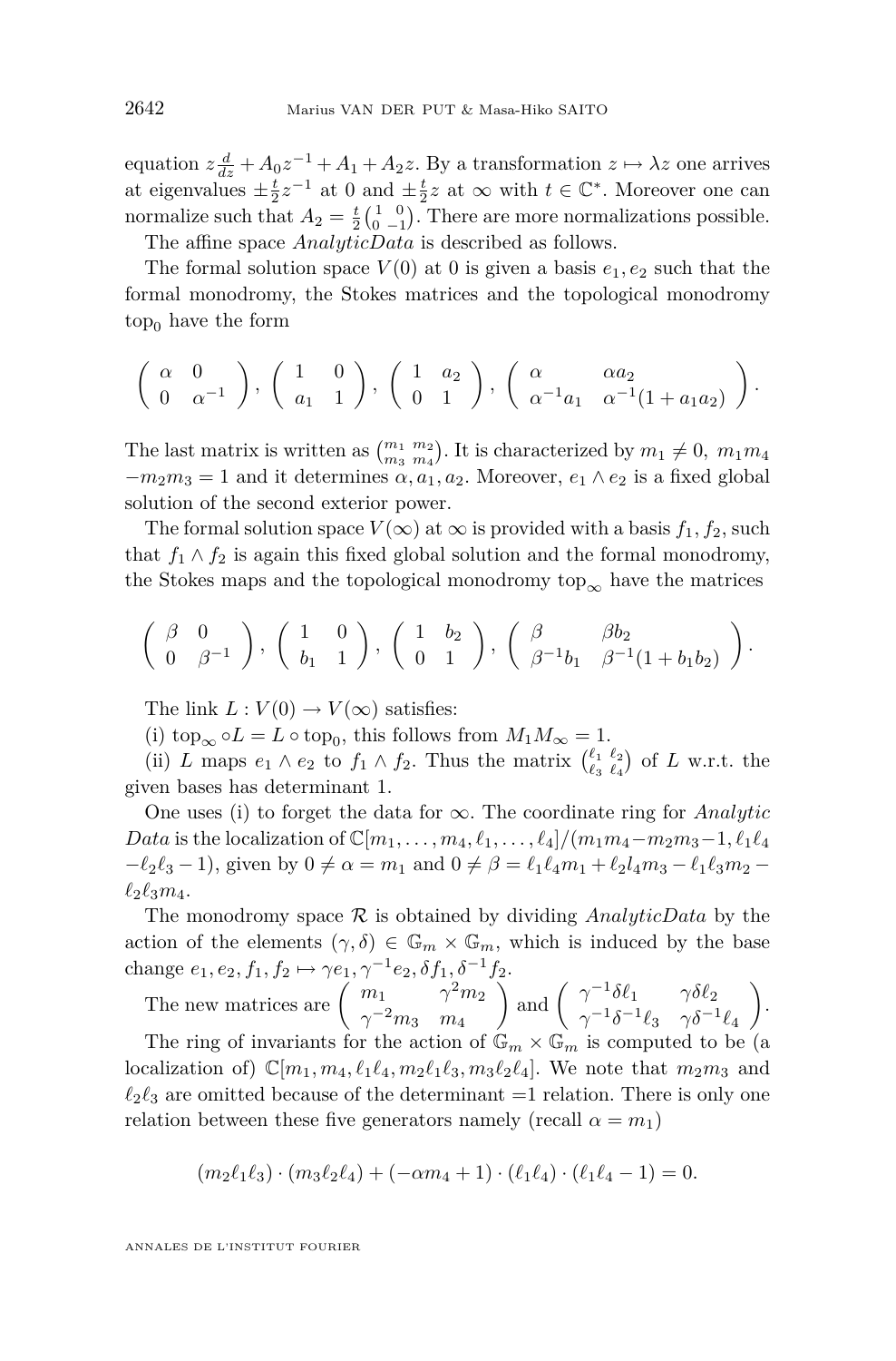equation $z\frac{d}{dz} + A_0 z^{-1} + A_1 + A_2 z$. By a transformation $z \mapsto \lambda z$ one arrives at eigenvalues $\pm\frac{t}{2}z^{-1}$ at 0 and $\pm\frac{t}{2}z$ at $\infty$ with $t \in \mathbb{C}^*$. Moreover one can normalize such that $A_2 = \frac{t}{2}\begin{pmatrix} 1 & 0 \\ 0 & -1 \end{pmatrix}$. There are more normalizations possible.

The affine space *AnalyticData* is described as follows.

The formal solution space $V(0)$ at 0 is given a basis $e_1, e_2$ such that the formal monodromy, the Stokes matrices and the topological monodromy $\mathrm{top}_0$ have the form

$$\begin{pmatrix} \alpha & 0 \\ 0 & \alpha^{-1} \end{pmatrix}, \begin{pmatrix} 1 & 0 \\ a_1 & 1 \end{pmatrix}, \begin{pmatrix} 1 & a_2 \\ 0 & 1 \end{pmatrix}, \begin{pmatrix} \alpha & \alpha a_2 \\ \alpha^{-1} a_1 & \alpha^{-1}(1 + a_1 a_2) \end{pmatrix}.$$

The last matrix is written as $\begin{pmatrix} m_1 & m_2 \\ m_3 & m_4 \end{pmatrix}$. It is characterized by $m_1 \neq 0,\ m_1 m_4 - m_2 m_3 = 1$ and it determines $\alpha, a_1, a_2$. Moreover, $e_1 \wedge e_2$ is a fixed global solution of the second exterior power.

The formal solution space $V(\infty)$ at $\infty$ is provided with a basis $f_1, f_2$, such that $f_1 \wedge f_2$ is again this fixed global solution and the formal monodromy, the Stokes maps and the topological monodromy $\mathrm{top}_\infty$ have the matrices

$$\begin{pmatrix} \beta & 0 \\ 0 & \beta^{-1} \end{pmatrix}, \begin{pmatrix} 1 & 0 \\ b_1 & 1 \end{pmatrix}, \begin{pmatrix} 1 & b_2 \\ 0 & 1 \end{pmatrix}, \begin{pmatrix} \beta & \beta b_2 \\ \beta^{-1} b_1 & \beta^{-1}(1 + b_1 b_2) \end{pmatrix}.$$

The link $L : V(0) \to V(\infty)$ satisfies:

(i) $\mathrm{top}_\infty \circ L = L \circ \mathrm{top}_0$, this follows from $M_1 M_\infty = 1$.

(ii) $L$ maps $e_1 \wedge e_2$ to $f_1 \wedge f_2$. Thus the matrix $\begin{pmatrix} \ell_1 & \ell_2 \\ \ell_3 & \ell_4 \end{pmatrix}$ of $L$ w.r.t. the given bases has determinant 1.

One uses (i) to forget the data for $\infty$. The coordinate ring for *Analytic Data* is the localization of $\mathbb{C}[m_1, \ldots, m_4, \ell_1, \ldots, \ell_4]/(m_1 m_4 - m_2 m_3 - 1, \ell_1 \ell_4 - \ell_2 \ell_3 - 1)$, given by $0 \neq \alpha = m_1$ and $0 \neq \beta = \ell_1 \ell_4 m_1 + \ell_2 l_4 m_3 - \ell_1 \ell_3 m_2 - \ell_2 \ell_3 m_4$.

The monodromy space $\mathcal{R}$ is obtained by dividing *AnalyticData* by the action of the elements $(\gamma, \delta) \in \mathbb{G}_m \times \mathbb{G}_m$, which is induced by the base change $e_1, e_2, f_1, f_2 \mapsto \gamma e_1, \gamma^{-1} e_2, \delta f_1, \delta^{-1} f_2$.

The new matrices are $\begin{pmatrix} m_1 & \gamma^2 m_2 \\ \gamma^{-2} m_3 & m_4 \end{pmatrix}$ and $\begin{pmatrix} \gamma^{-1}\delta\ell_1 & \gamma\delta\ell_2 \\ \gamma^{-1}\delta^{-1}\ell_3 & \gamma\delta^{-1}\ell_4 \end{pmatrix}$.

The ring of invariants for the action of $\mathbb{G}_m \times \mathbb{G}_m$ is computed to be (a localization of) $\mathbb{C}[m_1, m_4, \ell_1 \ell_4, m_2 \ell_1 \ell_3, m_3 \ell_2 \ell_4]$. We note that $m_2 m_3$ and $\ell_2 \ell_3$ are omitted because of the determinant $=1$ relation. There is only one relation between these five generators namely (recall $\alpha = m_1$)

$$(m_2 \ell_1 \ell_3) \cdot (m_3 \ell_2 \ell_4) + (-\alpha m_4 + 1) \cdot (\ell_1 \ell_4) \cdot (\ell_1 \ell_4 - 1) = 0.$$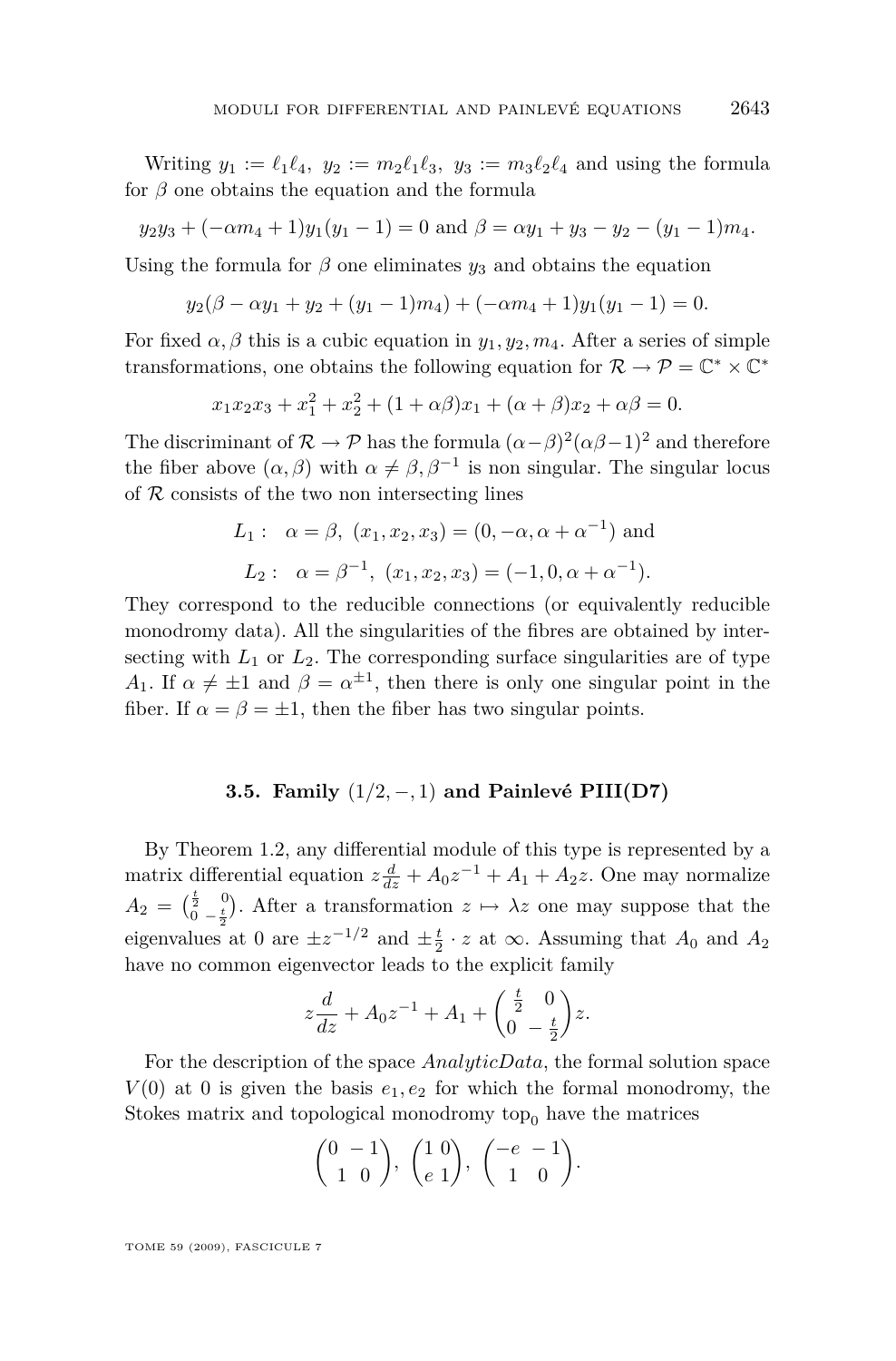Writing $y_1 := \ell_1\ell_4,\ y_2 := m_2\ell_1\ell_3,\ y_3 := m_3\ell_2\ell_4$ and using the formula for $\beta$ one obtains the equation and the formula

$$y_2y_3 + (-\alpha m_4 + 1)y_1(y_1 - 1) = 0 \text{ and } \beta = \alpha y_1 + y_3 - y_2 - (y_1 - 1)m_4.$$

Using the formula for $\beta$ one eliminates $y_3$ and obtains the equation

$$y_2(\beta - \alpha y_1 + y_2 + (y_1 - 1)m_4) + (-\alpha m_4 + 1)y_1(y_1 - 1) = 0.$$

For fixed $\alpha, \beta$ this is a cubic equation in $y_1, y_2, m_4$. After a series of simple transformations, one obtains the following equation for $\mathcal{R} \to \mathcal{P} = \mathbb{C}^* \times \mathbb{C}^*$

$$x_1x_2x_3 + x_1^2 + x_2^2 + (1 + \alpha\beta)x_1 + (\alpha + \beta)x_2 + \alpha\beta = 0.$$

The discriminant of $\mathcal{R} \to \mathcal{P}$ has the formula $(\alpha-\beta)^2(\alpha\beta-1)^2$ and therefore the fiber above $(\alpha, \beta)$ with $\alpha \neq \beta, \beta^{-1}$ is non singular. The singular locus of $\mathcal{R}$ consists of the two non intersecting lines

$$L_1: \quad \alpha = \beta,\ (x_1, x_2, x_3) = (0, -\alpha, \alpha + \alpha^{-1}) \text{ and}$$

$$L_2: \quad \alpha = \beta^{-1},\ (x_1, x_2, x_3) = (-1, 0, \alpha + \alpha^{-1}).$$

They correspond to the reducible connections (or equivalently reducible monodromy data). All the singularities of the fibres are obtained by intersecting with $L_1$ or $L_2$. The corresponding surface singularities are of type $A_1$. If $\alpha \neq \pm 1$ and $\beta = \alpha^{\pm 1}$, then there is only one singular point in the fiber. If $\alpha = \beta = \pm 1$, then the fiber has two singular points.

### 3.5. Family $(1/2, -, 1)$ and Painlevé PIII(D7)

By Theorem 1.2, any differential module of this type is represented by a matrix differential equation $z\frac{d}{dz} + A_0z^{-1} + A_1 + A_2z$. One may normalize $A_2 = \begin{pmatrix} \frac{t}{2} & 0 \\ 0 & -\frac{t}{2} \end{pmatrix}$. After a transformation $z \mapsto \lambda z$ one may suppose that the eigenvalues at 0 are $\pm z^{-1/2}$ and $\pm\frac{t}{2} \cdot z$ at $\infty$. Assuming that $A_0$ and $A_2$ have no common eigenvector leads to the explicit family

$$z\frac{d}{dz} + A_0z^{-1} + A_1 + \begin{pmatrix} \frac{t}{2} & 0 \\ 0 & -\frac{t}{2} \end{pmatrix} z.$$

For the description of the space *AnalyticData*, the formal solution space $V(0)$ at 0 is given the basis $e_1, e_2$ for which the formal monodromy, the Stokes matrix and topological monodromy $\mathrm{top}_0$ have the matrices

$$\begin{pmatrix} 0 & -1 \\ 1 & 0 \end{pmatrix},\ \begin{pmatrix} 1 & 0 \\ e & 1 \end{pmatrix},\ \begin{pmatrix} -e & -1 \\ 1 & 0 \end{pmatrix}.$$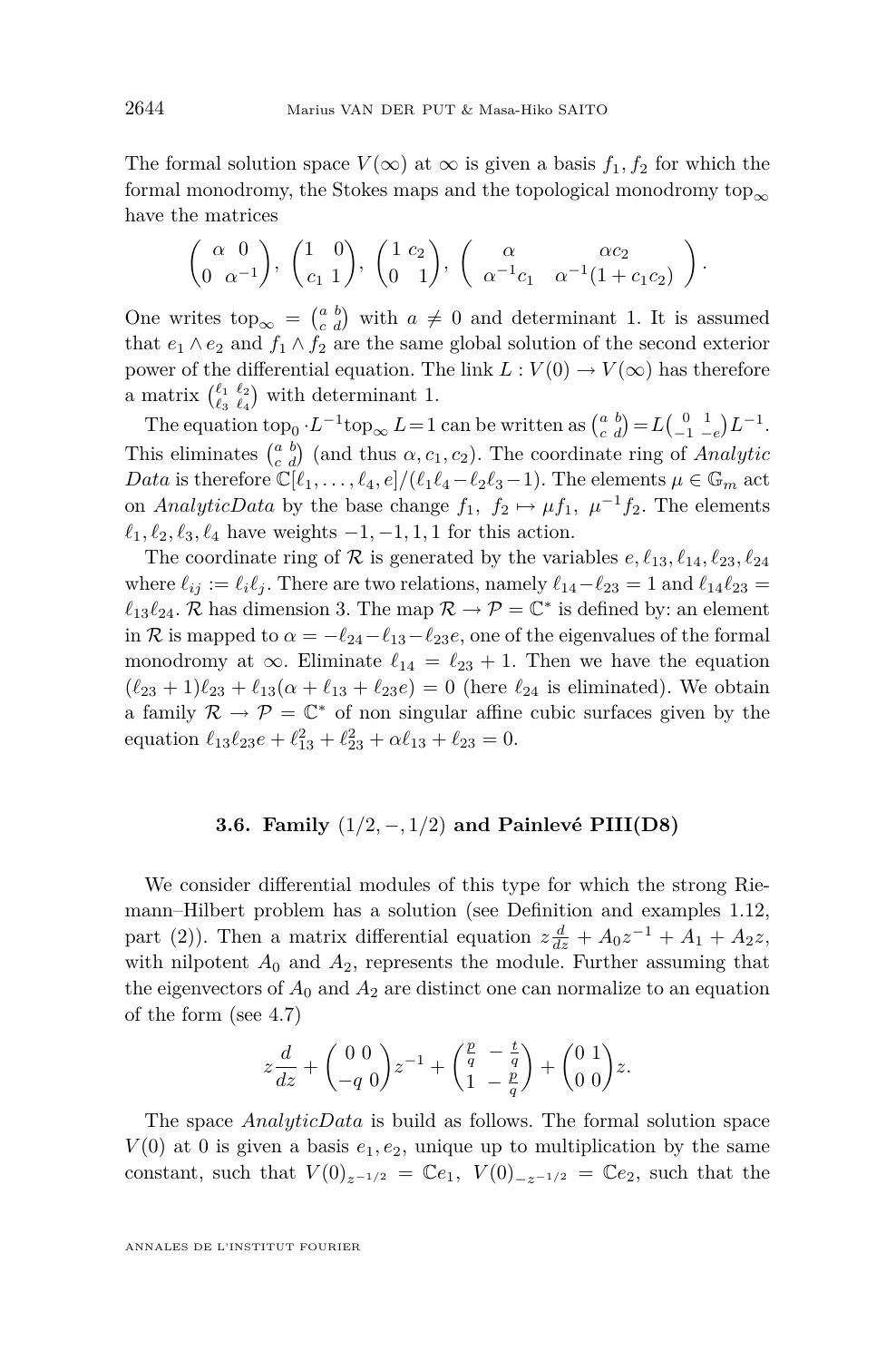The formal solution space $V(\infty)$ at $\infty$ is given a basis $f_1, f_2$ for which the formal monodromy, the Stokes maps and the topological monodromy $\mathrm{top}_\infty$ have the matrices

$$\begin{pmatrix} \alpha & 0 \\ 0 & \alpha^{-1} \end{pmatrix},\ \begin{pmatrix} 1 & 0 \\ c_1 & 1 \end{pmatrix},\ \begin{pmatrix} 1 & c_2 \\ 0 & 1 \end{pmatrix},\ \begin{pmatrix} \alpha & \alpha c_2 \\ \alpha^{-1}c_1 & \alpha^{-1}(1+c_1c_2) \end{pmatrix}.$$

One writes $\mathrm{top}_\infty = \left(\begin{smallmatrix} a & b \\ c & d \end{smallmatrix}\right)$ with $a \neq 0$ and determinant 1. It is assumed that $e_1 \wedge e_2$ and $f_1 \wedge f_2$ are the same global solution of the second exterior power of the differential equation. The link $L : V(0) \to V(\infty)$ has therefore a matrix $\left(\begin{smallmatrix} \ell_1 & \ell_2 \\ \ell_3 & \ell_4 \end{smallmatrix}\right)$ with determinant 1.

The equation $\mathrm{top}_0 \cdot L^{-1} \mathrm{top}_\infty L = 1$ can be written as $\left(\begin{smallmatrix} a & b \\ c & d \end{smallmatrix}\right) = L\left(\begin{smallmatrix} 0 & 1 \\ -1 & -e \end{smallmatrix}\right)L^{-1}$. This eliminates $\left(\begin{smallmatrix} a & b \\ c & d \end{smallmatrix}\right)$ (and thus $\alpha, c_1, c_2$). The coordinate ring of *Analytic Data* is therefore $\mathbb{C}[\ell_1, \ldots, \ell_4, e]/(\ell_1\ell_4 - \ell_2\ell_3 - 1)$. The elements $\mu \in \mathbb{G}_m$ act on *AnalyticData* by the base change $f_1,\ f_2 \mapsto \mu f_1,\ \mu^{-1} f_2$. The elements $\ell_1, \ell_2, \ell_3, \ell_4$ have weights $-1, -1, 1, 1$ for this action.

The coordinate ring of $\mathcal{R}$ is generated by the variables $e, \ell_{13}, \ell_{14}, \ell_{23}, \ell_{24}$ where $\ell_{ij} := \ell_i \ell_j$. There are two relations, namely $\ell_{14} - \ell_{23} = 1$ and $\ell_{14}\ell_{23} = \ell_{13}\ell_{24}$. $\mathcal{R}$ has dimension 3. The map $\mathcal{R} \to \mathcal{P} = \mathbb{C}^*$ is defined by: an element in $\mathcal{R}$ is mapped to $\alpha = -\ell_{24} - \ell_{13} - \ell_{23}e$, one of the eigenvalues of the formal monodromy at $\infty$. Eliminate $\ell_{14} = \ell_{23} + 1$. Then we have the equation $(\ell_{23}+1)\ell_{23} + \ell_{13}(\alpha + \ell_{13} + \ell_{23}e) = 0$ (here $\ell_{24}$ is eliminated). We obtain a family $\mathcal{R} \to \mathcal{P} = \mathbb{C}^*$ of non singular affine cubic surfaces given by the equation $\ell_{13}\ell_{23}e + \ell_{13}^2 + \ell_{23}^2 + \alpha\ell_{13} + \ell_{23} = 0$.

### 3.6. Family $(1/2, -, 1/2)$ and Painlevé PIII(D8)

We consider differential modules of this type for which the strong Riemann–Hilbert problem has a solution (see Definition and examples 1.12, part (2)). Then a matrix differential equation $z\frac{d}{dz} + A_0 z^{-1} + A_1 + A_2 z$, with nilpotent $A_0$ and $A_2$, represents the module. Further assuming that the eigenvectors of $A_0$ and $A_2$ are distinct one can normalize to an equation of the form (see 4.7)

$$z\frac{d}{dz} + \begin{pmatrix} 0 & 0 \\ -q & 0 \end{pmatrix} z^{-1} + \begin{pmatrix} \frac{p}{q} & -\frac{t}{q} \\ 1 & -\frac{p}{q} \end{pmatrix} + \begin{pmatrix} 0 & 1 \\ 0 & 0 \end{pmatrix} z.$$

The space *AnalyticData* is build as follows. The formal solution space $V(0)$ at 0 is given a basis $e_1, e_2$, unique up to multiplication by the same constant, such that $V(0)_{z^{-1/2}} = \mathbb{C}e_1,\ V(0)_{-z^{-1/2}} = \mathbb{C}e_2$, such that the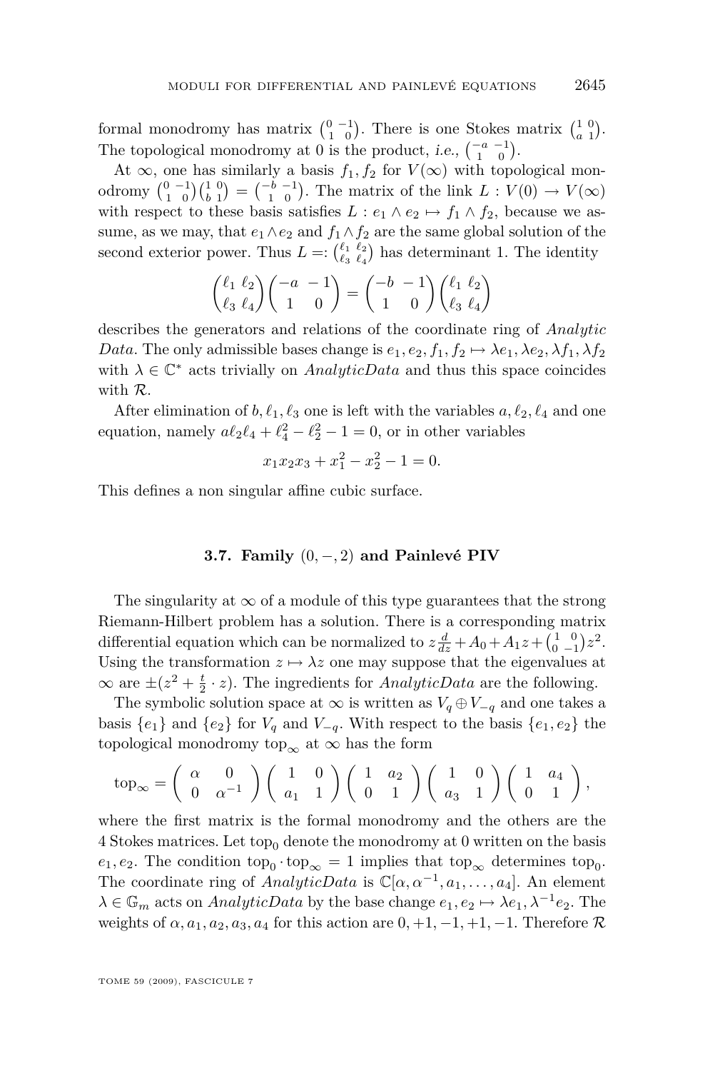formal monodromy has matrix $\begin{pmatrix} 0 & -1 \\ 1 & 0 \end{pmatrix}$. There is one Stokes matrix $\begin{pmatrix} 1 & 0 \\ a & 1 \end{pmatrix}$. The topological monodromy at 0 is the product, *i.e.*, $\begin{pmatrix} -a & -1 \\ 1 & 0 \end{pmatrix}$.

At $\infty$, one has similarly a basis $f_1, f_2$ for $V(\infty)$ with topological monodromy $\begin{pmatrix} 0 & -1 \\ 1 & 0 \end{pmatrix}\begin{pmatrix} 1 & 0 \\ b & 1 \end{pmatrix} = \begin{pmatrix} -b & -1 \\ 1 & 0 \end{pmatrix}$. The matrix of the link $L : V(0) \to V(\infty)$ with respect to these basis satisfies $L : e_1 \wedge e_2 \mapsto f_1 \wedge f_2$, because we assume, as we may, that $e_1 \wedge e_2$ and $f_1 \wedge f_2$ are the same global solution of the second exterior power. Thus $L =: \begin{pmatrix} \ell_1 & \ell_2 \\ \ell_3 & \ell_4 \end{pmatrix}$ has determinant 1. The identity

$$\begin{pmatrix} \ell_1 & \ell_2 \\ \ell_3 & \ell_4 \end{pmatrix}\begin{pmatrix} -a & -1 \\ 1 & 0 \end{pmatrix} = \begin{pmatrix} -b & -1 \\ 1 & 0 \end{pmatrix}\begin{pmatrix} \ell_1 & \ell_2 \\ \ell_3 & \ell_4 \end{pmatrix}$$

describes the generators and relations of the coordinate ring of *Analytic Data*. The only admissible bases change is $e_1, e_2, f_1, f_2 \mapsto \lambda e_1, \lambda e_2, \lambda f_1, \lambda f_2$ with $\lambda \in \mathbb{C}^*$ acts trivially on *AnalyticData* and thus this space coincides with $\mathcal{R}$.

After elimination of $b, \ell_1, \ell_3$ one is left with the variables $a, \ell_2, \ell_4$ and one equation, namely $a\ell_2\ell_4 + \ell_4^2 - \ell_2^2 - 1 = 0$, or in other variables

$$x_1x_2x_3 + x_1^2 - x_2^2 - 1 = 0.$$

This defines a non singular affine cubic surface.

### 3.7. Family $(0, -, 2)$ and Painlevé PIV

The singularity at $\infty$ of a module of this type guarantees that the strong Riemann-Hilbert problem has a solution. There is a corresponding matrix differential equation which can be normalized to $z\frac{d}{dz} + A_0 + A_1 z + \begin{pmatrix} 1 & 0 \\ 0 & -1 \end{pmatrix} z^2$. Using the transformation $z \mapsto \lambda z$ one may suppose that the eigenvalues at $\infty$ are $\pm(z^2 + \frac{t}{2} \cdot z)$. The ingredients for *AnalyticData* are the following.

The symbolic solution space at $\infty$ is written as $V_q \oplus V_{-q}$ and one takes a basis $\{e_1\}$ and $\{e_2\}$ for $V_q$ and $V_{-q}$. With respect to the basis $\{e_1, e_2\}$ the topological monodromy $\mathrm{top}_\infty$ at $\infty$ has the form

$$\mathrm{top}_\infty = \begin{pmatrix} \alpha & 0 \\ 0 & \alpha^{-1} \end{pmatrix}\begin{pmatrix} 1 & 0 \\ a_1 & 1 \end{pmatrix}\begin{pmatrix} 1 & a_2 \\ 0 & 1 \end{pmatrix}\begin{pmatrix} 1 & 0 \\ a_3 & 1 \end{pmatrix}\begin{pmatrix} 1 & a_4 \\ 0 & 1 \end{pmatrix},$$

where the first matrix is the formal monodromy and the others are the 4 Stokes matrices. Let $\mathrm{top}_0$ denote the monodromy at 0 written on the basis $e_1, e_2$. The condition $\mathrm{top}_0 \cdot \mathrm{top}_\infty = 1$ implies that $\mathrm{top}_\infty$ determines $\mathrm{top}_0$. The coordinate ring of *AnalyticData* is $\mathbb{C}[\alpha, \alpha^{-1}, a_1, \ldots, a_4]$. An element $\lambda \in \mathbb{G}_m$ acts on *AnalyticData* by the base change $e_1, e_2 \mapsto \lambda e_1, \lambda^{-1} e_2$. The weights of $\alpha, a_1, a_2, a_3, a_4$ for this action are $0, +1, -1, +1, -1$. Therefore $\mathcal{R}$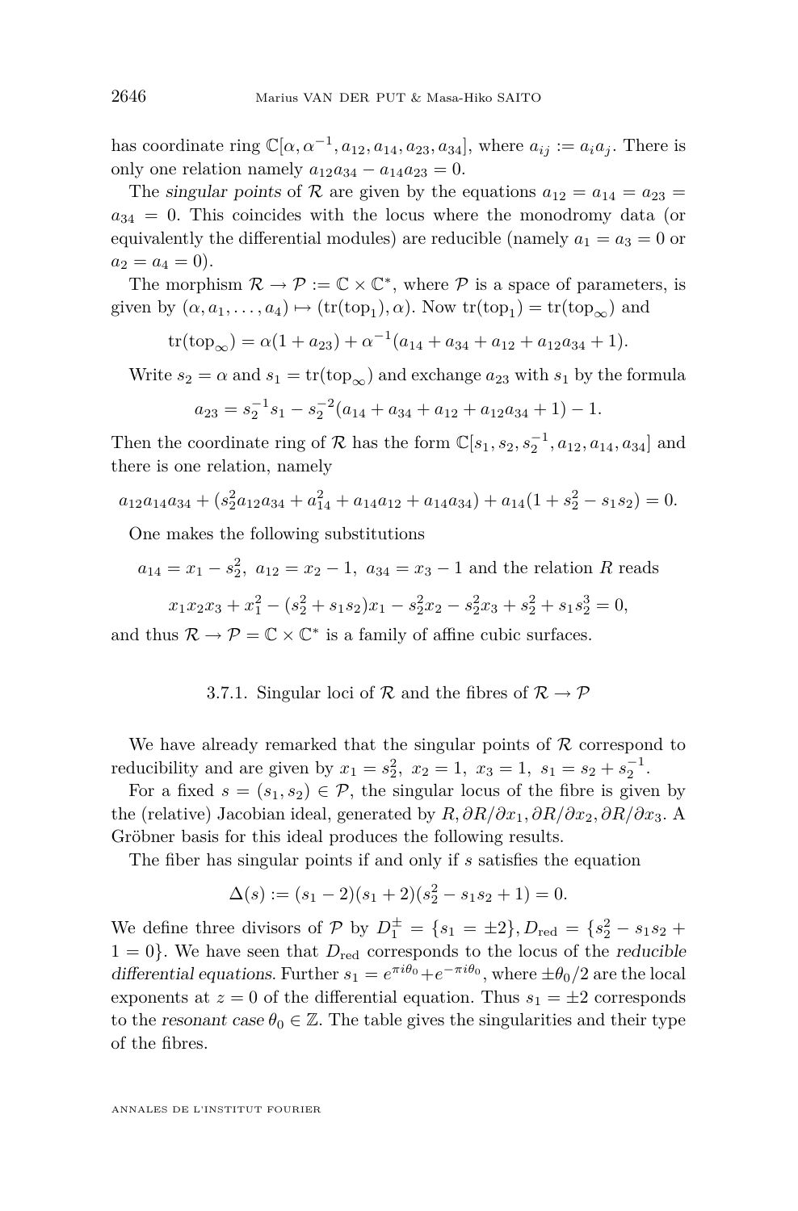has coordinate ring $\mathbb{C}[\alpha, \alpha^{-1}, a_{12}, a_{14}, a_{23}, a_{34}]$, where $a_{ij} := a_i a_j$. There is only one relation namely $a_{12}a_{34} - a_{14}a_{23} = 0$.

The *singular points* of $\mathcal{R}$ are given by the equations $a_{12} = a_{14} = a_{23} = a_{34} = 0$. This coincides with the locus where the monodromy data (or equivalently the differential modules) are reducible (namely $a_1 = a_3 = 0$ or $a_2 = a_4 = 0$).

The morphism $\mathcal{R} \to \mathcal{P} := \mathbb{C} \times \mathbb{C}^*$, where $\mathcal{P}$ is a space of parameters, is given by $(\alpha, a_1, \ldots, a_4) \mapsto (\mathrm{tr}(\mathrm{top}_1), \alpha)$. Now $\mathrm{tr}(\mathrm{top}_1) = \mathrm{tr}(\mathrm{top}_\infty)$ and

$$\mathrm{tr}(\mathrm{top}_\infty) = \alpha(1 + a_{23}) + \alpha^{-1}(a_{14} + a_{34} + a_{12} + a_{12}a_{34} + 1).$$

Write $s_2 = \alpha$ and $s_1 = \mathrm{tr}(\mathrm{top}_\infty)$ and exchange $a_{23}$ with $s_1$ by the formula

$$a_{23} = s_2^{-1}s_1 - s_2^{-2}(a_{14} + a_{34} + a_{12} + a_{12}a_{34} + 1) - 1.$$

Then the coordinate ring of $\mathcal{R}$ has the form $\mathbb{C}[s_1, s_2, s_2^{-1}, a_{12}, a_{14}, a_{34}]$ and there is one relation, namely

$$a_{12}a_{14}a_{34} + (s_2^2 a_{12}a_{34} + a_{14}^2 + a_{14}a_{12} + a_{14}a_{34}) + a_{14}(1 + s_2^2 - s_1 s_2) = 0.$$

One makes the following substitutions

$$a_{14} = x_1 - s_2^2,\ a_{12} = x_2 - 1,\ a_{34} = x_3 - 1 \text{ and the relation } R \text{ reads}$$

$$x_1x_2x_3 + x_1^2 - (s_2^2 + s_1 s_2)x_1 - s_2^2 x_2 - s_2^2 x_3 + s_2^2 + s_1 s_2^3 = 0,$$

and thus $\mathcal{R} \to \mathcal{P} = \mathbb{C} \times \mathbb{C}^*$ is a family of affine cubic surfaces.

### 3.7.1. Singular loci of $\mathcal{R}$ and the fibres of $\mathcal{R} \to \mathcal{P}$

We have already remarked that the singular points of $\mathcal{R}$ correspond to reducibility and are given by $x_1 = s_2^2,\ x_2 = 1,\ x_3 = 1,\ s_1 = s_2 + s_2^{-1}$.

For a fixed $s = (s_1, s_2) \in \mathcal{P}$, the singular locus of the fibre is given by the (relative) Jacobian ideal, generated by $R, \partial R/\partial x_1, \partial R/\partial x_2, \partial R/\partial x_3$. A Gröbner basis for this ideal produces the following results.

The fiber has singular points if and only if $s$ satisfies the equation

$$\Delta(s) := (s_1 - 2)(s_1 + 2)(s_2^2 - s_1 s_2 + 1) = 0.$$

We define three divisors of $\mathcal{P}$ by $D_1^{\pm} = \{s_1 = \pm 2\}, D_{\mathrm{red}} = \{s_2^2 - s_1 s_2 + 1 = 0\}$. We have seen that $D_{\mathrm{red}}$ corresponds to the locus of the *reducible differential equations*. Further $s_1 = e^{\pi i \theta_0} + e^{-\pi i \theta_0}$, where $\pm\theta_0/2$ are the local exponents at $z = 0$ of the differential equation. Thus $s_1 = \pm 2$ corresponds to the *resonant case* $\theta_0 \in \mathbb{Z}$. The table gives the singularities and their type of the fibres.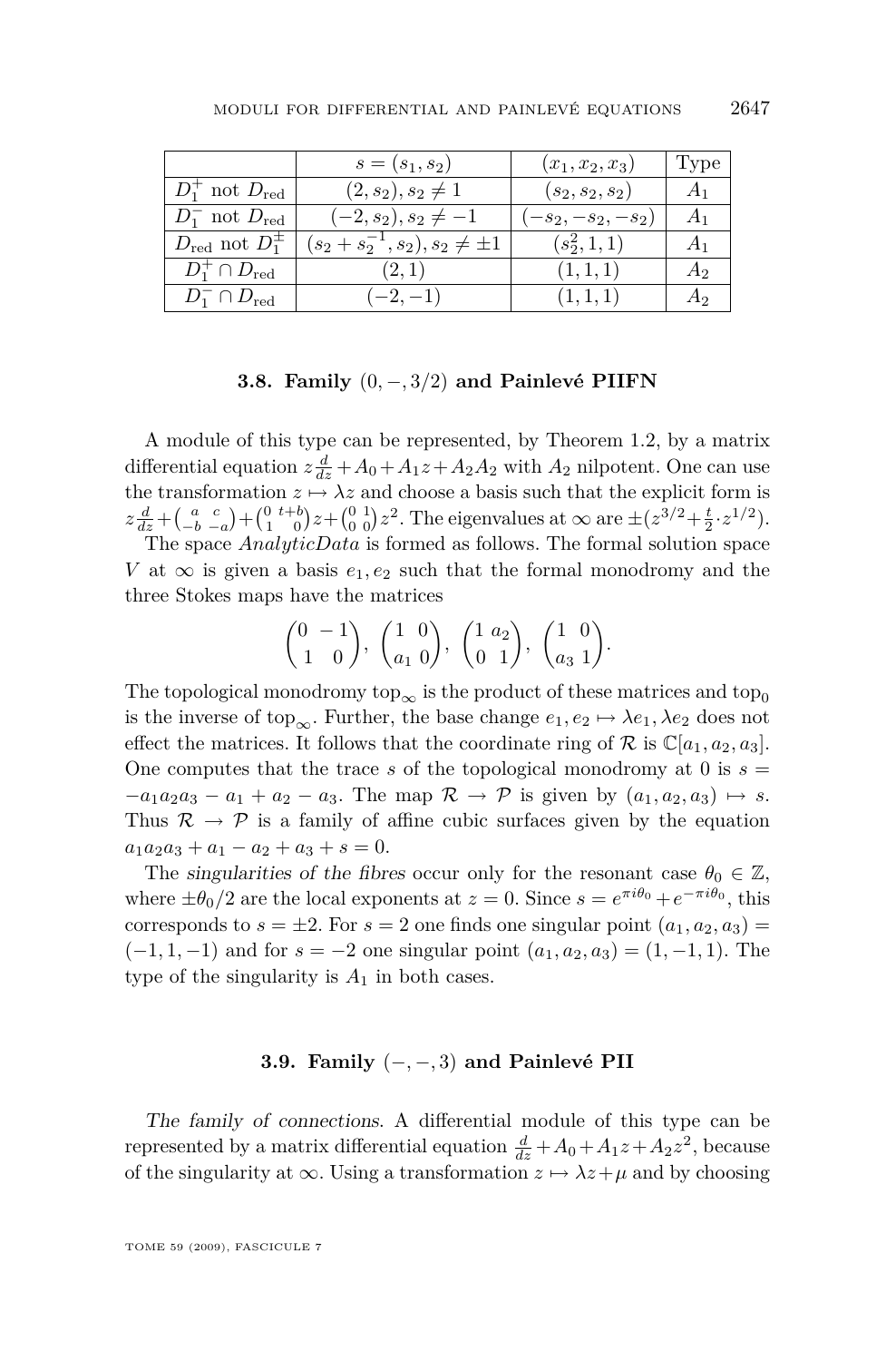|  | $s = (s_1, s_2)$ | $(x_1, x_2, x_3)$ | Type |
|---|---|---|---|
| $D_1^+$ not $D_{\text{red}}$ | $(2, s_2), s_2 \neq 1$ | $(s_2, s_2, s_2)$ | $A_1$ |
| $D_1^-$ not $D_{\text{red}}$ | $(-2, s_2), s_2 \neq -1$ | $(-s_2, -s_2, -s_2)$ | $A_1$ |
| $D_{\text{red}}$ not $D_1^{\pm}$ | $(s_2 + s_2^{-1}, s_2), s_2 \neq \pm 1$ | $(s_2^2, 1, 1)$ | $A_1$ |
| $D_1^+ \cap D_{\text{red}}$ | $(2, 1)$ | $(1, 1, 1)$ | $A_2$ |
| $D_1^- \cap D_{\text{red}}$ | $(-2, -1)$ | $(1, 1, 1)$ | $A_2$ |

### 3.8. Family $(0, -, 3/2)$ and Painlevé PIIFN

A module of this type can be represented, by Theorem 1.2, by a matrix differential equation $z\frac{d}{dz} + A_0 + A_1 z + A_2 A_2$ with $A_2$ nilpotent. One can use the transformation $z \mapsto \lambda z$ and choose a basis such that the explicit form is $z\frac{d}{dz} + \begin{pmatrix} a & c \\ -b & -a \end{pmatrix} + \begin{pmatrix} 0 & t+b \\ 1 & 0 \end{pmatrix} z + \begin{pmatrix} 0 & 1 \\ 0 & 0 \end{pmatrix} z^2$. The eigenvalues at $\infty$ are $\pm(z^{3/2} + \frac{t}{2} \cdot z^{1/2})$.

The space *AnalyticData* is formed as follows. The formal solution space $V$ at $\infty$ is given a basis $e_1, e_2$ such that the formal monodromy and the three Stokes maps have the matrices

$$\begin{pmatrix} 0 & -1 \\ 1 & 0 \end{pmatrix}, \begin{pmatrix} 1 & 0 \\ a_1 & 0 \end{pmatrix}, \begin{pmatrix} 1 & a_2 \\ 0 & 1 \end{pmatrix}, \begin{pmatrix} 1 & 0 \\ a_3 & 1 \end{pmatrix}.$$

The topological monodromy $\text{top}_\infty$ is the product of these matrices and $\text{top}_0$ is the inverse of $\text{top}_\infty$. Further, the base change $e_1, e_2 \mapsto \lambda e_1, \lambda e_2$ does not effect the matrices. It follows that the coordinate ring of $\mathcal{R}$ is $\mathbb{C}[a_1, a_2, a_3]$. One computes that the trace $s$ of the topological monodromy at 0 is $s = -a_1 a_2 a_3 - a_1 + a_2 - a_3$. The map $\mathcal{R} \to \mathcal{P}$ is given by $(a_1, a_2, a_3) \mapsto s$. Thus $\mathcal{R} \to \mathcal{P}$ is a family of affine cubic surfaces given by the equation $a_1 a_2 a_3 + a_1 - a_2 + a_3 + s = 0$.

*The singularities of the fibres* occur only for the resonant case $\theta_0 \in \mathbb{Z}$, where $\pm\theta_0/2$ are the local exponents at $z = 0$. Since $s = e^{\pi i \theta_0} + e^{-\pi i \theta_0}$, this corresponds to $s = \pm 2$. For $s = 2$ one finds one singular point $(a_1, a_2, a_3) = (-1, 1, -1)$ and for $s = -2$ one singular point $(a_1, a_2, a_3) = (1, -1, 1)$. The type of the singularity is $A_1$ in both cases.

### 3.9. Family $(-, -, 3)$ and Painlevé PII

*The family of connections*. A differential module of this type can be represented by a matrix differential equation $\frac{d}{dz} + A_0 + A_1 z + A_2 z^2$, because of the singularity at $\infty$. Using a transformation $z \mapsto \lambda z + \mu$ and by choosing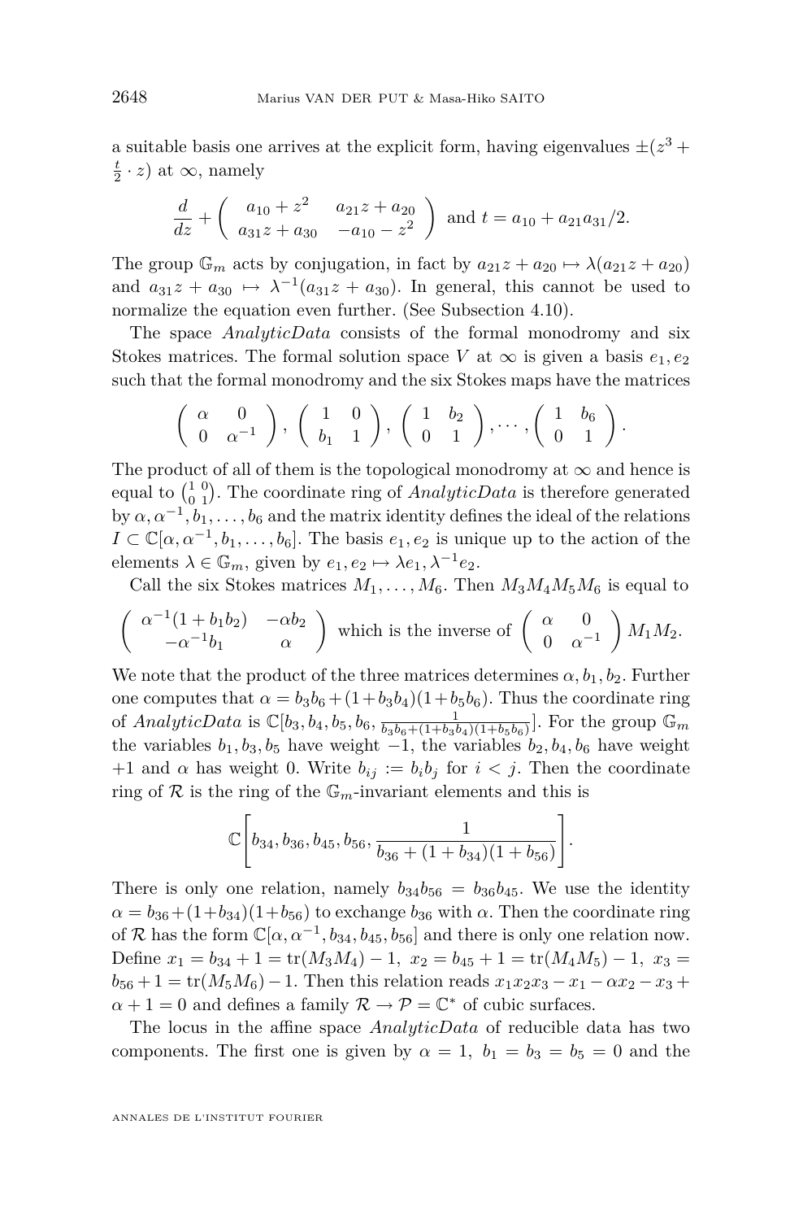a suitable basis one arrives at the explicit form, having eigenvalues $\pm(z^3 + \frac{t}{2}\cdot z)$ at $\infty$, namely

$$\frac{d}{dz} + \begin{pmatrix} a_{10} + z^2 & a_{21}z + a_{20} \\ a_{31}z + a_{30} & -a_{10} - z^2 \end{pmatrix} \text{ and } t = a_{10} + a_{21}a_{31}/2.$$

The group $\mathbb{G}_m$ acts by conjugation, in fact by $a_{21}z + a_{20} \mapsto \lambda(a_{21}z + a_{20})$ and $a_{31}z + a_{30} \mapsto \lambda^{-1}(a_{31}z + a_{30})$. In general, this cannot be used to normalize the equation even further. (See Subsection 4.10).

The space *AnalyticData* consists of the formal monodromy and six Stokes matrices. The formal solution space $V$ at $\infty$ is given a basis $e_1, e_2$ such that the formal monodromy and the six Stokes maps have the matrices

$$\begin{pmatrix} \alpha & 0 \\ 0 & \alpha^{-1} \end{pmatrix}, \begin{pmatrix} 1 & 0 \\ b_1 & 1 \end{pmatrix}, \begin{pmatrix} 1 & b_2 \\ 0 & 1 \end{pmatrix}, \dots, \begin{pmatrix} 1 & b_6 \\ 0 & 1 \end{pmatrix}.$$

The product of all of them is the topological monodromy at $\infty$ and hence is equal to $\left(\begin{smallmatrix} 1 & 0 \\ 0 & 1 \end{smallmatrix}\right)$. The coordinate ring of *AnalyticData* is therefore generated by $\alpha, \alpha^{-1}, b_1, \dots, b_6$ and the matrix identity defines the ideal of the relations $I \subset \mathbb{C}[\alpha, \alpha^{-1}, b_1, \dots, b_6]$. The basis $e_1, e_2$ is unique up to the action of the elements $\lambda \in \mathbb{G}_m$, given by $e_1, e_2 \mapsto \lambda e_1, \lambda^{-1}e_2$.

Call the six Stokes matrices $M_1, \dots, M_6$. Then $M_3M_4M_5M_6$ is equal to

$$\begin{pmatrix} \alpha^{-1}(1 + b_1b_2) & -\alpha b_2 \\ -\alpha^{-1}b_1 & \alpha \end{pmatrix} \text{ which is the inverse of } \begin{pmatrix} \alpha & 0 \\ 0 & \alpha^{-1} \end{pmatrix} M_1M_2.$$

We note that the product of the three matrices determines $\alpha, b_1, b_2$. Further one computes that $\alpha = b_3b_6 + (1 + b_3b_4)(1 + b_5b_6)$. Thus the coordinate ring of *AnalyticData* is $\mathbb{C}[b_3, b_4, b_5, b_6, \frac{1}{b_3b_6 + (1+b_3b_4)(1+b_5b_6)}]$. For the group $\mathbb{G}_m$ the variables $b_1, b_3, b_5$ have weight $-1$, the variables $b_2, b_4, b_6$ have weight $+1$ and $\alpha$ has weight 0. Write $b_{ij} := b_ib_j$ for $i < j$. Then the coordinate ring of $\mathcal{R}$ is the ring of the $\mathbb{G}_m$-invariant elements and this is

$$\mathbb{C}\left[b_{34}, b_{36}, b_{45}, b_{56}, \frac{1}{b_{36} + (1 + b_{34})(1 + b_{56})}\right].$$

There is only one relation, namely $b_{34}b_{56} = b_{36}b_{45}$. We use the identity $\alpha = b_{36} + (1 + b_{34})(1 + b_{56})$ to exchange $b_{36}$ with $\alpha$. Then the coordinate ring of $\mathcal{R}$ has the form $\mathbb{C}[\alpha, \alpha^{-1}, b_{34}, b_{45}, b_{56}]$ and there is only one relation now. Define $x_1 = b_{34} + 1 = \mathrm{tr}(M_3M_4) - 1$, $x_2 = b_{45} + 1 = \mathrm{tr}(M_4M_5) - 1$, $x_3 = b_{56} + 1 = \mathrm{tr}(M_5M_6) - 1$. Then this relation reads $x_1x_2x_3 - x_1 - \alpha x_2 - x_3 + \alpha + 1 = 0$ and defines a family $\mathcal{R} \to \mathcal{P} = \mathbb{C}^*$ of cubic surfaces.

The locus in the affine space *AnalyticData* of reducible data has two components. The first one is given by $\alpha = 1$, $b_1 = b_3 = b_5 = 0$ and the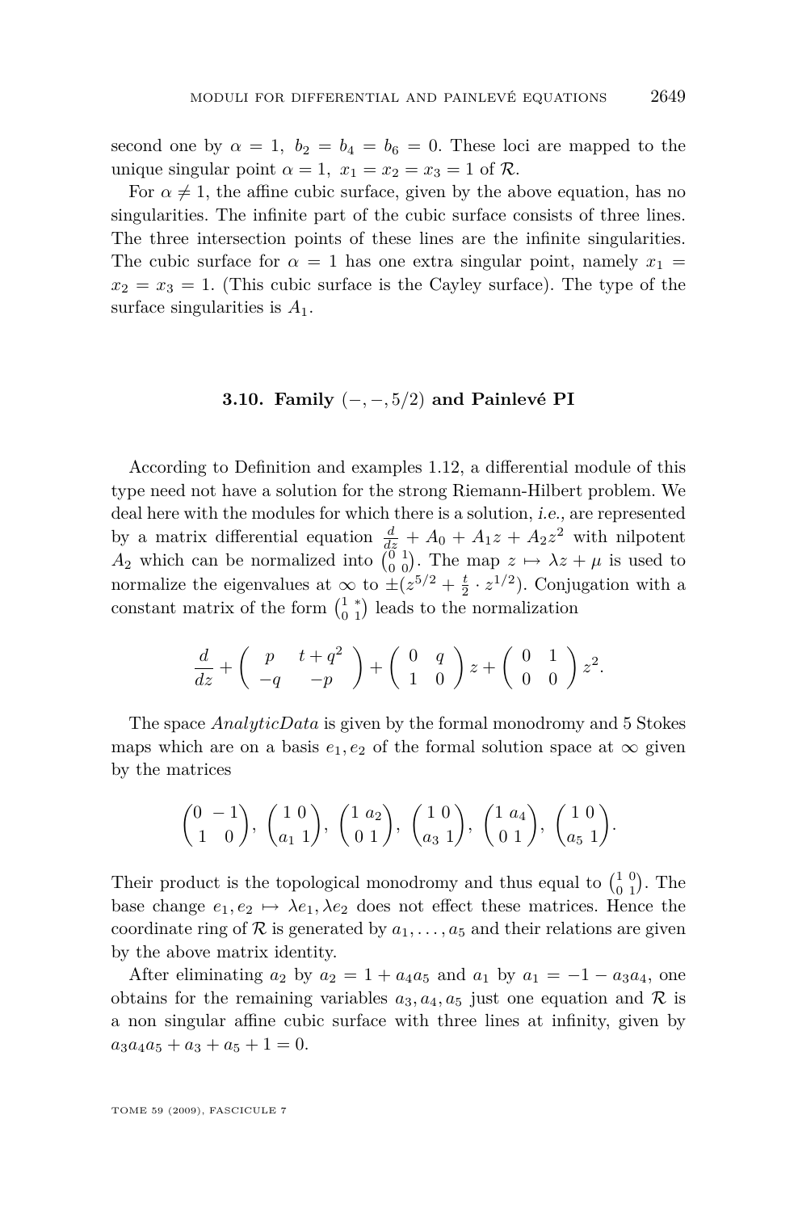second one by $\alpha = 1,\ b_2 = b_4 = b_6 = 0$. These loci are mapped to the unique singular point $\alpha = 1,\ x_1 = x_2 = x_3 = 1$ of $\mathcal{R}$.

For $\alpha \neq 1$, the affine cubic surface, given by the above equation, has no singularities. The infinite part of the cubic surface consists of three lines. The three intersection points of these lines are the infinite singularities. The cubic surface for $\alpha = 1$ has one extra singular point, namely $x_1 = x_2 = x_3 = 1$. (This cubic surface is the Cayley surface). The type of the surface singularities is $A_1$.

### 3.10. Family $(-,-,5/2)$ and Painlevé PI

According to Definition and examples 1.12, a differential module of this type need not have a solution for the strong Riemann-Hilbert problem. We deal here with the modules for which there is a solution, *i.e.*, are represented by a matrix differential equation $\frac{d}{dz} + A_0 + A_1 z + A_2 z^2$ with nilpotent $A_2$ which can be normalized into $\begin{pmatrix} 0 & 1 \\ 0 & 0 \end{pmatrix}$. The map $z \mapsto \lambda z + \mu$ is used to normalize the eigenvalues at $\infty$ to $\pm(z^{5/2} + \frac{t}{2} \cdot z^{1/2})$. Conjugation with a constant matrix of the form $\begin{pmatrix} 1 & * \\ 0 & 1 \end{pmatrix}$ leads to the normalization

$$\frac{d}{dz} + \begin{pmatrix} p & t+q^2 \\ -q & -p \end{pmatrix} + \begin{pmatrix} 0 & q \\ 1 & 0 \end{pmatrix} z + \begin{pmatrix} 0 & 1 \\ 0 & 0 \end{pmatrix} z^2.$$

The space *AnalyticData* is given by the formal monodromy and 5 Stokes maps which are on a basis $e_1, e_2$ of the formal solution space at $\infty$ given by the matrices

$$\begin{pmatrix} 0 & -1 \\ 1 & 0 \end{pmatrix},\ \begin{pmatrix} 1 & 0 \\ a_1 & 1 \end{pmatrix},\ \begin{pmatrix} 1 & a_2 \\ 0 & 1 \end{pmatrix},\ \begin{pmatrix} 1 & 0 \\ a_3 & 1 \end{pmatrix},\ \begin{pmatrix} 1 & a_4 \\ 0 & 1 \end{pmatrix},\ \begin{pmatrix} 1 & 0 \\ a_5 & 1 \end{pmatrix}.$$

Their product is the topological monodromy and thus equal to $\begin{pmatrix} 1 & 0 \\ 0 & 1 \end{pmatrix}$. The base change $e_1, e_2 \mapsto \lambda e_1, \lambda e_2$ does not effect these matrices. Hence the coordinate ring of $\mathcal{R}$ is generated by $a_1, \ldots, a_5$ and their relations are given by the above matrix identity.

After eliminating $a_2$ by $a_2 = 1 + a_4 a_5$ and $a_1$ by $a_1 = -1 - a_3 a_4$, one obtains for the remaining variables $a_3, a_4, a_5$ just one equation and $\mathcal{R}$ is a non singular affine cubic surface with three lines at infinity, given by $a_3 a_4 a_5 + a_3 + a_5 + 1 = 0$.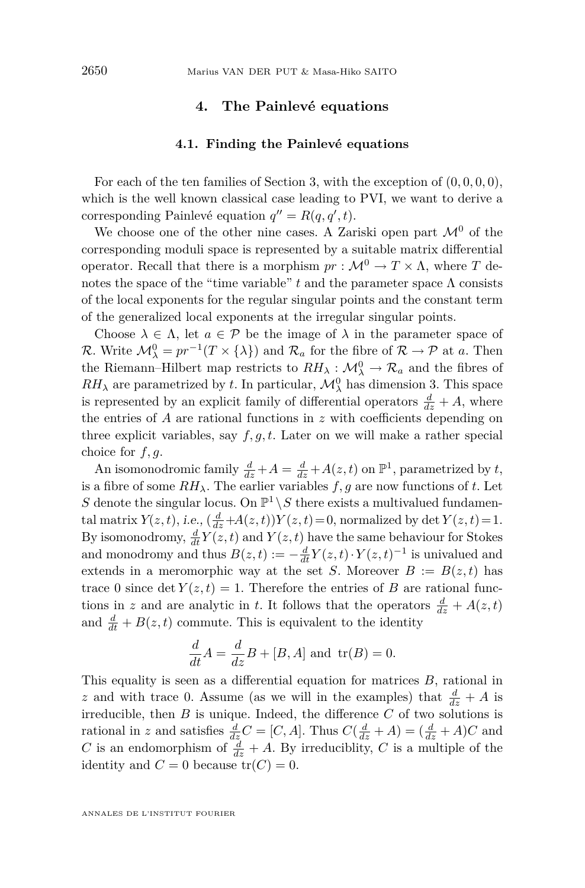# 4. The Painlevé equations

## 4.1. Finding the Painlevé equations

For each of the ten families of Section 3, with the exception of $(0,0,0,0)$, which is the well known classical case leading to PVI, we want to derive a corresponding Painlevé equation $q'' = R(q, q', t)$.

We choose one of the other nine cases. A Zariski open part $\mathcal{M}^0$ of the corresponding moduli space is represented by a suitable matrix differential operator. Recall that there is a morphism $pr : \mathcal{M}^0 \to T \times \Lambda$, where $T$ denotes the space of the "time variable" $t$ and the parameter space $\Lambda$ consists of the local exponents for the regular singular points and the constant term of the generalized local exponents at the irregular singular points.

Choose $\lambda \in \Lambda$, let $a \in \mathcal{P}$ be the image of $\lambda$ in the parameter space of $\mathcal{R}$. Write $\mathcal{M}^0_\lambda = pr^{-1}(T \times \{\lambda\})$ and $\mathcal{R}_a$ for the fibre of $\mathcal{R} \to \mathcal{P}$ at $a$. Then the Riemann–Hilbert map restricts to $RH_\lambda : \mathcal{M}^0_\lambda \to \mathcal{R}_a$ and the fibres of $RH_\lambda$ are parametrized by $t$. In particular, $\mathcal{M}^0_\lambda$ has dimension 3. This space is represented by an explicit family of differential operators $\frac{d}{dz} + A$, where the entries of $A$ are rational functions in $z$ with coefficients depending on three explicit variables, say $f, g, t$. Later on we will make a rather special choice for $f, g$.

An isomonodromic family $\frac{d}{dz} + A = \frac{d}{dz} + A(z,t)$ on $\mathbb{P}^1$, parametrized by $t$, is a fibre of some $RH_\lambda$. The earlier variables $f, g$ are now functions of $t$. Let $S$ denote the singular locus. On $\mathbb{P}^1 \setminus S$ there exists a multivalued fundamental matrix $Y(z,t)$, *i.e.*, $(\frac{d}{dz} + A(z,t))Y(z,t) = 0$, normalized by $\det Y(z,t) = 1$. By isomonodromy, $\frac{d}{dt}Y(z,t)$ and $Y(z,t)$ have the same behaviour for Stokes and monodromy and thus $B(z,t) := -\frac{d}{dt}Y(z,t) \cdot Y(z,t)^{-1}$ is univalued and extends in a meromorphic way at the set $S$. Moreover $B := B(z,t)$ has trace 0 since $\det Y(z,t) = 1$. Therefore the entries of $B$ are rational functions in $z$ and are analytic in $t$. It follows that the operators $\frac{d}{dz} + A(z,t)$ and $\frac{d}{dt} + B(z,t)$ commute. This is equivalent to the identity

$$\frac{d}{dt}A = \frac{d}{dz}B + [B, A] \text{ and } \operatorname{tr}(B) = 0.$$

This equality is seen as a differential equation for matrices $B$, rational in $z$ and with trace 0. Assume (as we will in the examples) that $\frac{d}{dz} + A$ is irreducible, then $B$ is unique. Indeed, the difference $C$ of two solutions is rational in $z$ and satisfies $\frac{d}{dz}C = [C, A]$. Thus $C(\frac{d}{dz} + A) = (\frac{d}{dz} + A)C$ and $C$ is an endomorphism of $\frac{d}{dz} + A$. By irreduciblity, $C$ is a multiple of the identity and $C = 0$ because $\operatorname{tr}(C) = 0$.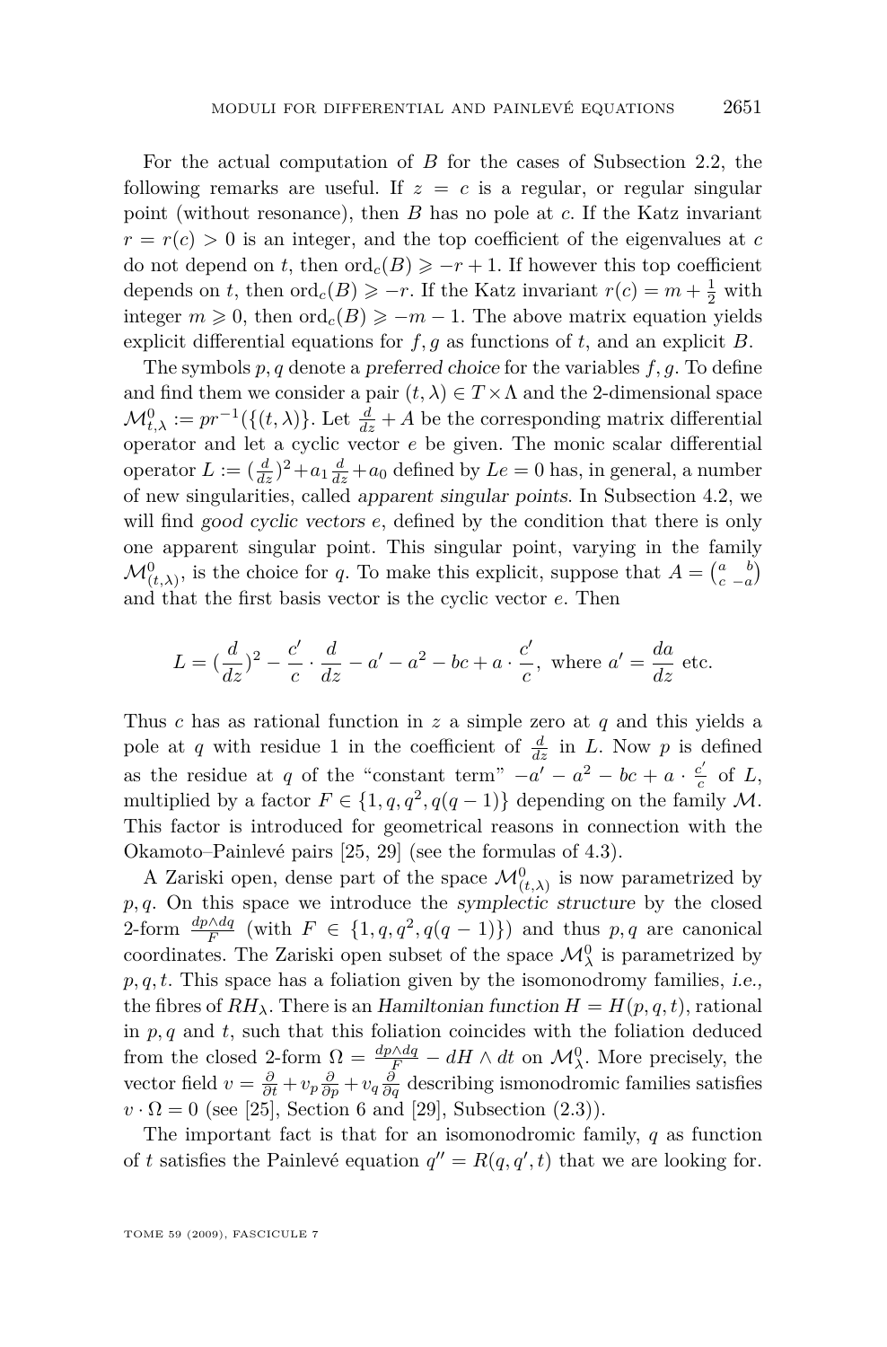For the actual computation of $B$ for the cases of Subsection 2.2, the following remarks are useful. If $z = c$ is a regular, or regular singular point (without resonance), then $B$ has no pole at $c$. If the Katz invariant $r = r(c) > 0$ is an integer, and the top coefficient of the eigenvalues at $c$ do not depend on $t$, then $\mathrm{ord}_c(B) \geqslant -r+1$. If however this top coefficient depends on $t$, then $\mathrm{ord}_c(B) \geqslant -r$. If the Katz invariant $r(c) = m + \frac{1}{2}$ with integer $m \geqslant 0$, then $\mathrm{ord}_c(B) \geqslant -m-1$. The above matrix equation yields explicit differential equations for $f, g$ as functions of $t$, and an explicit $B$.

The symbols $p, q$ denote a *preferred choice* for the variables $f, g$. To define and find them we consider a pair $(t, \lambda) \in T \times \Lambda$ and the 2-dimensional space $\mathcal{M}^0_{t,\lambda} := pr^{-1}(\{(t,\lambda)\})$. Let $\frac{d}{dz} + A$ be the corresponding matrix differential operator and let a cyclic vector $e$ be given. The monic scalar differential operator $L := (\frac{d}{dz})^2 + a_1 \frac{d}{dz} + a_0$ defined by $Le = 0$ has, in general, a number of new singularities, called *apparent singular points*. In Subsection 4.2, we will find *good cyclic vectors* $e$, defined by the condition that there is only one apparent singular point. This singular point, varying in the family $\mathcal{M}^0_{(t,\lambda)}$, is the choice for $q$. To make this explicit, suppose that $A = \begin{pmatrix} a & b \\ c & -a \end{pmatrix}$ and that the first basis vector is the cyclic vector $e$. Then

$$L = (\frac{d}{dz})^2 - \frac{c'}{c} \cdot \frac{d}{dz} - a' - a^2 - bc + a \cdot \frac{c'}{c}, \text{ where } a' = \frac{da}{dz} \text{ etc.}$$

Thus $c$ has as rational function in $z$ a simple zero at $q$ and this yields a pole at $q$ with residue 1 in the coefficient of $\frac{d}{dz}$ in $L$. Now $p$ is defined as the residue at $q$ of the "constant term" $-a' - a^2 - bc + a \cdot \frac{c'}{c}$ of $L$, multiplied by a factor $F \in \{1, q, q^2, q(q-1)\}$ depending on the family $\mathcal{M}$. This factor is introduced for geometrical reasons in connection with the Okamoto–Painlevé pairs [25, 29] (see the formulas of 4.3).

A Zariski open, dense part of the space $\mathcal{M}^0_{(t,\lambda)}$ is now parametrized by $p, q$. On this space we introduce the *symplectic structure* by the closed 2-form $\frac{dp \wedge dq}{F}$ (with $F \in \{1, q, q^2, q(q-1)\}$) and thus $p, q$ are canonical coordinates. The Zariski open subset of the space $\mathcal{M}^0_\lambda$ is parametrized by $p, q, t$. This space has a foliation given by the isomonodromy families, *i.e.,* the fibres of $RH_\lambda$. There is an *Hamiltonian function* $H = H(p, q, t)$, rational in $p, q$ and $t$, such that this foliation coincides with the foliation deduced from the closed 2-form $\Omega = \frac{dp \wedge dq}{F} - dH \wedge dt$ on $\mathcal{M}^0_\lambda$. More precisely, the vector field $v = \frac{\partial}{\partial t} + v_p \frac{\partial}{\partial p} + v_q \frac{\partial}{\partial q}$ describing ismonodromic families satisfies $v \cdot \Omega = 0$ (see [25], Section 6 and [29], Subsection (2.3)).

The important fact is that for an isomonodromic family, $q$ as function of $t$ satisfies the Painlevé equation $q'' = R(q, q', t)$ that we are looking for.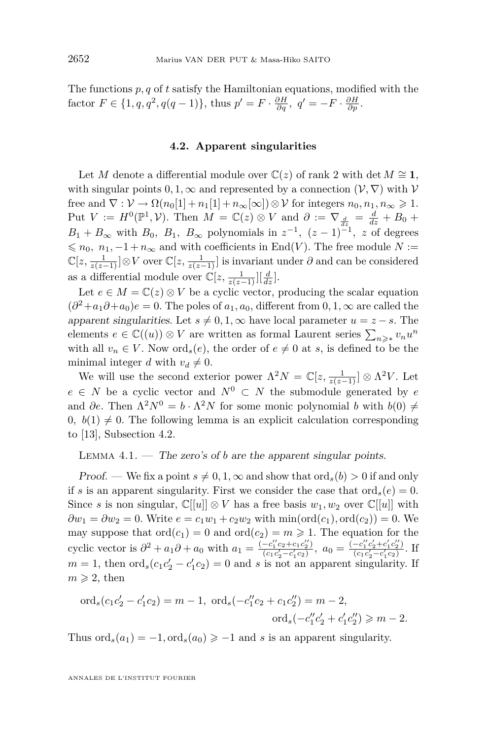The functions $p, q$ of $t$ satisfy the Hamiltonian equations, modified with the factor $F \in \{1, q, q^2, q(q-1)\}$, thus $p' = F \cdot \frac{\partial H}{\partial q},\ q' = -F \cdot \frac{\partial H}{\partial p}$.

### 4.2. Apparent singularities

Let $M$ denote a differential module over $\mathbb{C}(z)$ of rank 2 with $\det M \cong \mathbf{1}$, with singular points $0, 1, \infty$ and represented by a connection $(\mathcal{V}, \nabla)$ with $\mathcal{V}$ free and $\nabla : \mathcal{V} \to \Omega(n_0[1] + n_1[1] + n_\infty[\infty]) \otimes \mathcal{V}$ for integers $n_0, n_1, n_\infty \geqslant 1$. Put $V := H^0(\mathbb{P}^1, \mathcal{V})$. Then $M = \mathbb{C}(z) \otimes V$ and $\partial := \nabla_{\frac{d}{dz}} = \frac{d}{dz} + B_0 + B_1 + B_\infty$ with $B_0,\ B_1,\ B_\infty$ polynomials in $z^{-1},\ (z-1)^{-1},\ z$ of degrees $\leqslant n_0,\ n_1, -1 + n_\infty$ and with coefficients in $\mathrm{End}(V)$. The free module $N := \mathbb{C}[z, \frac{1}{z(z-1)}] \otimes V$ over $\mathbb{C}[z, \frac{1}{z(z-1)}]$ is invariant under $\partial$ and can be considered as a differential module over $\mathbb{C}[z, \frac{1}{z(z-1)}][\frac{d}{dz}]$.

Let $e \in M = \mathbb{C}(z) \otimes V$ be a cyclic vector, producing the scalar equation $(\partial^2 + a_1 \partial + a_0)e = 0$. The poles of $a_1, a_0$, different from $0, 1, \infty$ are called the *apparent singularities*. Let $s \neq 0, 1, \infty$ have local parameter $u = z - s$. The elements $e \in \mathbb{C}((u)) \otimes V$ are written as formal Laurent series $\sum_{n \geqslant *} v_n u^n$ with all $v_n \in V$. Now $\mathrm{ord}_s(e)$, the order of $e \neq 0$ at $s$, is defined to be the minimal integer $d$ with $v_d \neq 0$.

We will use the second exterior power $\Lambda^2 N = \mathbb{C}[z, \frac{1}{z(z-1)}] \otimes \Lambda^2 V$. Let $e \in N$ be a cyclic vector and $N^0 \subset N$ the submodule generated by $e$ and $\partial e$. Then $\Lambda^2 N^0 = b \cdot \Lambda^2 N$ for some monic polynomial $b$ with $b(0) \neq 0,\ b(1) \neq 0$. The following lemma is an explicit calculation corresponding to [13], Subsection 4.2.

Lemma 4.1. — *The zero's of $b$ are the apparent singular points.*

*Proof.* — We fix a point $s \neq 0, 1, \infty$ and show that $\mathrm{ord}_s(b) > 0$ if and only if $s$ is an apparent singularity. First we consider the case that $\mathrm{ord}_s(e) = 0$. Since $s$ is non singular, $\mathbb{C}[[u]] \otimes V$ has a free basis $w_1, w_2$ over $\mathbb{C}[[u]]$ with $\partial w_1 = \partial w_2 = 0$. Write $e = c_1 w_1 + c_2 w_2$ with $\min(\mathrm{ord}(c_1), \mathrm{ord}(c_2)) = 0$. We may suppose that $\mathrm{ord}(c_1) = 0$ and $\mathrm{ord}(c_2) = m \geqslant 1$. The equation for the cyclic vector is $\partial^2 + a_1 \partial + a_0$ with $a_1 = \frac{(-c_1'' c_2 + c_1 c_2'')}{(c_1 c_2' - c_1' c_2)},\ a_0 = \frac{(-c_1'' c_2' + c_1' c_2'')}{(c_1 c_2' - c_1' c_2)}$. If $m = 1$, then $\mathrm{ord}_s(c_1 c_2' - c_1' c_2) = 0$ and $s$ is not an apparent singularity. If $m \geqslant 2$, then

$$\mathrm{ord}_s(c_1 c_2' - c_1' c_2) = m - 1,\ \mathrm{ord}_s(-c_1'' c_2 + c_1 c_2'') = m - 2,$$
$$\mathrm{ord}_s(-c_1'' c_2' + c_1' c_2'') \geqslant m - 2.$$

Thus $\mathrm{ord}_s(a_1) = -1, \mathrm{ord}_s(a_0) \geqslant -1$ and $s$ is an apparent singularity.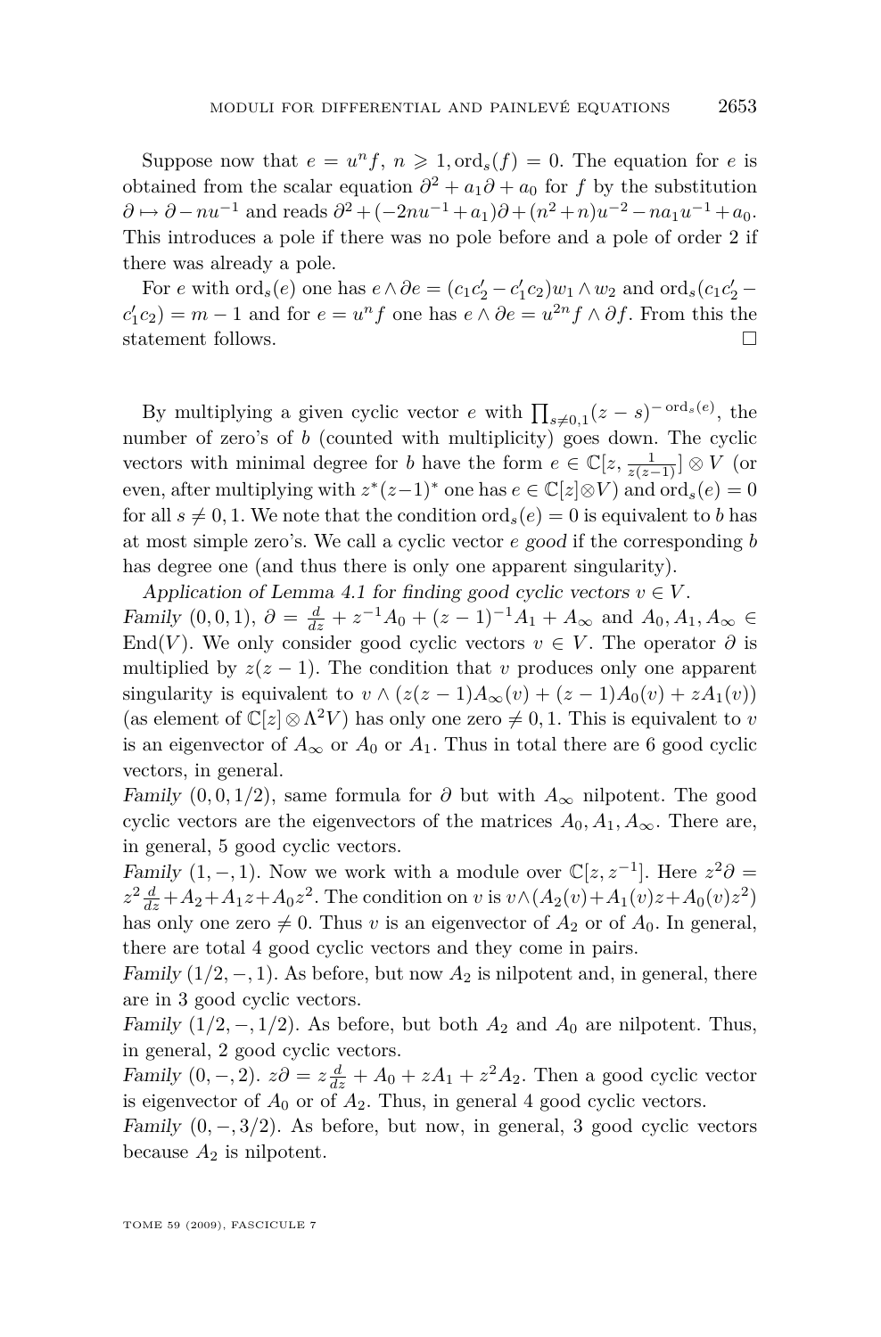Suppose now that $e = u^n f$, $n \geqslant 1, \mathrm{ord}_s(f) = 0$. The equation for $e$ is obtained from the scalar equation $\partial^2 + a_1\partial + a_0$ for $f$ by the substitution $\partial \mapsto \partial - nu^{-1}$ and reads $\partial^2 + (-2nu^{-1} + a_1)\partial + (n^2+n)u^{-2} - na_1u^{-1} + a_0$. This introduces a pole if there was no pole before and a pole of order 2 if there was already a pole.

For $e$ with $\mathrm{ord}_s(e)$ one has $e \wedge \partial e = (c_1c_2' - c_1'c_2)w_1 \wedge w_2$ and $\mathrm{ord}_s(c_1c_2' - c_1'c_2) = m-1$ and for $e = u^n f$ one has $e \wedge \partial e = u^{2n} f \wedge \partial f$. From this the statement follows. □

By multiplying a given cyclic vector $e$ with $\prod_{s \neq 0,1}(z-s)^{-\mathrm{ord}_s(e)}$, the number of zero's of $b$ (counted with multiplicity) goes down. The cyclic vectors with minimal degree for $b$ have the form $e \in \mathbb{C}[z, \frac{1}{z(z-1)}] \otimes V$ (or even, after multiplying with $z^*(z-1)^*$ one has $e \in \mathbb{C}[z] \otimes V$) and $\mathrm{ord}_s(e) = 0$ for all $s \neq 0, 1$. We note that the condition $\mathrm{ord}_s(e) = 0$ is equivalent to $b$ has at most simple zero's. We call a cyclic vector $e$ *good* if the corresponding $b$ has degree one (and thus there is only one apparent singularity).

*Application of Lemma 4.1 for finding good cyclic vectors $v \in V$.*

*Family* $(0,0,1)$, $\partial = \frac{d}{dz} + z^{-1}A_0 + (z-1)^{-1}A_1 + A_\infty$ and $A_0, A_1, A_\infty \in \mathrm{End}(V)$. We only consider good cyclic vectors $v \in V$. The operator $\partial$ is multiplied by $z(z-1)$. The condition that $v$ produces only one apparent singularity is equivalent to $v \wedge (z(z-1)A_\infty(v) + (z-1)A_0(v) + zA_1(v))$ (as element of $\mathbb{C}[z] \otimes \Lambda^2 V$) has only one zero $\neq 0, 1$. This is equivalent to $v$ is an eigenvector of $A_\infty$ or $A_0$ or $A_1$. Thus in total there are 6 good cyclic vectors, in general.

*Family* $(0,0,1/2)$, same formula for $\partial$ but with $A_\infty$ nilpotent. The good cyclic vectors are the eigenvectors of the matrices $A_0, A_1, A_\infty$. There are, in general, 5 good cyclic vectors.

*Family* $(1,-,1)$. Now we work with a module over $\mathbb{C}[z, z^{-1}]$. Here $z^2\partial = z^2\frac{d}{dz} + A_2 + A_1 z + A_0 z^2$. The condition on $v$ is $v \wedge (A_2(v) + A_1(v)z + A_0(v)z^2)$ has only one zero $\neq 0$. Thus $v$ is an eigenvector of $A_2$ or of $A_0$. In general, there are total 4 good cyclic vectors and they come in pairs.

*Family* $(1/2,-,1)$. As before, but now $A_2$ is nilpotent and, in general, there are in 3 good cyclic vectors.

*Family* $(1/2,-,1/2)$. As before, but both $A_2$ and $A_0$ are nilpotent. Thus, in general, 2 good cyclic vectors.

*Family* $(0,-,2)$. $z\partial = z\frac{d}{dz} + A_0 + zA_1 + z^2A_2$. Then a good cyclic vector is eigenvector of $A_0$ or of $A_2$. Thus, in general 4 good cyclic vectors.

*Family* $(0,-,3/2)$. As before, but now, in general, 3 good cyclic vectors because $A_2$ is nilpotent.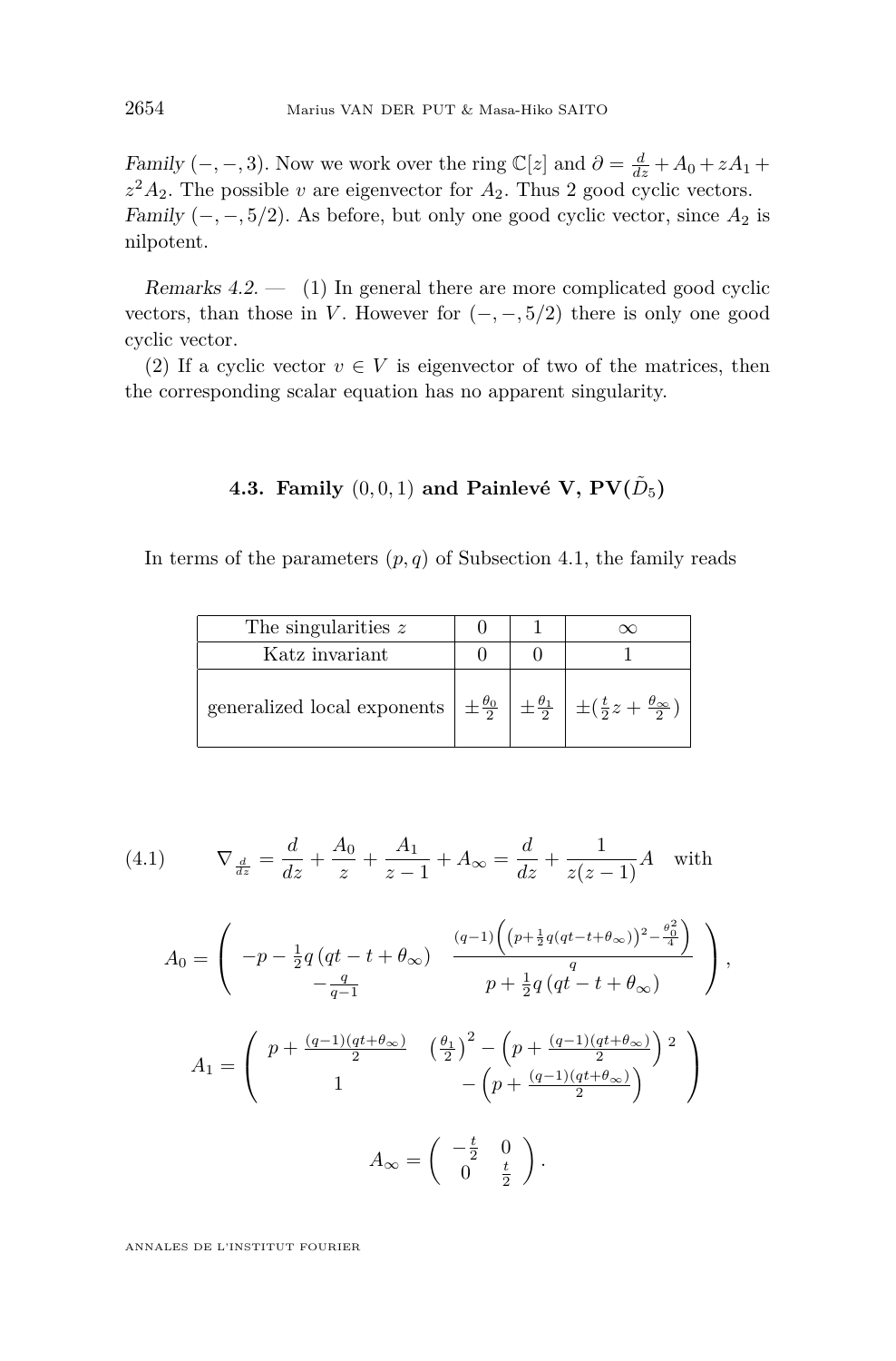*Family* $(-,-,3)$. Now we work over the ring $\mathbb{C}[z]$ and $\partial = \frac{d}{dz} + A_0 + zA_1 + z^2A_2$. The possible $v$ are eigenvector for $A_2$. Thus 2 good cyclic vectors.
*Family* $(-,-,5/2)$. As before, but only one good cyclic vector, since $A_2$ is nilpotent.

*Remarks 4.2.* — (1) In general there are more complicated good cyclic vectors, than those in $V$. However for $(-,-,5/2)$ there is only one good cyclic vector.

(2) If a cyclic vector $v \in V$ is eigenvector of two of the matrices, then the corresponding scalar equation has no apparent singularity.

### 4.3. Family $(0,0,1)$ and Painlevé V, PV($\tilde{D}_5$)

In terms of the parameters $(p,q)$ of Subsection 4.1, the family reads

| The singularities $z$ | $0$ | $1$ | $\infty$ |
|---|---|---|---|
| Katz invariant | $0$ | $0$ | $1$ |
| generalized local exponents | $\pm\frac{\theta_0}{2}$ | $\pm\frac{\theta_1}{2}$ | $\pm(\frac{t}{2}z + \frac{\theta_\infty}{2})$ |

$$\nabla_{\frac{d}{dz}} = \frac{d}{dz} + \frac{A_0}{z} + \frac{A_1}{z-1} + A_\infty = \frac{d}{dz} + \frac{1}{z(z-1)}A \quad \text{with} \tag{4.1}$$

$$A_0 = \begin{pmatrix} -p - \frac{1}{2}q\left(qt - t + \theta_\infty\right) & \frac{(q-1)\left(\left(p+\frac{1}{2}q(qt-t+\theta_\infty)\right)^2 - \frac{\theta_0^2}{4}\right)}{q} \\ -\frac{q}{q-1} & p + \frac{1}{2}q\left(qt - t + \theta_\infty\right) \end{pmatrix},$$

$$A_1 = \begin{pmatrix} p + \frac{(q-1)(qt+\theta_\infty)}{2} & \left(\frac{\theta_1}{2}\right)^2 - \left(p + \frac{(q-1)(qt+\theta_\infty)}{2}\right)^2 \\ 1 & -\left(p + \frac{(q-1)(qt+\theta_\infty)}{2}\right) \end{pmatrix}$$

$$A_\infty = \begin{pmatrix} -\frac{t}{2} & 0 \\ 0 & \frac{t}{2} \end{pmatrix}.$$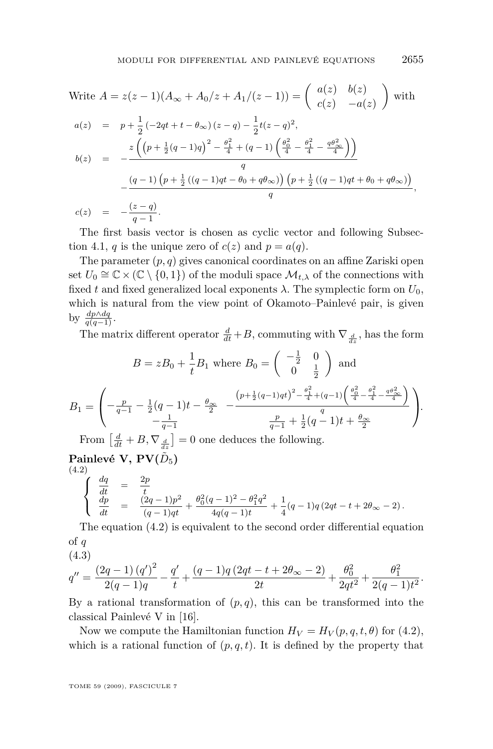Write $A = z(z-1)(A_\infty + A_0/z + A_1/(z-1)) = \begin{pmatrix} a(z) & b(z) \\ c(z) & -a(z) \end{pmatrix}$ with

$$
\begin{aligned}
a(z) &= p + \frac{1}{2}\left(-2qt + t - \theta_\infty\right)(z-q) - \frac{1}{2}t(z-q)^2, \\
b(z) &= -\frac{z\left(\left(p+\frac{1}{2}(q-1)q\right)^2 - \frac{\theta_1^2}{4} + (q-1)\left(\frac{\theta_0^2}{4} - \frac{\theta_1^2}{4} - \frac{q\theta_\infty^2}{4}\right)\right)}{q} \\
&\quad - \frac{(q-1)\left(p + \frac{1}{2}\left((q-1)qt - \theta_0 + q\theta_\infty\right)\right)\left(p + \frac{1}{2}\left((q-1)qt + \theta_0 + q\theta_\infty\right)\right)}{q}, \\
c(z) &= -\frac{(z-q)}{q-1}.
\end{aligned}
$$

The first basis vector is chosen as cyclic vector and following Subsection 4.1, $q$ is the unique zero of $c(z)$ and $p = a(q)$.

The parameter $(p, q)$ gives canonical coordinates on an affine Zariski open set $U_0 \cong \mathbb{C} \times (\mathbb{C} \setminus \{0,1\})$ of the moduli space $\mathcal{M}_{t,\lambda}$ of the connections with fixed $t$ and fixed generalized local exponents $\lambda$. The symplectic form on $U_0$, which is natural from the view point of Okamoto–Painlevé pair, is given by $\frac{dp \wedge dq}{q(q-1)}$.

The matrix different operator $\frac{d}{dt} + B$, commuting with $\nabla_{\frac{d}{dz}}$, has the form

$$
B = zB_0 + \frac{1}{t}B_1 \text{ where } B_0 = \begin{pmatrix} -\frac{1}{2} & 0 \\ 0 & \frac{1}{2} \end{pmatrix} \text{ and}
$$

$$
B_1 = \begin{pmatrix} -\frac{p}{q-1} - \frac{1}{2}(q-1)t - \frac{\theta_\infty}{2} & -\frac{\left(p+\frac{1}{2}(q-1)qt\right)^2 - \frac{\theta_1^2}{4} + (q-1)\left(\frac{\theta_0^2}{4} - \frac{\theta_1^2}{4} - \frac{q\theta_\infty^2}{4}\right)}{q} \\ -\frac{1}{q-1} & \frac{p}{q-1} + \frac{1}{2}(q-1)t + \frac{\theta_\infty}{2} \end{pmatrix}.
$$

From $\left[\frac{d}{dt} + B, \nabla_{\frac{d}{dz}}\right] = 0$ one deduces the following.

**Painlevé V, PV($\tilde{D}_5$)**

(4.2)
$$
\begin{cases}
\dfrac{dq}{dt} = \dfrac{2p}{t} \\
\dfrac{dp}{dt} = \dfrac{(2q-1)p^2}{(q-1)qt} + \dfrac{\theta_0^2(q-1)^2 - \theta_1^2 q^2}{4q(q-1)t} + \dfrac{1}{4}(q-1)q\left(2qt - t + 2\theta_\infty - 2\right).
\end{cases}
$$

The equation (4.2) is equivalent to the second order differential equation of $q$

(4.3)
$$
q'' = \frac{(2q-1)\left(q'\right)^2}{2(q-1)q} - \frac{q'}{t} + \frac{(q-1)q\left(2qt - t + 2\theta_\infty - 2\right)}{2t} + \frac{\theta_0^2}{2qt^2} + \frac{\theta_1^2}{2(q-1)t^2}.
$$

By a rational transformation of $(p, q)$, this can be transformed into the classical Painlevé V in [16].

Now we compute the Hamiltonian function $H_V = H_V(p, q, t, \theta)$ for (4.2), which is a rational function of $(p, q, t)$. It is defined by the property that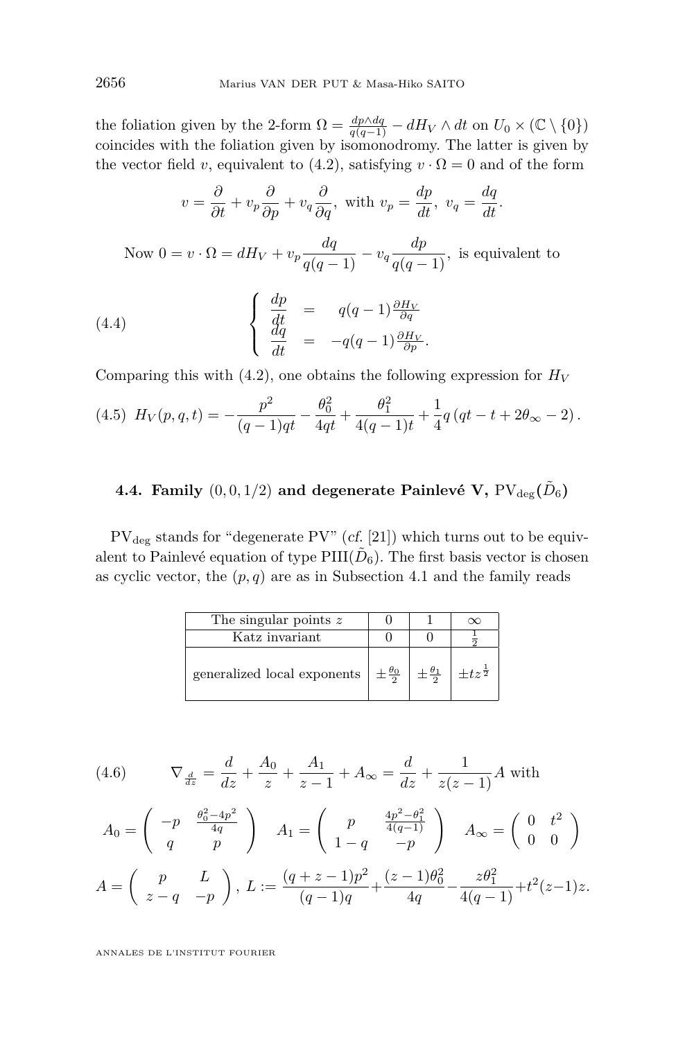the foliation given by the 2-form $\Omega = \frac{dp\wedge dq}{q(q-1)} - dH_V \wedge dt$ on $U_0 \times (\mathbb{C}\setminus\{0\})$ coincides with the foliation given by isomonodromy. The latter is given by the vector field $v$, equivalent to (4.2), satisfying $v\cdot\Omega = 0$ and of the form

$$v = \frac{\partial}{\partial t} + v_p\frac{\partial}{\partial p} + v_q\frac{\partial}{\partial q}, \text{ with } v_p = \frac{dp}{dt},\ v_q = \frac{dq}{dt}.$$

Now $0 = v\cdot\Omega = dH_V + v_p\dfrac{dq}{q(q-1)} - v_q\dfrac{dp}{q(q-1)}$, is equivalent to

$$\begin{cases} \dfrac{dp}{dt} &= \quad q(q-1)\frac{\partial H_V}{\partial q} \\ \dfrac{dq}{dt} &= -q(q-1)\frac{\partial H_V}{\partial p}. \end{cases} \tag{4.4}$$

Comparing this with (4.2), one obtains the following expression for $H_V$

$$H_V(p,q,t) = -\frac{p^2}{(q-1)qt} - \frac{\theta_0^2}{4qt} + \frac{\theta_1^2}{4(q-1)t} + \frac{1}{4}q\left(qt - t + 2\theta_\infty - 2\right). \tag{4.5}$$

### 4.4. Family $(0,0,1/2)$ and degenerate Painlevé V, $\mathrm{PV}_{\mathrm{deg}}(\tilde{D}_6)$

$\mathrm{PV}_{\mathrm{deg}}$ stands for "degenerate PV" (*cf.* [21]) which turns out to be equivalent to Painlevé equation of type $\mathrm{PIII}(\tilde{D}_6)$. The first basis vector is chosen as cyclic vector, the $(p,q)$ are as in Subsection 4.1 and the family reads

| The singular points $z$ | $0$ | $1$ | $\infty$ |
|---|---|---|---|
| Katz invariant | $0$ | $0$ | $\frac{1}{2}$ |
| generalized local exponents | $\pm\frac{\theta_0}{2}$ | $\pm\frac{\theta_1}{2}$ | $\pm tz^{\frac{1}{2}}$ |

$$\nabla_{\frac{d}{dz}} = \frac{d}{dz} + \frac{A_0}{z} + \frac{A_1}{z-1} + A_\infty = \frac{d}{dz} + \frac{1}{z(z-1)}A \text{ with} \tag{4.6}$$

$$A_0 = \begin{pmatrix} -p & \frac{\theta_0^2-4p^2}{4q} \\ q & p \end{pmatrix} \quad A_1 = \begin{pmatrix} p & \frac{4p^2-\theta_1^2}{4(q-1)} \\ 1-q & -p \end{pmatrix} \quad A_\infty = \begin{pmatrix} 0 & t^2 \\ 0 & 0 \end{pmatrix}$$

$$A = \begin{pmatrix} p & L \\ z-q & -p \end{pmatrix},\ L := \frac{(q+z-1)p^2}{(q-1)q} + \frac{(z-1)\theta_0^2}{4q} - \frac{z\theta_1^2}{4(q-1)} + t^2(z-1)z.$$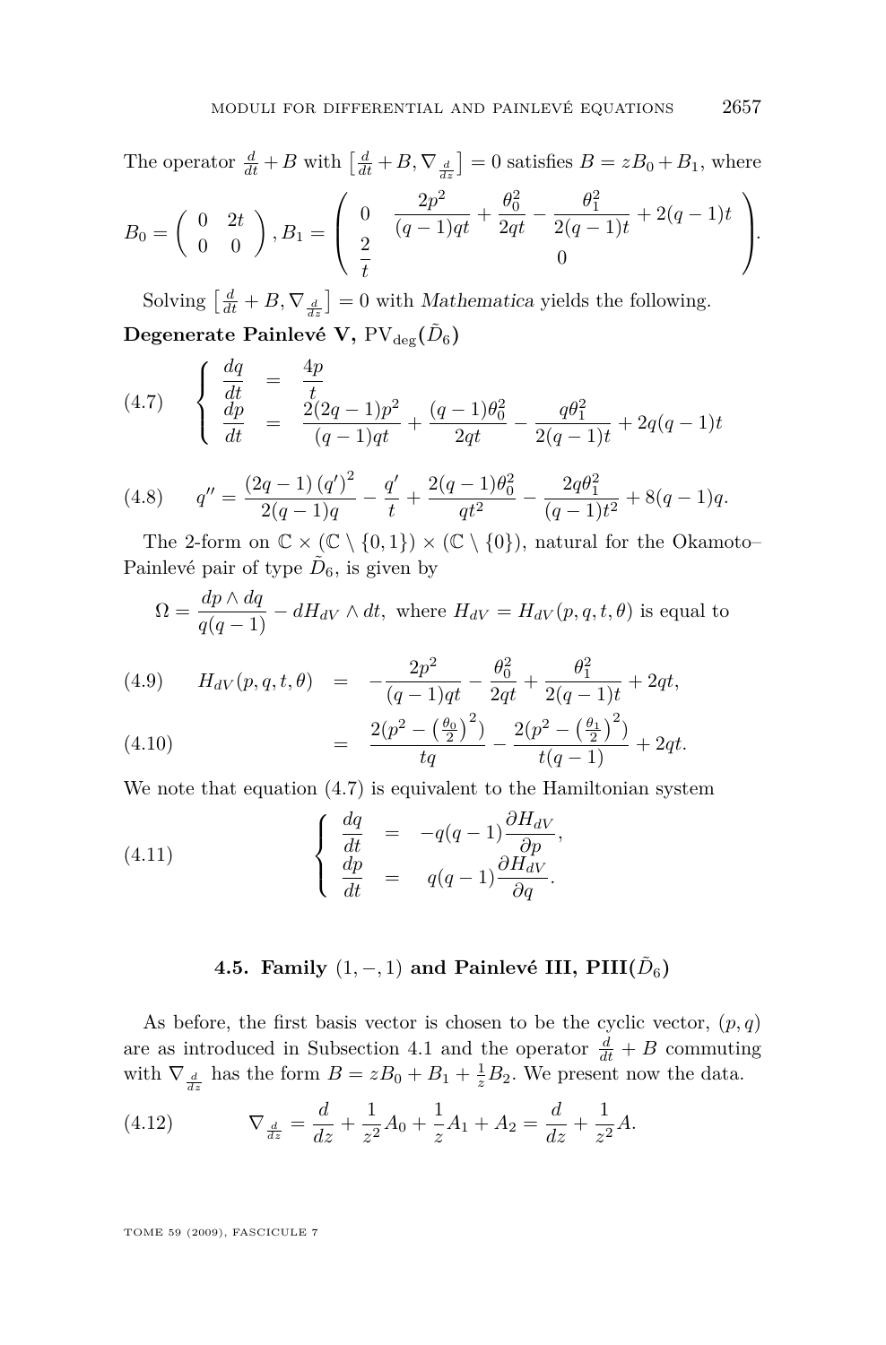The operator $\frac{d}{dt}+B$ with $\left[\frac{d}{dt}+B,\nabla_{\frac{d}{dz}}\right]=0$ satisfies $B=zB_0+B_1$, where

$$B_0=\begin{pmatrix}0 & 2t\\ 0 & 0\end{pmatrix}, B_1=\begin{pmatrix}0 & \dfrac{2p^2}{(q-1)qt}+\dfrac{\theta_0^2}{2qt}-\dfrac{\theta_1^2}{2(q-1)t}+2(q-1)t\\ \dfrac{2}{t} & 0\end{pmatrix}.$$

Solving $\left[\frac{d}{dt}+B,\nabla_{\frac{d}{dz}}\right]=0$ with *Mathematica* yields the following.

**Degenerate Painlevé V,** $\mathrm{PV}_{\mathrm{deg}}(\tilde{D}_6)$

$$\tag{4.7}\left\{\begin{array}{rcl}\dfrac{dq}{dt} & = & \dfrac{4p}{t}\\ \dfrac{dp}{dt} & = & \dfrac{2(2q-1)p^2}{(q-1)qt}+\dfrac{(q-1)\theta_0^2}{2qt}-\dfrac{q\theta_1^2}{2(q-1)t}+2q(q-1)t\end{array}\right.$$

$$\tag{4.8} q''=\frac{(2q-1)\left(q'\right)^2}{2(q-1)q}-\frac{q'}{t}+\frac{2(q-1)\theta_0^2}{qt^2}-\frac{2q\theta_1^2}{(q-1)t^2}+8(q-1)q.$$

The 2-form on $\mathbb{C}\times(\mathbb{C}\setminus\{0,1\})\times(\mathbb{C}\setminus\{0\})$, natural for the Okamoto–Painlevé pair of type $\tilde{D}_6$, is given by

$$\Omega=\frac{dp\wedge dq}{q(q-1)}-dH_{dV}\wedge dt,\ \text{where } H_{dV}=H_{dV}(p,q,t,\theta) \text{ is equal to}$$

$$\tag{4.9} H_{dV}(p,q,t,\theta) = -\frac{2p^2}{(q-1)qt}-\frac{\theta_0^2}{2qt}+\frac{\theta_1^2}{2(q-1)t}+2qt,$$

$$\tag{4.10} = \frac{2(p^2-\left(\frac{\theta_0}{2}\right)^2)}{tq}-\frac{2(p^2-\left(\frac{\theta_1}{2}\right)^2)}{t(q-1)}+2qt.$$

We note that equation (4.7) is equivalent to the Hamiltonian system

$$\tag{4.11}\left\{\begin{array}{rcl}\dfrac{dq}{dt} & = & -q(q-1)\dfrac{\partial H_{dV}}{\partial p},\\ \dfrac{dp}{dt} & = & q(q-1)\dfrac{\partial H_{dV}}{\partial q}.\end{array}\right.$$

### 4.5. Family $(1,-,1)$ and Painlevé III, PIII$(\tilde{D}_6)$

As before, the first basis vector is chosen to be the cyclic vector, $(p,q)$ are as introduced in Subsection 4.1 and the operator $\frac{d}{dt}+B$ commuting with $\nabla_{\frac{d}{dz}}$ has the form $B=zB_0+B_1+\frac{1}{z}B_2$. We present now the data.

$$\tag{4.12}\nabla_{\frac{d}{dz}}=\frac{d}{dz}+\frac{1}{z^2}A_0+\frac{1}{z}A_1+A_2=\frac{d}{dz}+\frac{1}{z^2}A.$$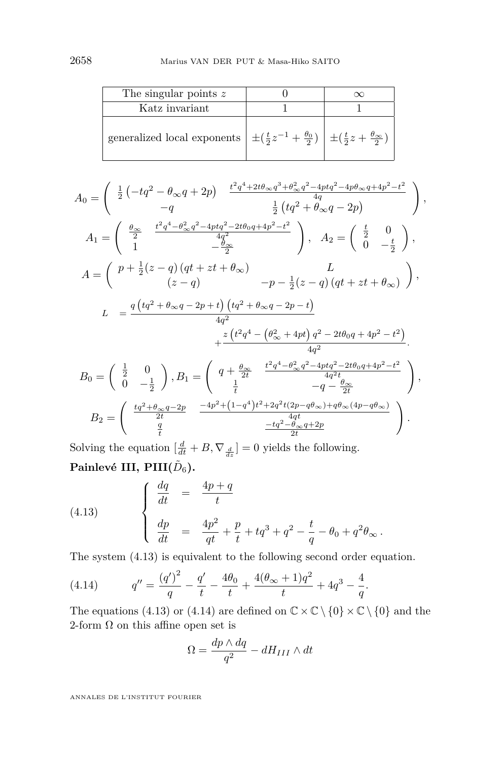| The singular points $z$ | $0$ | $\infty$ |
| --- | --- | --- |
| Katz invariant | $1$ | $1$ |
| generalized local exponents | $\pm(\frac{t}{2}z^{-1}+\frac{\theta_0}{2})$ | $\pm(\frac{t}{2}z+\frac{\theta_\infty}{2})$ |

$$A_0=\begin{pmatrix} \frac{1}{2}\left(-tq^2-\theta_\infty q+2p\right) & \frac{t^2q^4+2t\theta_\infty q^3+\theta_\infty^2q^2-4ptq^2-4p\theta_\infty q+4p^2-t^2}{4q} \\ -q & \frac{1}{2}\left(tq^2+\theta_\infty q-2p\right) \end{pmatrix},$$

$$A_1=\begin{pmatrix} \frac{\theta_\infty}{2} & \frac{t^2q^4-\theta_\infty^2q^2-4ptq^2-2t\theta_0 q+4p^2-t^2}{4q^2} \\ 1 & -\frac{\theta_\infty}{2} \end{pmatrix},\quad A_2=\begin{pmatrix} \frac{t}{2} & 0 \\ 0 & -\frac{t}{2} \end{pmatrix},$$

$$A=\begin{pmatrix} p+\frac{1}{2}(z-q)\left(qt+zt+\theta_\infty\right) & L \\ (z-q) & -p-\frac{1}{2}(z-q)\left(qt+zt+\theta_\infty\right) \end{pmatrix},$$

$$\begin{aligned} L &= \frac{q\left(tq^2+\theta_\infty q-2p+t\right)\left(tq^2+\theta_\infty q-2p-t\right)}{4q^2} \\ &\qquad +\frac{z\left(t^2q^4-\left(\theta_\infty^2+4pt\right)q^2-2t\theta_0 q+4p^2-t^2\right)}{4q^2}. \end{aligned}$$

$$B_0=\begin{pmatrix} \frac{1}{2} & 0 \\ 0 & -\frac{1}{2} \end{pmatrix}, B_1=\begin{pmatrix} q+\frac{\theta_\infty}{2t} & \frac{t^2q^4-\theta_\infty^2q^2-4ptq^2-2t\theta_0 q+4p^2-t^2}{4q^2t} \\ \frac{1}{t} & -q-\frac{\theta_\infty}{2t} \end{pmatrix},$$

$$B_2=\begin{pmatrix} \frac{tq^2+\theta_\infty q-2p}{2t} & \frac{-4p^2+\left(1-q^4\right)t^2+2q^2t(2p-q\theta_\infty)+q\theta_\infty(4p-q\theta_\infty)}{4qt} \\ \frac{q}{t} & \frac{-tq^2-\theta_\infty q+2p}{2t} \end{pmatrix}.$$

Solving the equation $[\frac{d}{dt}+B,\nabla_{\frac{d}{dz}}]=0$ yields the following.

**Painlevé III, PIII($\tilde{D}_6$).**

$$\left\{\begin{aligned} \frac{dq}{dt} &= \frac{4p+q}{t} \\ \frac{dp}{dt} &= \frac{4p^2}{qt}+\frac{p}{t}+tq^3+q^2-\frac{t}{q}-\theta_0+q^2\theta_\infty\,. \end{aligned}\right. \tag{4.13}$$

The system (4.13) is equivalent to the following second order equation.

$$q''=\frac{(q')^2}{q}-\frac{q'}{t}-\frac{4\theta_0}{t}+\frac{4(\theta_\infty+1)q^2}{t}+4q^3-\frac{4}{q}. \tag{4.14}$$

The equations (4.13) or (4.14) are defined on $\mathbb{C}\times\mathbb{C}\setminus\{0\}\times\mathbb{C}\setminus\{0\}$ and the 2-form $\Omega$ on this affine open set is

$$\Omega=\frac{dp\wedge dq}{q^2}-dH_{III}\wedge dt$$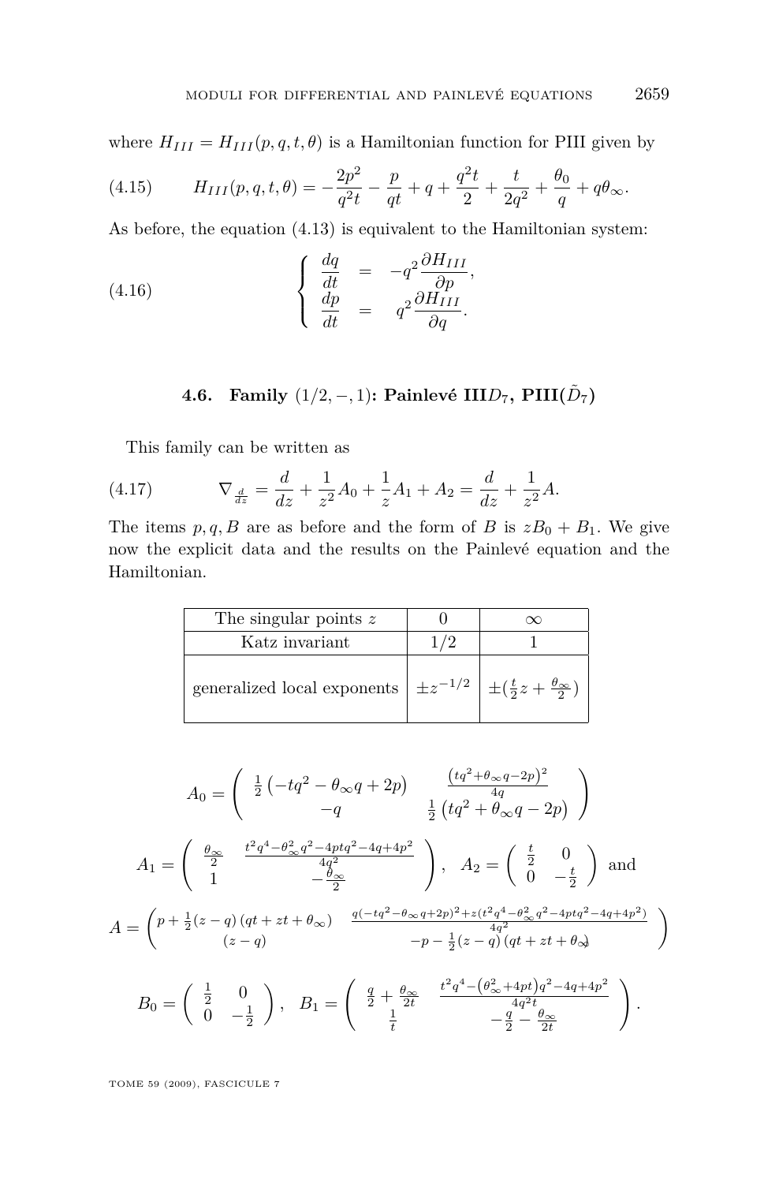where $H_{III} = H_{III}(p,q,t,\theta)$ is a Hamiltonian function for PIII given by

$$H_{III}(p,q,t,\theta) = -\frac{2p^2}{q^2 t} - \frac{p}{qt} + q + \frac{q^2 t}{2} + \frac{t}{2q^2} + \frac{\theta_0}{q} + q\theta_\infty. \tag{4.15}$$

As before, the equation (4.13) is equivalent to the Hamiltonian system:

$$\begin{cases} \dfrac{dq}{dt} &= -q^2 \dfrac{\partial H_{III}}{\partial p}, \\ \dfrac{dp}{dt} &= q^2 \dfrac{\partial H_{III}}{\partial q}. \end{cases} \tag{4.16}$$

### 4.6. Family $(1/2, -, 1)$: Painlevé III$D_7$, PIII($\tilde{D}_7$)

This family can be written as

$$\nabla_{\frac{d}{dz}} = \frac{d}{dz} + \frac{1}{z^2}A_0 + \frac{1}{z}A_1 + A_2 = \frac{d}{dz} + \frac{1}{z^2}A. \tag{4.17}$$

The items $p, q, B$ are as before and the form of $B$ is $zB_0 + B_1$. We give now the explicit data and the results on the Painlevé equation and the Hamiltonian.

| The singular points $z$ | $0$ | $\infty$ |
|---|---|---|
| Katz invariant | $1/2$ | $1$ |
| generalized local exponents | $\pm z^{-1/2}$ | $\pm(\frac{t}{2}z + \frac{\theta_\infty}{2})$ |

$$A_0 = \begin{pmatrix} \frac{1}{2}\left(-tq^2 - \theta_\infty q + 2p\right) & \frac{\left(tq^2+\theta_\infty q - 2p\right)^2}{4q} \\ -q & \frac{1}{2}\left(tq^2 + \theta_\infty q - 2p\right) \end{pmatrix}$$

$$A_1 = \begin{pmatrix} \frac{\theta_\infty}{2} & \frac{t^2q^4 - \theta_\infty^2 q^2 - 4ptq^2 - 4q + 4p^2}{4q^2} \\ 1 & -\frac{\theta_\infty}{2} \end{pmatrix}, \quad A_2 = \begin{pmatrix} \frac{t}{2} & 0 \\ 0 & -\frac{t}{2} \end{pmatrix} \text{ and}$$

$$A = \begin{pmatrix} p + \frac{1}{2}(z-q)\left(qt + zt + \theta_\infty\right) & \frac{q(-tq^2 - \theta_\infty q + 2p)^2 + z(t^2q^4 - \theta_\infty^2 q^2 - 4ptq^2 - 4q + 4p^2)}{4q^2} \\ (z-q) & -p - \frac{1}{2}(z-q)\left(qt + zt + \theta_\infty\right) \end{pmatrix}$$

$$B_0 = \begin{pmatrix} \frac{1}{2} & 0 \\ 0 & -\frac{1}{2} \end{pmatrix}, \quad B_1 = \begin{pmatrix} \frac{q}{2} + \frac{\theta_\infty}{2t} & \frac{t^2q^4 - \left(\theta_\infty^2 + 4pt\right)q^2 - 4q + 4p^2}{4q^2 t} \\ \frac{1}{t} & -\frac{q}{2} - \frac{\theta_\infty}{2t} \end{pmatrix}.$$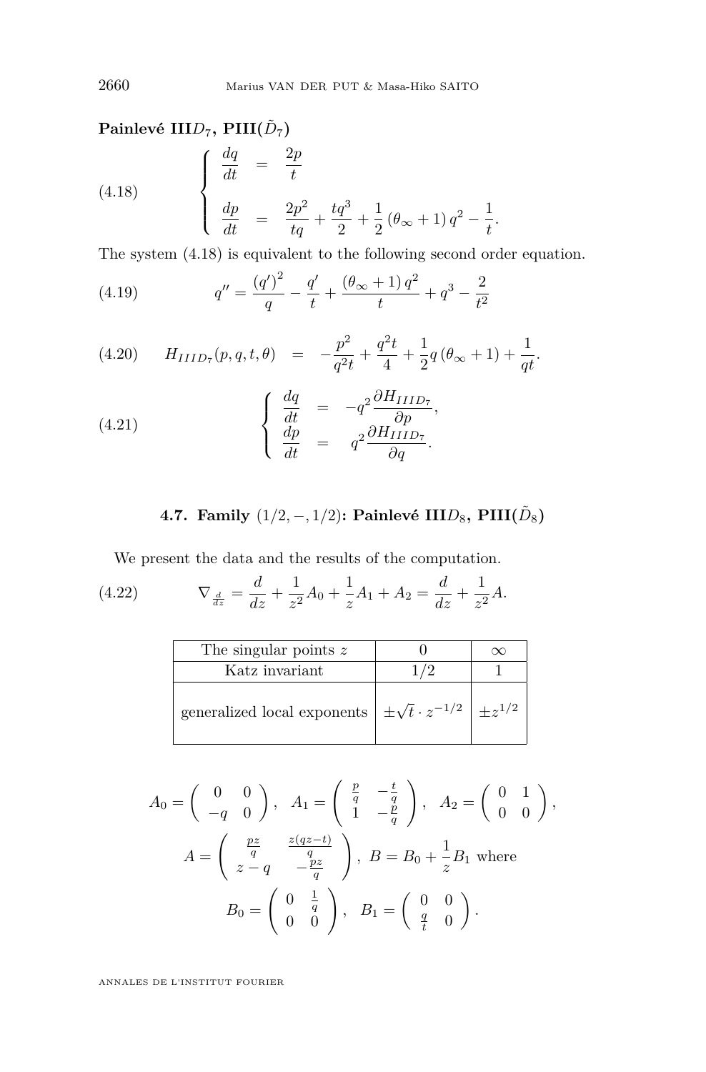**Painlevé III$D_7$, PIII($\tilde{D}_7$)**

$$
\left\{
\begin{array}{rcl}
\dfrac{dq}{dt} & = & \dfrac{2p}{t} \\[2ex]
\dfrac{dp}{dt} & = & \dfrac{2p^2}{tq} + \dfrac{tq^3}{2} + \dfrac{1}{2}\left(\theta_\infty + 1\right) q^2 - \dfrac{1}{t}.
\end{array}
\right.
\tag{4.18}
$$

The system (4.18) is equivalent to the following second order equation.

$$
q'' = \frac{(q')^2}{q} - \frac{q'}{t} + \frac{(\theta_\infty + 1)\, q^2}{t} + q^3 - \frac{2}{t^2}
\tag{4.19}
$$

$$
H_{IIID_7}(p,q,t,\theta) \quad = \quad -\frac{p^2}{q^2 t} + \frac{q^2 t}{4} + \frac{1}{2} q \left(\theta_\infty + 1\right) + \frac{1}{qt}.
\tag{4.20}
$$

$$
\left\{
\begin{array}{rcl}
\dfrac{dq}{dt} & = & -q^2 \dfrac{\partial H_{IIID_7}}{\partial p}, \\[2ex]
\dfrac{dp}{dt} & = & q^2 \dfrac{\partial H_{IIID_7}}{\partial q}.
\end{array}
\right.
\tag{4.21}
$$

## 4.7. Family $(1/2, -, 1/2)$: Painlevé III$D_8$, PIII($\tilde{D}_8$)

We present the data and the results of the computation.

$$
\nabla_{\frac{d}{dz}} = \frac{d}{dz} + \frac{1}{z^2} A_0 + \frac{1}{z} A_1 + A_2 = \frac{d}{dz} + \frac{1}{z^2} A.
\tag{4.22}
$$

| The singular points $z$ | $0$ | $\infty$ |
|---|---|---|
| Katz invariant | $1/2$ | $1$ |
| generalized local exponents | $\pm\sqrt{t} \cdot z^{-1/2}$ | $\pm z^{1/2}$ |

$$
A_0 = \begin{pmatrix} 0 & 0 \\ -q & 0 \end{pmatrix}, \quad A_1 = \begin{pmatrix} \frac{p}{q} & -\frac{t}{q} \\ 1 & -\frac{p}{q} \end{pmatrix}, \quad A_2 = \begin{pmatrix} 0 & 1 \\ 0 & 0 \end{pmatrix},
$$

$$
A = \begin{pmatrix} \frac{pz}{q} & \frac{z(qz-t)}{q} \\ z - q & -\frac{pz}{q} \end{pmatrix}, \; B = B_0 + \frac{1}{z} B_1 \text{ where}
$$

$$
B_0 = \begin{pmatrix} 0 & \frac{1}{q} \\ 0 & 0 \end{pmatrix}, \quad B_1 = \begin{pmatrix} 0 & 0 \\ \frac{q}{t} & 0 \end{pmatrix}.
$$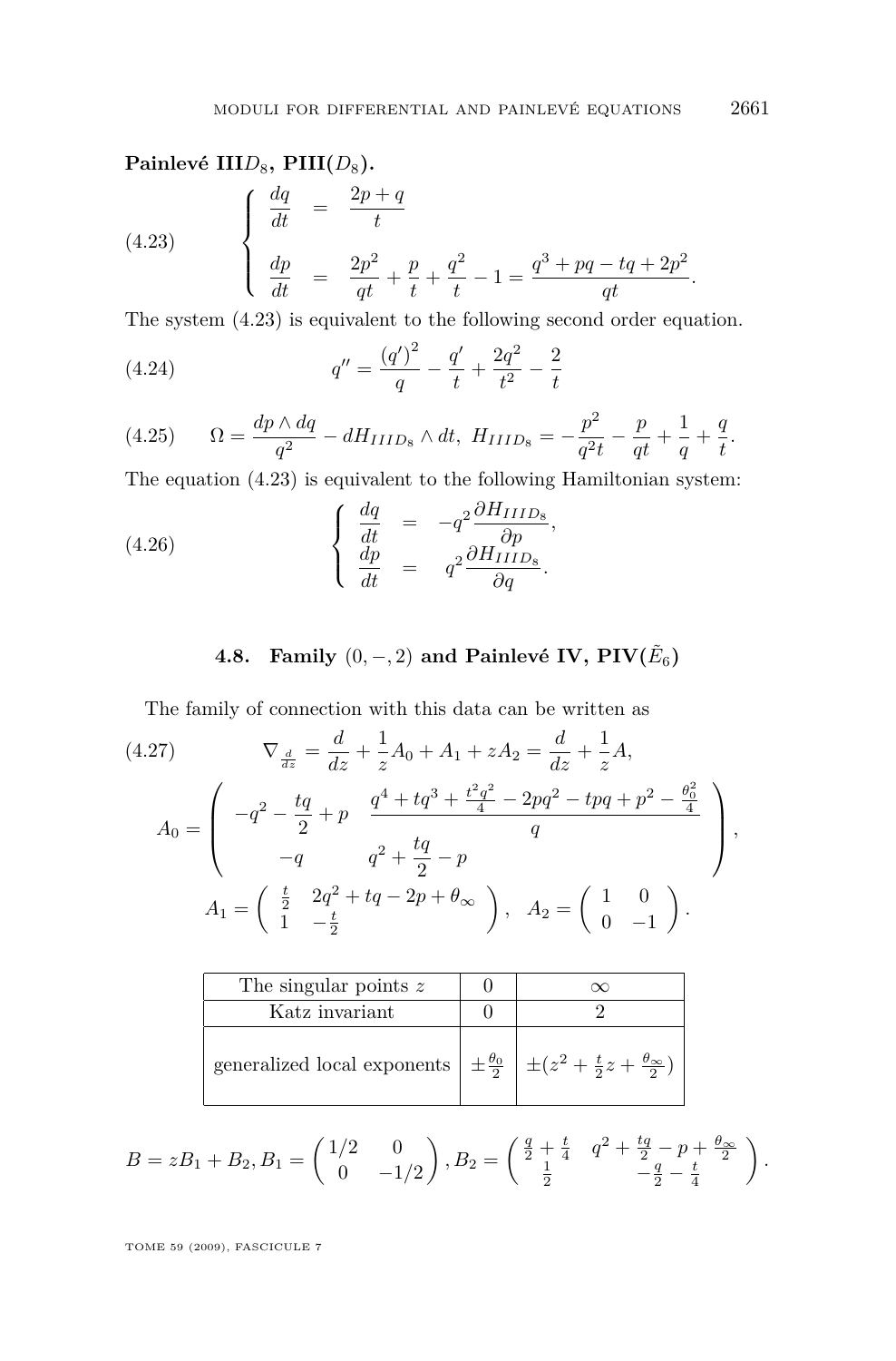**Painlevé III$D_8$, PIII($D_8$).**

$$
(4.23) \qquad \begin{cases} \dfrac{dq}{dt} & = & \dfrac{2p+q}{t} \\[2ex] \dfrac{dp}{dt} & = & \dfrac{2p^2}{qt} + \dfrac{p}{t} + \dfrac{q^2}{t} - 1 = \dfrac{q^3 + pq - tq + 2p^2}{qt}. \end{cases}
$$

The system (4.23) is equivalent to the following second order equation.

$$
(4.24) \qquad q'' = \frac{(q')^2}{q} - \frac{q'}{t} + \frac{2q^2}{t^2} - \frac{2}{t}
$$

$$
(4.25) \qquad \Omega = \frac{dp \wedge dq}{q^2} - dH_{IIID_8} \wedge dt, \; H_{IIID_8} = -\frac{p^2}{q^2 t} - \frac{p}{qt} + \frac{1}{q} + \frac{q}{t}.
$$

The equation (4.23) is equivalent to the following Hamiltonian system:

$$
(4.26) \qquad \begin{cases} \dfrac{dq}{dt} & = & -q^2 \dfrac{\partial H_{IIID_8}}{\partial p}, \\ \dfrac{dp}{dt} & = & q^2 \dfrac{\partial H_{IIID_8}}{\partial q}. \end{cases}
$$

## 4.8. Family $(0, -, 2)$ and Painlevé IV, PIV($\tilde{E}_6$)

The family of connection with this data can be written as

$$
(4.27) \qquad \nabla_{\frac{d}{dz}} = \frac{d}{dz} + \frac{1}{z} A_0 + A_1 + z A_2 = \frac{d}{dz} + \frac{1}{z} A,
$$

$$
A_0 = \begin{pmatrix} -q^2 - \dfrac{tq}{2} + p & \dfrac{q^4 + tq^3 + \frac{t^2 q^2}{4} - 2pq^2 - tpq + p^2 - \frac{\theta_0^2}{4}}{q} \\ -q & q^2 + \dfrac{tq}{2} - p \end{pmatrix},
$$

$$
A_1 = \begin{pmatrix} \frac{t}{2} & 2q^2 + tq - 2p + \theta_\infty \\ 1 & -\frac{t}{2} \end{pmatrix}, \quad A_2 = \begin{pmatrix} 1 & 0 \\ 0 & -1 \end{pmatrix}.
$$

| The singular points $z$ | $0$ | $\infty$ |
|---|---|---|
| Katz invariant | $0$ | $2$ |
| generalized local exponents | $\pm \frac{\theta_0}{2}$ | $\pm(z^2 + \frac{t}{2} z + \frac{\theta_\infty}{2})$ |

$$
B = zB_1 + B_2, B_1 = \begin{pmatrix} 1/2 & 0 \\ 0 & -1/2 \end{pmatrix}, B_2 = \begin{pmatrix} \frac{q}{2} + \frac{t}{4} & q^2 + \frac{tq}{2} - p + \frac{\theta_\infty}{2} \\ \frac{1}{2} & -\frac{q}{2} - \frac{t}{4} \end{pmatrix}.
$$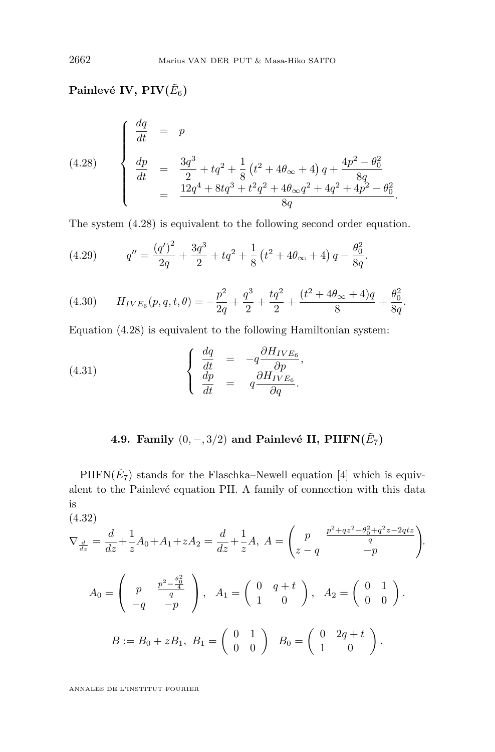**Painlevé IV, PIV($\tilde{E}_6$)**

$$
(4.28) \qquad \begin{cases} \dfrac{dq}{dt} &= p \\[2ex] \dfrac{dp}{dt} &= \dfrac{3q^3}{2} + tq^2 + \dfrac{1}{8}\left(t^2 + 4\theta_\infty + 4\right) q + \dfrac{4p^2 - \theta_0^2}{8q} \\[1ex] &= \dfrac{12q^4 + 8tq^3 + t^2q^2 + 4\theta_\infty q^2 + 4q^2 + 4p^2 - \theta_0^2}{8q}. \end{cases}
$$

The system (4.28) is equivalent to the following second order equation.

$$
(4.29) \qquad q'' = \frac{(q')^2}{2q} + \frac{3q^3}{2} + tq^2 + \frac{1}{8}\left(t^2 + 4\theta_\infty + 4\right) q - \frac{\theta_0^2}{8q}.
$$

$$
(4.30) \qquad H_{IVE_6}(p,q,t,\theta) = -\frac{p^2}{2q} + \frac{q^3}{2} + \frac{tq^2}{2} + \frac{(t^2 + 4\theta_\infty + 4)q}{8} + \frac{\theta_0^2}{8q}.
$$

Equation (4.28) is equivalent to the following Hamiltonian system:

$$
(4.31) \qquad \begin{cases} \dfrac{dq}{dt} &= -q\dfrac{\partial H_{IVE_6}}{\partial p}, \\[1ex] \dfrac{dp}{dt} &= q\dfrac{\partial H_{IVE_6}}{\partial q}. \end{cases}
$$

### 4.9. Family $(0, -, 3/2)$ and Painlevé II, PIIFN($\tilde{E}_7$)

PIIFN($\tilde{E}_7$) stands for the Flaschka–Newell equation [4] which is equivalent to the Painlevé equation PII. A family of connection with this data is

(4.32)

$$
\nabla_{\frac{d}{dz}} = \frac{d}{dz} + \frac{1}{z}A_0 + A_1 + zA_2 = \frac{d}{dz} + \frac{1}{z}A, \ A = \begin{pmatrix} p & \frac{p^2 + qz^2 - \theta_0^2 + q^2 z - 2qtz}{q} \\ z - q & -p \end{pmatrix}.
$$

$$
A_0 = \begin{pmatrix} p & \frac{p^2 - \frac{\theta_0^2}{4}}{q} \\ -q & -p \end{pmatrix}, \quad A_1 = \begin{pmatrix} 0 & q + t \\ 1 & 0 \end{pmatrix}, \quad A_2 = \begin{pmatrix} 0 & 1 \\ 0 & 0 \end{pmatrix}.
$$

$$
B := B_0 + zB_1, \ B_1 = \begin{pmatrix} 0 & 1 \\ 0 & 0 \end{pmatrix} \ \ B_0 = \begin{pmatrix} 0 & 2q + t \\ 1 & 0 \end{pmatrix}.
$$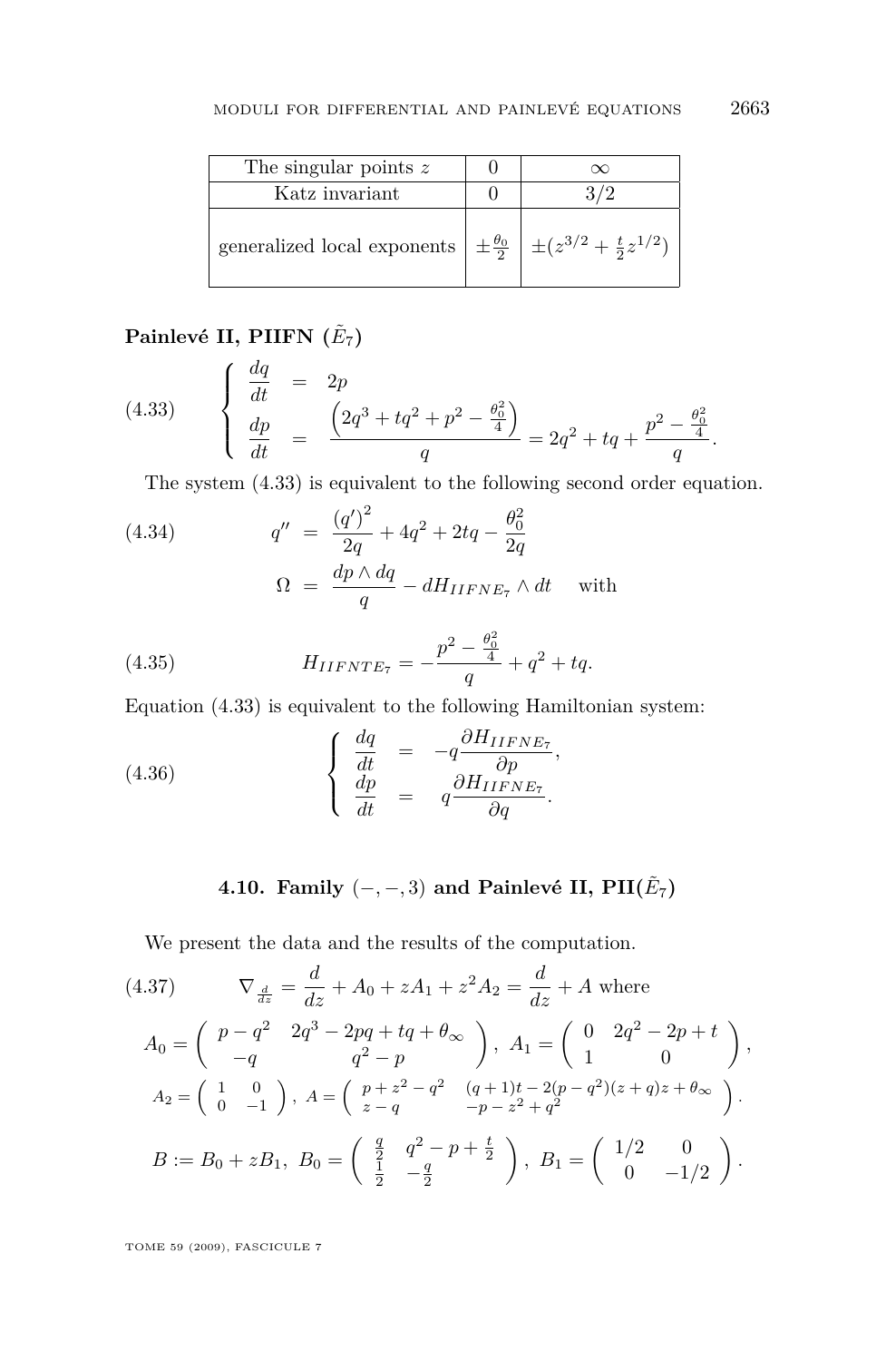| The singular points $z$ | $0$ | $\infty$ |
|---|---|---|
| Katz invariant | $0$ | $3/2$ |
| generalized local exponents | $\pm\frac{\theta_0}{2}$ | $\pm(z^{3/2}+\frac{t}{2}z^{1/2})$ |

**Painlevé II, PIIFN ($\tilde{E}_7$)**

$$\left\{\begin{array}{lcl} \dfrac{dq}{dt} & = & 2p \\ \dfrac{dp}{dt} & = & \dfrac{\left(2q^3+tq^2+p^2-\frac{\theta_0^2}{4}\right)}{q} = 2q^2+tq+\dfrac{p^2-\frac{\theta_0^2}{4}}{q}. \end{array}\right. \tag{4.33}$$

The system (4.33) is equivalent to the following second order equation.

$$q'' = \frac{(q')^2}{2q}+4q^2+2tq-\frac{\theta_0^2}{2q} \tag{4.34}$$

$$\Omega = \frac{dp\wedge dq}{q} - dH_{IIFNE_7}\wedge dt \quad \text{with}$$

$$H_{IIFNTE_7} = -\frac{p^2-\frac{\theta_0^2}{4}}{q}+q^2+tq. \tag{4.35}$$

Equation (4.33) is equivalent to the following Hamiltonian system:

$$\left\{\begin{array}{lcl} \dfrac{dq}{dt} & = & -q\dfrac{\partial H_{IIFNE_7}}{\partial p}, \\ \dfrac{dp}{dt} & = & q\dfrac{\partial H_{IIFNE_7}}{\partial q}. \end{array}\right. \tag{4.36}$$

### 4.10. Family $(-,-,3)$ and Painlevé II, PII($\tilde{E}_7$)

We present the data and the results of the computation.

$$\nabla_{\frac{d}{dz}} = \frac{d}{dz}+A_0+zA_1+z^2A_2 = \frac{d}{dz}+A \text{ where} \tag{4.37}$$

$$A_0 = \begin{pmatrix} p-q^2 & 2q^3-2pq+tq+\theta_\infty \\ -q & q^2-p \end{pmatrix},\ A_1 = \begin{pmatrix} 0 & 2q^2-2p+t \\ 1 & 0 \end{pmatrix},$$

$$A_2 = \begin{pmatrix} 1 & 0 \\ 0 & -1 \end{pmatrix},\ A = \begin{pmatrix} p+z^2-q^2 & (q+1)t-2(p-q^2)(z+q)z+\theta_\infty \\ z-q & -p-z^2+q^2 \end{pmatrix}.$$

$$B := B_0+zB_1,\ B_0 = \begin{pmatrix} \frac{q}{2} & q^2-p+\frac{t}{2} \\ \frac{1}{2} & -\frac{q}{2} \end{pmatrix},\ B_1 = \begin{pmatrix} 1/2 & 0 \\ 0 & -1/2 \end{pmatrix}.$$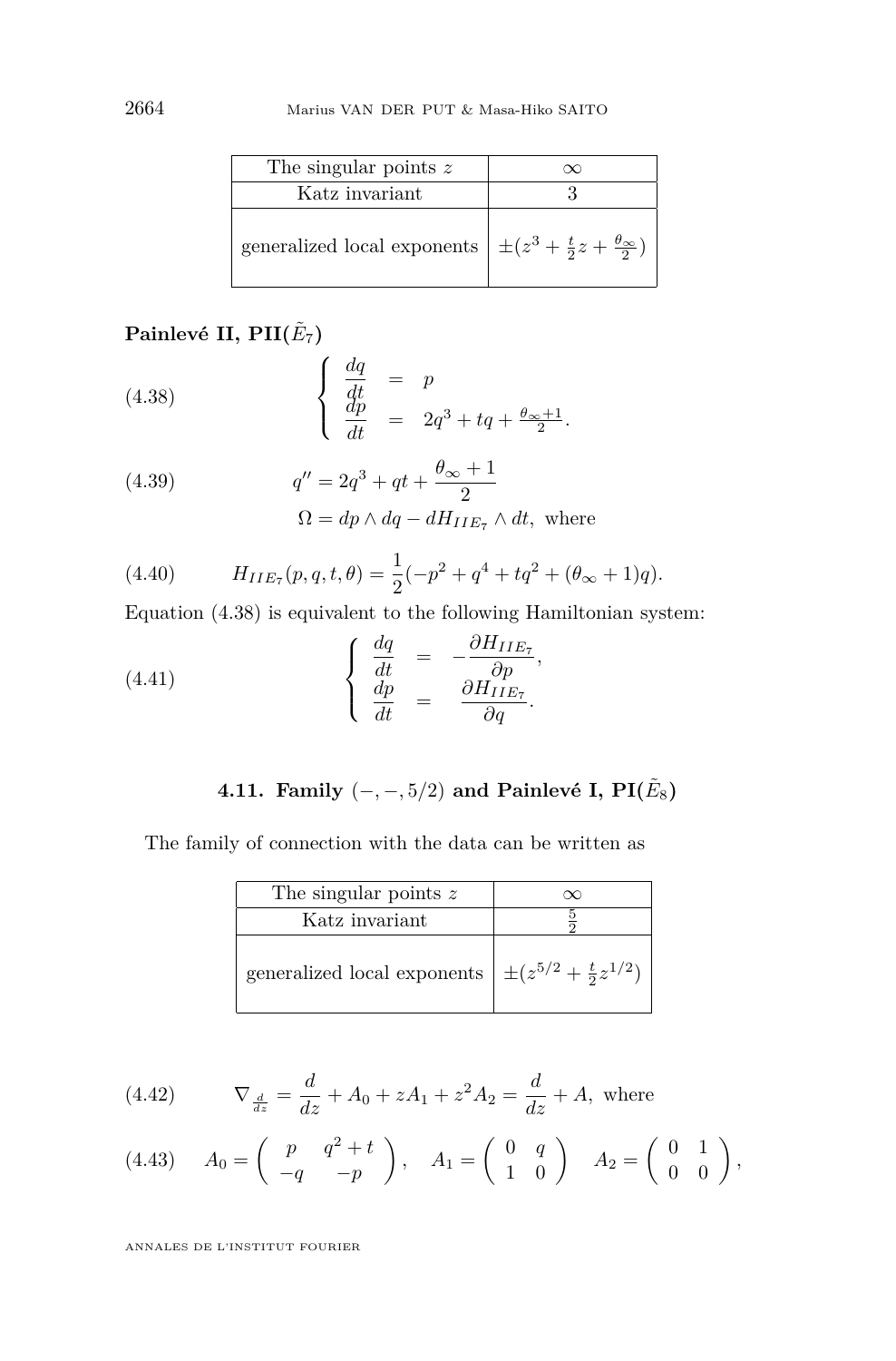| The singular points $z$ | $\infty$ |
| --- | --- |
| Katz invariant | 3 |
| generalized local exponents | $\pm(z^3 + \frac{t}{2}z + \frac{\theta_\infty}{2})$ |

**Painlevé II, PII($\tilde{E}_7$)**

$$\left\{ \begin{array}{rcl} \dfrac{dq}{dt} & = & p \\ \dfrac{dp}{dt} & = & 2q^3 + tq + \frac{\theta_\infty + 1}{2}. \end{array} \right. \tag{4.38}$$

$$q'' = 2q^3 + qt + \frac{\theta_\infty + 1}{2} \tag{4.39}$$

$$\Omega = dp \wedge dq - dH_{IIE_7} \wedge dt, \text{ where}$$

$$H_{IIE_7}(p, q, t, \theta) = \frac{1}{2}(-p^2 + q^4 + tq^2 + (\theta_\infty + 1)q). \tag{4.40}$$

Equation (4.38) is equivalent to the following Hamiltonian system:

$$\left\{ \begin{array}{rcl} \dfrac{dq}{dt} & = & -\dfrac{\partial H_{IIE_7}}{\partial p}, \\ \dfrac{dp}{dt} & = & \dfrac{\partial H_{IIE_7}}{\partial q}. \end{array} \right. \tag{4.41}$$

### 4.11. Family $(-, -, 5/2)$ and Painlevé I, PI($\tilde{E}_8$)

The family of connection with the data can be written as

| The singular points $z$ | $\infty$ |
| --- | --- |
| Katz invariant | $\frac{5}{2}$ |
| generalized local exponents | $\pm(z^{5/2} + \frac{t}{2}z^{1/2})$ |

$$\nabla_{\frac{d}{dz}} = \frac{d}{dz} + A_0 + zA_1 + z^2A_2 = \frac{d}{dz} + A, \text{ where} \tag{4.42}$$

$$A_0 = \begin{pmatrix} p & q^2 + t \\ -q & -p \end{pmatrix}, \quad A_1 = \begin{pmatrix} 0 & q \\ 1 & 0 \end{pmatrix} \quad A_2 = \begin{pmatrix} 0 & 1 \\ 0 & 0 \end{pmatrix}, \tag{4.43}$$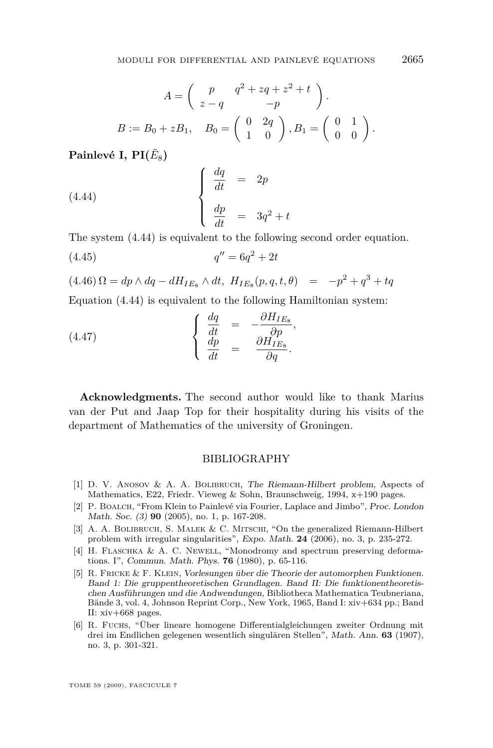$$A = \begin{pmatrix} p & q^2 + zq + z^2 + t \\ z - q & -p \end{pmatrix}.$$

$$B := B_0 + zB_1, \quad B_0 = \begin{pmatrix} 0 & 2q \\ 1 & 0 \end{pmatrix}, B_1 = \begin{pmatrix} 0 & 1 \\ 0 & 0 \end{pmatrix}.$$

**Painlevé I, PI($\tilde{E}_8$)**

$$\begin{cases} \dfrac{dq}{dt} & = & 2p \\[2ex] \dfrac{dp}{dt} & = & 3q^2 + t \end{cases} \tag{4.44}$$

The system (4.44) is equivalent to the following second order equation.

$$q'' = 6q^2 + 2t \tag{4.45}$$

$$\Omega = dp \wedge dq - dH_{IE_8} \wedge dt, \ H_{IE_8}(p, q, t, \theta) \ = \ -p^2 + q^3 + tq \tag{4.46}$$

Equation (4.44) is equivalent to the following Hamiltonian system:

$$\begin{cases} \dfrac{dq}{dt} & = & -\dfrac{\partial H_{IE_8}}{\partial p}, \\ \dfrac{dp}{dt} & = & \dfrac{\partial H_{IE_8}}{\partial q}. \end{cases} \tag{4.47}$$

**Acknowledgments.** The second author would like to thank Marius van der Put and Jaap Top for their hospitality during his visits of the department of Mathematics of the university of Groningen.

## BIBLIOGRAPHY

[1] D. V. Anosov & A. A. Bolibruch, *The Riemann-Hilbert problem*, Aspects of Mathematics, E22, Friedr. Vieweg & Sohn, Braunschweig, 1994, x+190 pages.

[2] P. Boalch, "From Klein to Painlevé via Fourier, Laplace and Jimbo", *Proc. London Math. Soc. (3)* **90** (2005), no. 1, p. 167-208.

[3] A. A. Bolibruch, S. Malek & C. Mitschi, "On the generalized Riemann-Hilbert problem with irregular singularities", *Expo. Math.* **24** (2006), no. 3, p. 235-272.

[4] H. Flaschka & A. C. Newell, "Monodromy and spectrum preserving deformations. I", *Commun. Math. Phys.* **76** (1980), p. 65-116.

[5] R. Fricke & F. Klein, *Vorlesungen über die Theorie der automorphen Funktionen. Band 1: Die gruppentheoretischen Grundlagen. Band II: Die funktionentheoretischen Ausführungen und die Andwendungen*, Bibliotheca Mathematica Teubneriana, Bände 3, vol. 4, Johnson Reprint Corp., New York, 1965, Band I: xiv+634 pp.; Band II: xiv+668 pages.

[6] R. Fuchs, "Über lineare homogene Differentialgleichungen zweiter Ordnung mit drei im Endlichen gelegenen wesentlich singulären Stellen", *Math. Ann.* **63** (1907), no. 3, p. 301-321.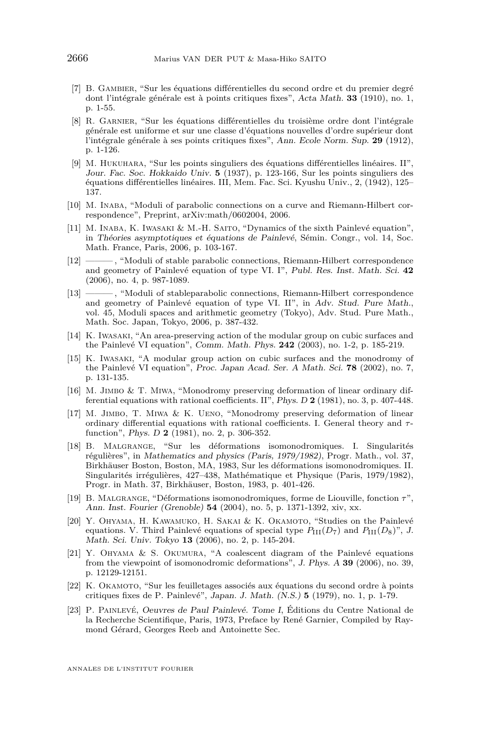[7] B. Gambier, “Sur les équations différentielles du second ordre et du premier degré dont l’intégrale générale est à points critiques fixes”, *Acta Math.* **33** (1910), no. 1, p. 1-55.

[8] R. Garnier, “Sur les équations différentielles du troisième ordre dont l’intégrale générale est uniforme et sur une classe d’équations nouvelles d’ordre supérieur dont l’intégrale générale à ses points critiques fixes”, *Ann. Ecole Norm. Sup.* **29** (1912), p. 1-126.

[9] M. Hukuhara, “Sur les points singuliers des équations différentielles linéaires. II”, *Jour. Fac. Soc. Hokkaido Univ.* **5** (1937), p. 123-166, Sur les points singuliers des équations différentielles linéaires. III, Mem. Fac. Sci. Kyushu Univ., 2, (1942), 125–137.

[10] M. Inaba, “Moduli of parabolic connections on a curve and Riemann-Hilbert correspondence”, Preprint, arXiv:math/0602004, 2006.

[11] M. Inaba, K. Iwasaki & M.-H. Saito, “Dynamics of the sixth Painlevé equation”, in *Théories asymptotiques et équations de Painlevé*, Sémin. Congr., vol. 14, Soc. Math. France, Paris, 2006, p. 103-167.

[12] ———, “Moduli of stable parabolic connections, Riemann-Hilbert correspondence and geometry of Painlevé equation of type VI. I”, *Publ. Res. Inst. Math. Sci.* **42** (2006), no. 4, p. 987-1089.

[13] ———, “Moduli of stableparabolic connections, Riemann-Hilbert correspondence and geometry of Painlevé equation of type VI. II”, in *Adv. Stud. Pure Math.*, vol. 45, Moduli spaces and arithmetic geometry (Tokyo), Adv. Stud. Pure Math., Math. Soc. Japan, Tokyo, 2006, p. 387-432.

[14] K. Iwasaki, “An area-preserving action of the modular group on cubic surfaces and the Painlevé VI equation”, *Comm. Math. Phys.* **242** (2003), no. 1-2, p. 185-219.

[15] K. Iwasaki, “A modular group action on cubic surfaces and the monodromy of the Painlevé VI equation”, *Proc. Japan Acad. Ser. A Math. Sci.* **78** (2002), no. 7, p. 131-135.

[16] M. Jimbo & T. Miwa, “Monodromy preserving deformation of linear ordinary differential equations with rational coefficients. II”, *Phys. D* **2** (1981), no. 3, p. 407-448.

[17] M. Jimbo, T. Miwa & K. Ueno, “Monodromy preserving deformation of linear ordinary differential equations with rational coefficients. I. General theory and $\tau$-function”, *Phys. D* **2** (1981), no. 2, p. 306-352.

[18] B. Malgrange, “Sur les déformations isomonodromiques. I. Singularités régulières”, in *Mathematics and physics (Paris, 1979/1982)*, Progr. Math., vol. 37, Birkhäuser Boston, Boston, MA, 1983, Sur les déformations isomonodromiques. II. Singularités irrégulières, 427–438, Mathématique et Physique (Paris, 1979/1982), Progr. in Math. 37, Birkhäuser, Boston, 1983, p. 401-426.

[19] B. Malgrange, “Déformations isomonodromiques, forme de Liouville, fonction $\tau$”, *Ann. Inst. Fourier (Grenoble)* **54** (2004), no. 5, p. 1371-1392, xiv, xx.

[20] Y. Ohyama, H. Kawamuko, H. Sakai & K. Okamoto, “Studies on the Painlevé equations. V. Third Painlevé equations of special type $P_{\mathrm{III}}(D_7)$ and $P_{\mathrm{III}}(D_8)$”, *J. Math. Sci. Univ. Tokyo* **13** (2006), no. 2, p. 145-204.

[21] Y. Ohyama & S. Okumura, “A coalescent diagram of the Painlevé equations from the viewpoint of isomonodromic deformations”, *J. Phys. A* **39** (2006), no. 39, p. 12129-12151.

[22] K. Okamoto, “Sur les feuilletages associés aux équations du second ordre à points critiques fixes de P. Painlevé”, *Japan. J. Math. (N.S.)* **5** (1979), no. 1, p. 1-79.

[23] P. Painlevé, *Oeuvres de Paul Painlevé. Tome I*, Éditions du Centre National de la Recherche Scientifique, Paris, 1973, Preface by René Garnier, Compiled by Raymond Gérard, Georges Reeb and Antoinette Sec.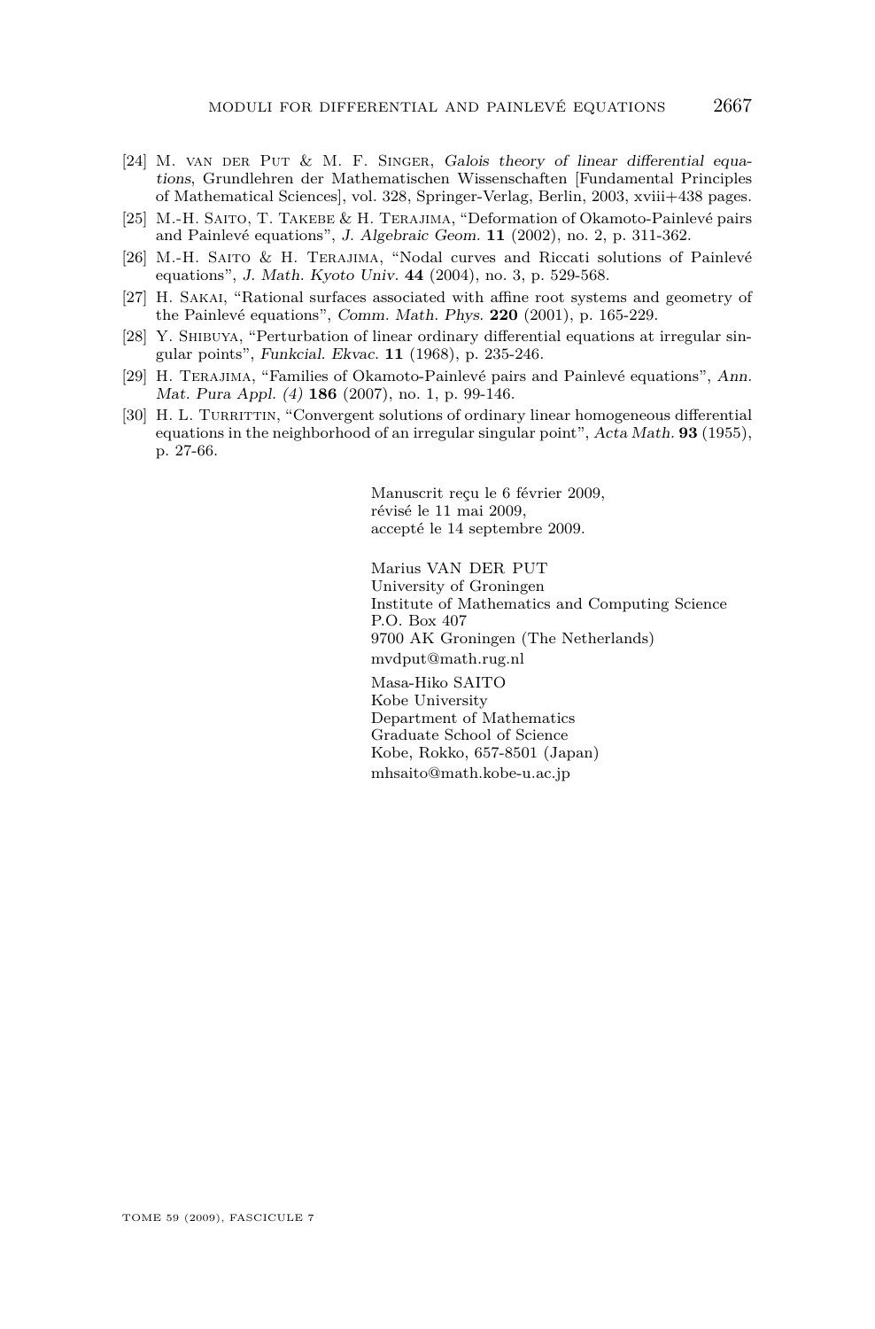[24] M. van der Put & M. F. Singer, *Galois theory of linear differential equations*, Grundlehren der Mathematischen Wissenschaften [Fundamental Principles of Mathematical Sciences], vol. 328, Springer-Verlag, Berlin, 2003, xviii+438 pages.

[25] M.-H. Saito, T. Takebe & H. Terajima, "Deformation of Okamoto-Painlevé pairs and Painlevé equations", *J. Algebraic Geom.* **11** (2002), no. 2, p. 311-362.

[26] M.-H. Saito & H. Terajima, "Nodal curves and Riccati solutions of Painlevé equations", *J. Math. Kyoto Univ.* **44** (2004), no. 3, p. 529-568.

[27] H. Sakai, "Rational surfaces associated with affine root systems and geometry of the Painlevé equations", *Comm. Math. Phys.* **220** (2001), p. 165-229.

[28] Y. Shibuya, "Perturbation of linear ordinary differential equations at irregular singular points", *Funkcial. Ekvac.* **11** (1968), p. 235-246.

[29] H. Terajima, "Families of Okamoto-Painlevé pairs and Painlevé equations", *Ann. Mat. Pura Appl. (4)* **186** (2007), no. 1, p. 99-146.

[30] H. L. Turrittin, "Convergent solutions of ordinary linear homogeneous differential equations in the neighborhood of an irregular singular point", *Acta Math.* **93** (1955), p. 27-66.

Manuscrit reçu le 6 février 2009,
révisé le 11 mai 2009,
accepté le 14 septembre 2009.

Marius VAN DER PUT
University of Groningen
Institute of Mathematics and Computing Science
P.O. Box 407
9700 AK Groningen (The Netherlands)
mvdput@math.rug.nl

Masa-Hiko SAITO
Kobe University
Department of Mathematics
Graduate School of Science
Kobe, Rokko, 657-8501 (Japan)
mhsaito@math.kobe-u.ac.jp